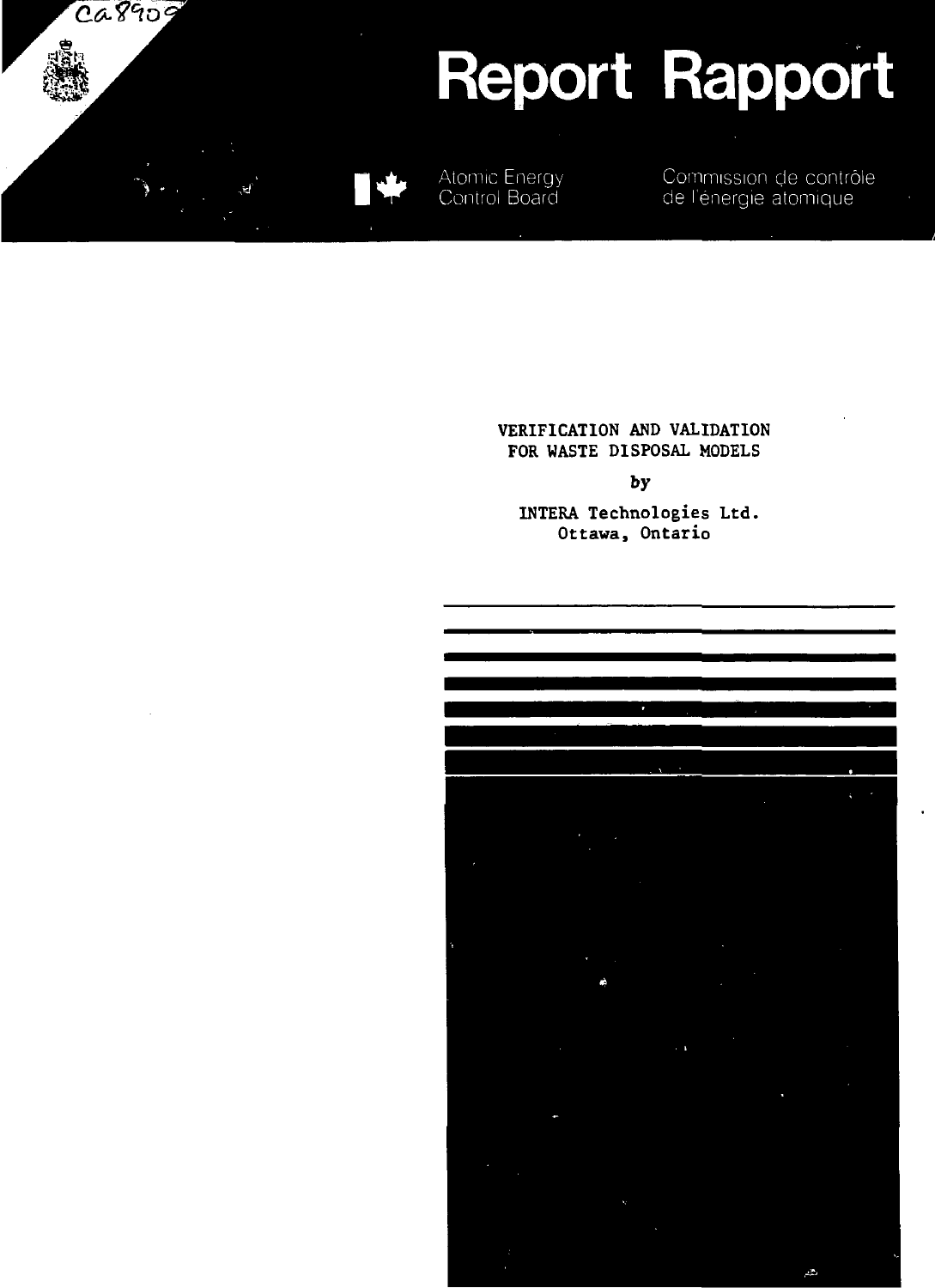CA8909

# Report Rapport

Atomic Energy Control Board

Commission de contrôle de l'énergie atomique

## VERIFICATION AND VALIDATION FOR WASTE DISPOSAL MODELS

by

INTERA Technologies Ltd.
Ottawa, Ontario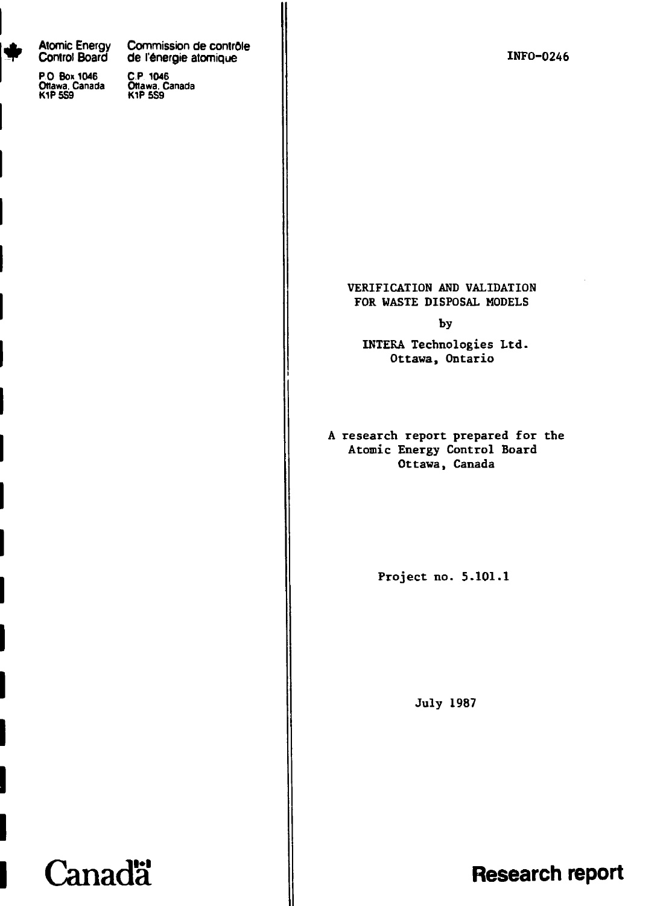Atomic Energy Control Board

Commission de contrôle de l'énergie atomique

P.O. Box 1046
Ottawa, Canada
K1P 5S9

C.P. 1046
Ottawa, Canada
K1P 5S9

INFO-0246

# VERIFICATION AND VALIDATION FOR WASTE DISPOSAL MODELS

by

INTERA Technologies Ltd.
Ottawa, Ontario

A research report prepared for the
Atomic Energy Control Board
Ottawa, Canada

Project no. 5.101.1

July 1987

Canada

**Research report**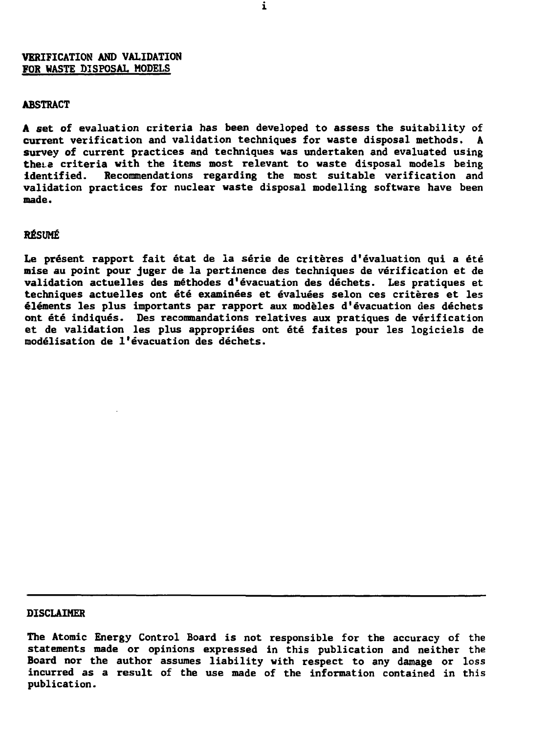# VERIFICATION AND VALIDATION FOR WASTE DISPOSAL MODELS

## ABSTRACT

A set of evaluation criteria has been developed to assess the suitability of current verification and validation techniques for waste disposal methods. A survey of current practices and techniques was undertaken and evaluated using these criteria with the items most relevant to waste disposal models being identified. Recommendations regarding the most suitable verification and validation practices for nuclear waste disposal modelling software have been made.

## RÉSUMÉ

Le présent rapport fait état de la série de critères d'évaluation qui a été mise au point pour juger de la pertinence des techniques de vérification et de validation actuelles des méthodes d'évacuation des déchets. Les pratiques et techniques actuelles ont été examinées et évaluées selon ces critères et les éléments les plus importants par rapport aux modèles d'évacuation des déchets ont été indiqués. Des recommandations relatives aux pratiques de vérification et de validation les plus appropriées ont été faites pour les logiciels de modélisation de l'évacuation des déchets.

---

## DISCLAIMER

The Atomic Energy Control Board is not responsible for the accuracy of the statements made or opinions expressed in this publication and neither the Board nor the author assumes liability with respect to any damage or loss incurred as a result of the use made of the information contained in this publication.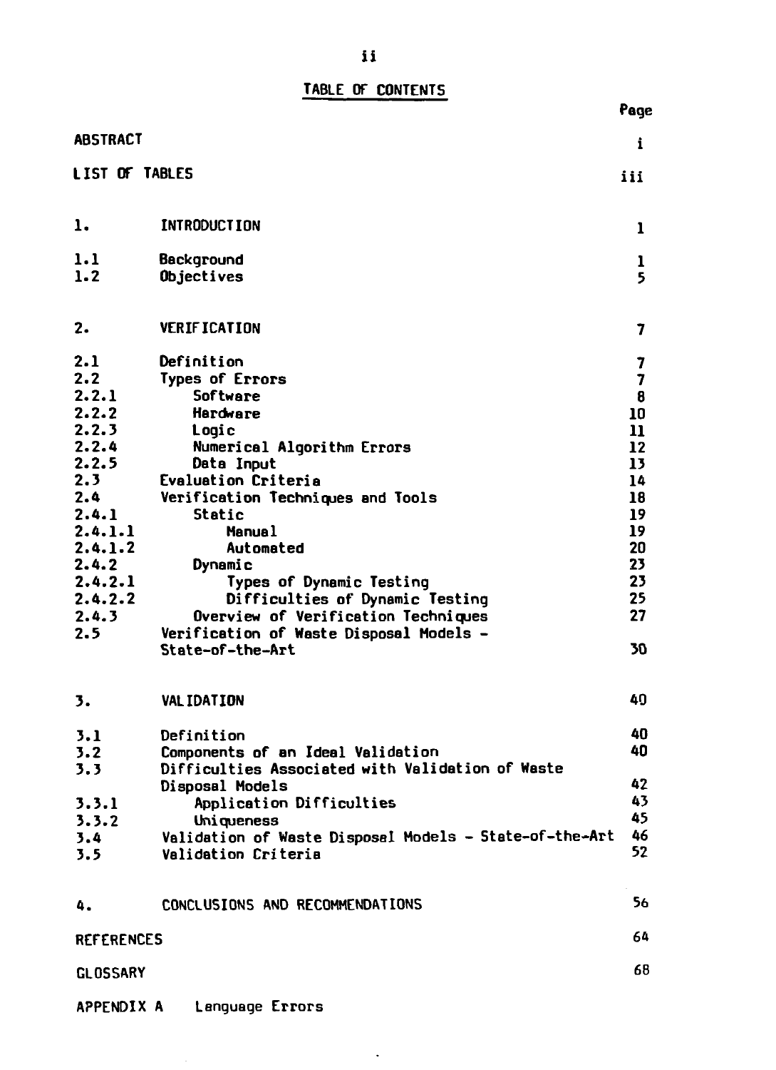## TABLE OF CONTENTS

| | | Page |
|---|---|---|
| ABSTRACT | | i |
| LIST OF TABLES | | iii |
| 1. | INTRODUCTION | 1 |
| 1.1 | Background | 1 |
| 1.2 | Objectives | 5 |
| 2. | VERIFICATION | 7 |
| 2.1 | Definition | 7 |
| 2.2 | Types of Errors | 7 |
| 2.2.1 | Software | 8 |
| 2.2.2 | Hardware | 10 |
| 2.2.3 | Logic | 11 |
| 2.2.4 | Numerical Algorithm Errors | 12 |
| 2.2.5 | Data Input | 13 |
| 2.3 | Evaluation Criteria | 14 |
| 2.4 | Verification Techniques and Tools | 18 |
| 2.4.1 | Static | 19 |
| 2.4.1.1 | Manual | 19 |
| 2.4.1.2 | Automated | 20 |
| 2.4.2 | Dynamic | 23 |
| 2.4.2.1 | Types of Dynamic Testing | 23 |
| 2.4.2.2 | Difficulties of Dynamic Testing | 25 |
| 2.4.3 | Overview of Verification Techniques | 27 |
| 2.5 | Verification of Waste Disposal Models - State-of-the-Art | 30 |
| 3. | VALIDATION | 40 |
| 3.1 | Definition | 40 |
| 3.2 | Components of an Ideal Validation | 40 |
| 3.3 | Difficulties Associated with Validation of Waste Disposal Models | 42 |
| 3.3.1 | Application Difficulties | 43 |
| 3.3.2 | Uniqueness | 45 |
| 3.4 | Validation of Waste Disposal Models - State-of-the-Art | 46 |
| 3.5 | Validation Criteria | 52 |
| 4. | CONCLUSIONS AND RECOMMENDATIONS | 56 |
| REFERENCES | | 64 |
| GLOSSARY | | 68 |
| APPENDIX A | Language Errors | |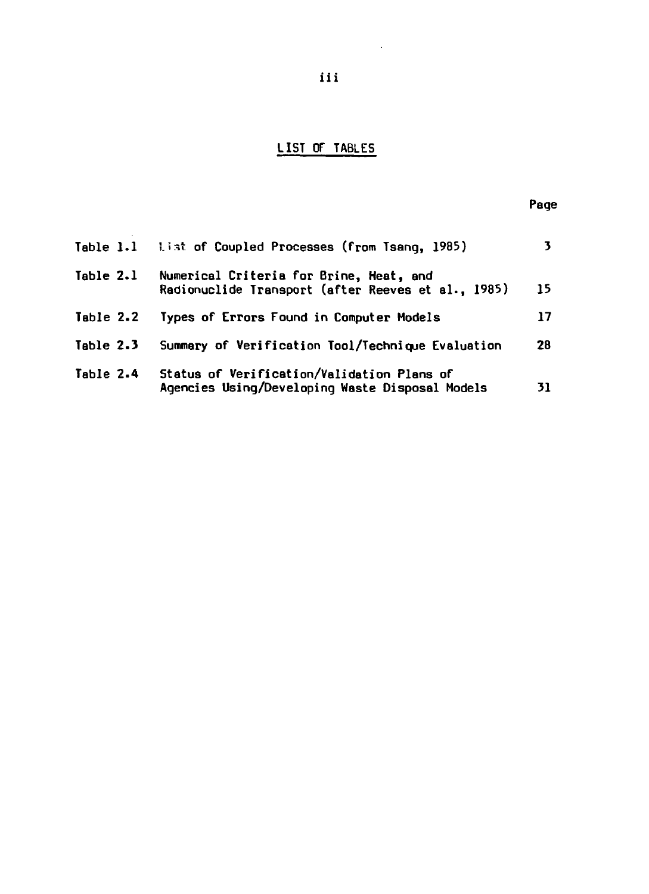# LIST OF TABLES

| | | Page |
|---|---|---|
| Table 1.1 | List of Coupled Processes (from Tsang, 1985) | 3 |
| Table 2.1 | Numerical Criteria for Brine, Heat, and Radionuclide Transport (after Reeves et al., 1985) | 15 |
| Table 2.2 | Types of Errors Found in Computer Models | 17 |
| Table 2.3 | Summary of Verification Tool/Technique Evaluation | 28 |
| Table 2.4 | Status of Verification/Validation Plans of Agencies Using/Developing Waste Disposal Models | 31 |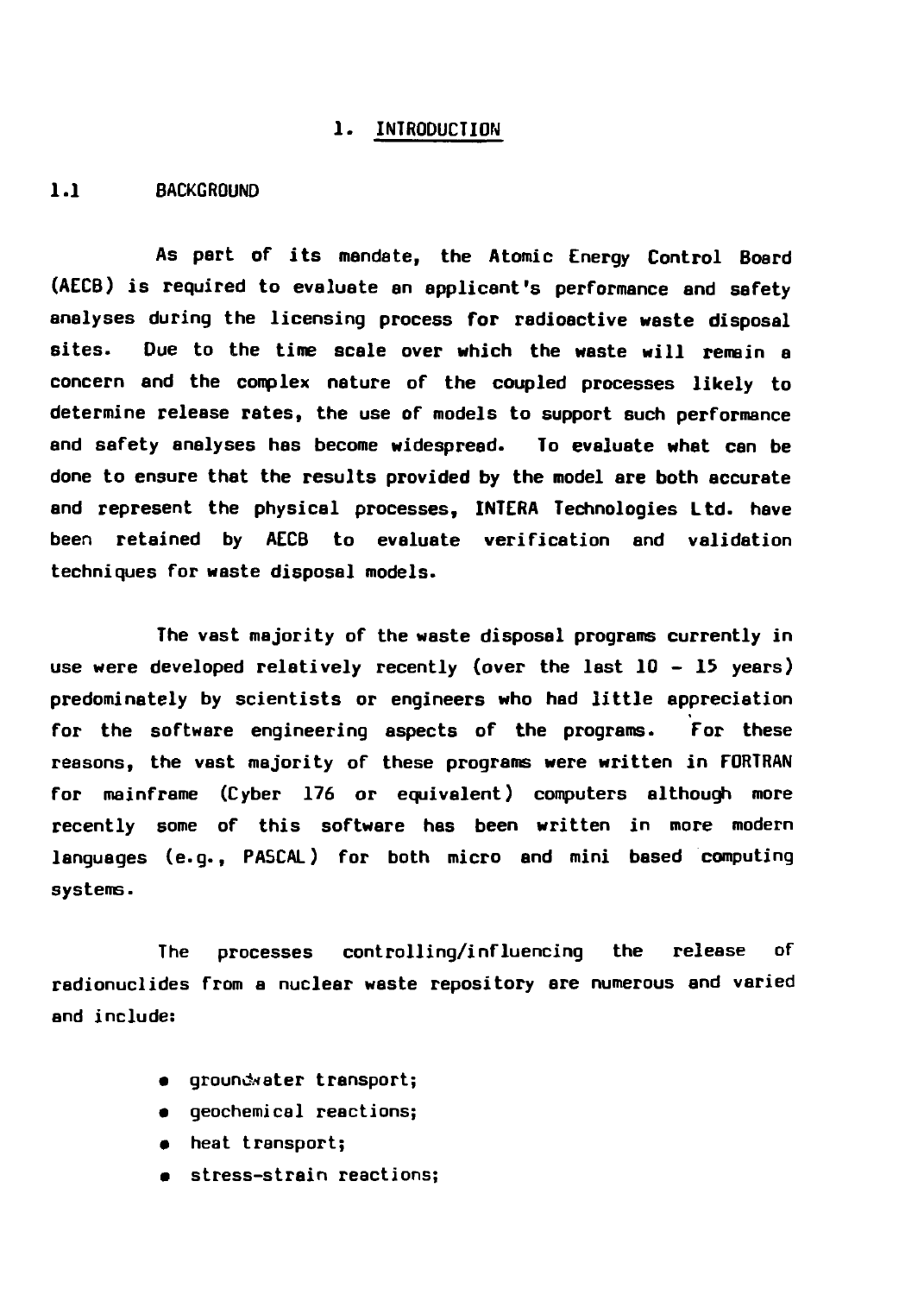# 1. INTRODUCTION

## 1.1 BACKGROUND

As part of its mandate, the Atomic Energy Control Board (AECB) is required to evaluate an applicant's performance and safety analyses during the licensing process for radioactive waste disposal sites. Due to the time scale over which the waste will remain a concern and the complex nature of the coupled processes likely to determine release rates, the use of models to support such performance and safety analyses has become widespread. To evaluate what can be done to ensure that the results provided by the model are both accurate and represent the physical processes, INTERA Technologies Ltd. have been retained by AECB to evaluate verification and validation techniques for waste disposal models.

The vast majority of the waste disposal programs currently in use were developed relatively recently (over the last 10 - 15 years) predominately by scientists or engineers who had little appreciation for the software engineering aspects of the programs. For these reasons, the vast majority of these programs were written in FORTRAN for mainframe (Cyber 176 or equivalent) computers although more recently some of this software has been written in more modern languages (e.g., PASCAL) for both micro and mini based computing systems.

The processes controlling/influencing the release of radionuclides from a nuclear waste repository are numerous and varied and include:

- groundwater transport;
- geochemical reactions;
- heat transport;
- stress-strain reactions;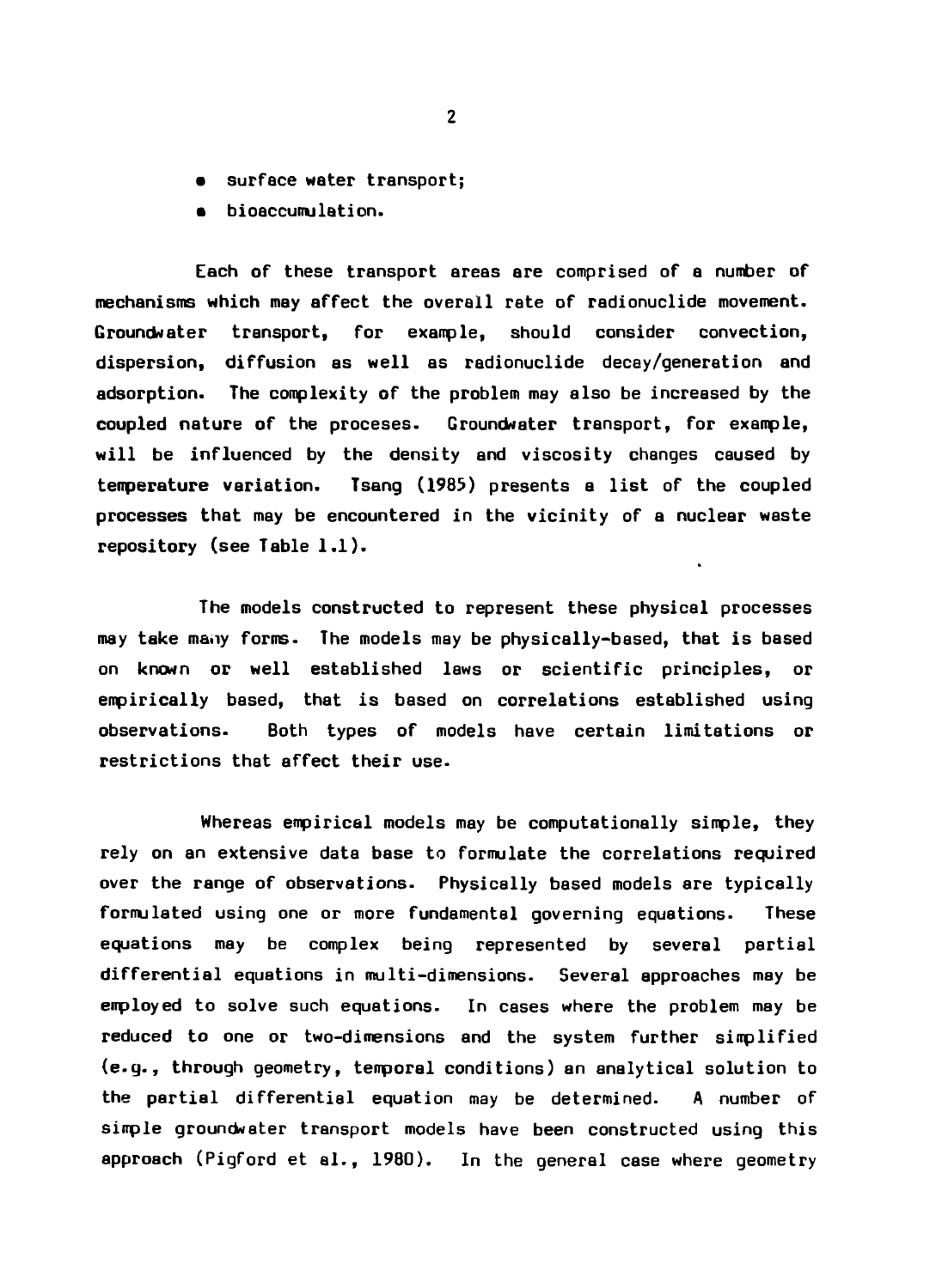- surface water transport;
- bioaccumulation.

Each of these transport areas are comprised of a number of mechanisms which may affect the overall rate of radionuclide movement. Groundwater transport, for example, should consider convection, dispersion, diffusion as well as radionuclide decay/generation and adsorption. The complexity of the problem may also be increased by the coupled nature of the proceses. Groundwater transport, for example, will be influenced by the density and viscosity changes caused by temperature variation. Tsang (1985) presents a list of the coupled processes that may be encountered in the vicinity of a nuclear waste repository (see Table 1.1).

The models constructed to represent these physical processes may take many forms. The models may be physically-based, that is based on known or well established laws or scientific principles, or empirically based, that is based on correlations established using observations. Both types of models have certain limitations or restrictions that affect their use.

Whereas empirical models may be computationally simple, they rely on an extensive data base to formulate the correlations required over the range of observations. Physically based models are typically formulated using one or more fundamental governing equations. These equations may be complex being represented by several partial differential equations in multi-dimensions. Several approaches may be employed to solve such equations. In cases where the problem may be reduced to one or two-dimensions and the system further simplified (e.g., through geometry, temporal conditions) an analytical solution to the partial differential equation may be determined. A number of simple groundwater transport models have been constructed using this approach (Pigford et al., 1980). In the general case where geometry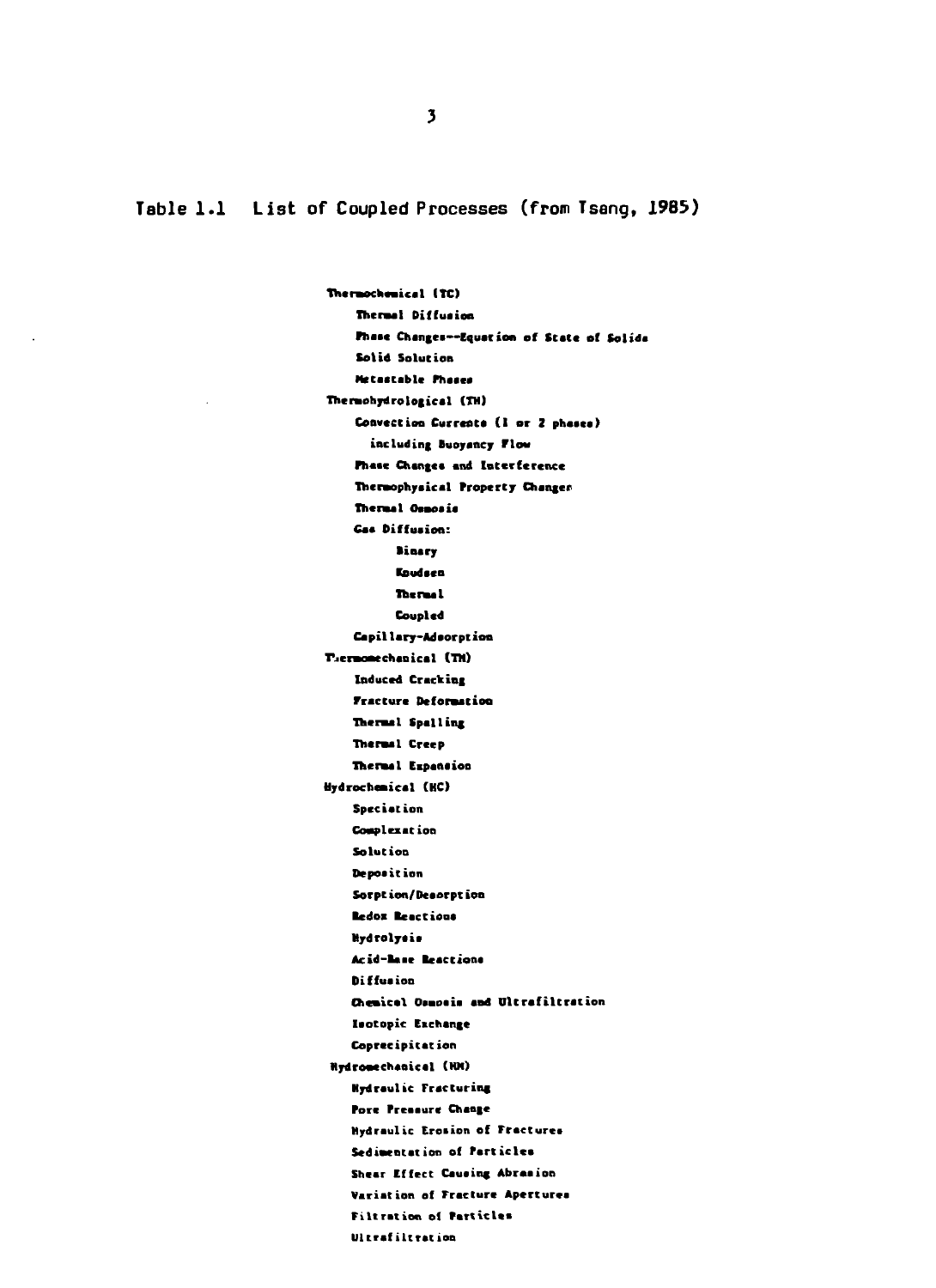Table 1.1 List of Coupled Processes (from Tsang, 1985)

- Thermochemical (TC)
  - Thermal Diffusion
  - Phase Changes--Equation of State of Solids
  - Solid Solution
  - Metastable Phases
- Thermohydrological (TH)
  - Convection Currents (1 or 2 phases) including Buoyancy Flow
  - Phase Changes and Interference
  - Thermophysical Property Changes
  - Thermal Osmosis
  - Gas Diffusion:
    - Binary
    - Knudsen
    - Thermal
    - Coupled
  - Capillary-Adsorption
- Thermomechanical (TM)
  - Induced Cracking
  - Fracture Deformation
  - Thermal Spalling
  - Thermal Creep
  - Thermal Expansion
- Hydrochemical (HC)
  - Speciation
  - Complexation
  - Solution
  - Deposition
  - Sorption/Desorption
  - Redox Reactions
  - Hydrolysis
  - Acid-Base Reactions
  - Diffusion
  - Chemical Osmosis and Ultrafiltration
  - Isotopic Exchange
  - Coprecipitation
- Hydromechanical (HM)
  - Hydraulic Fracturing
  - Pore Pressure Change
  - Hydraulic Erosion of Fractures
  - Sedimentation of Particles
  - Shear Effect Causing Abrasion
  - Variation of Fracture Apertures
  - Filtration of Particles
  - Ultrafiltration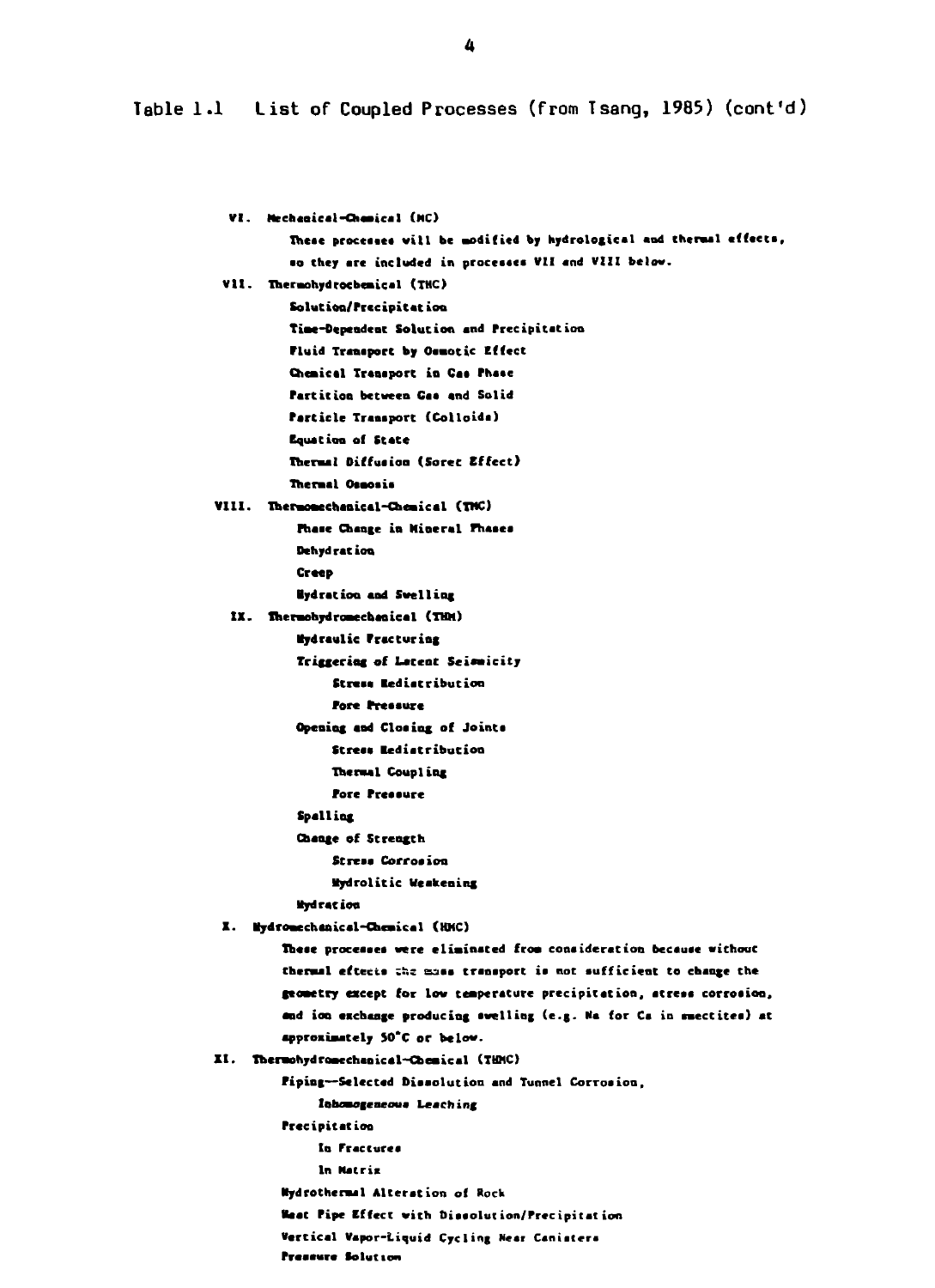Table 1.1 List of Coupled Processes (from Tsang, 1985) (cont'd)

- VI. Mechanical-Chemical (MC)
  - These processes will be modified by hydrological and thermal effects, so they are included in processes VII and VIII below.
- VII. Thermohydrochemical (THC)
  - Solution/Precipitation
  - Time-Dependent Solution and Precipitation
  - Fluid Transport by Osmotic Effect
  - Chemical Transport in Gas Phase
  - Partition between Gas and Solid
  - Particle Transport (Colloids)
  - Equation of State
  - Thermal Diffusion (Soret Effect)
  - Thermal Osmosis
- VIII. Thermomechanical-Chemical (TMC)
  - Phase Change in Mineral Phases
  - Dehydration
  - Creep
  - Hydration and Swelling
- IX. Thermohydromechanical (THM)
  - Hydraulic Fracturing
  - Triggering of Latent Seismicity
    - Stress Redistribution
    - Pore Pressure
  - Opening and Closing of Joints
    - Stress Redistribution
    - Thermal Coupling
    - Pore Pressure
  - Spalling
  - Change of Strength
    - Stress Corrosion
    - Hydrolitic Weakening
  - Hydration
- X. Hydromechanical-Chemical (HMC)
  - These processes were eliminated from consideration because without thermal effects the mass transport is not sufficient to change the geometry except for low temperature precipitation, stress corrosion, and ion exchange producing swelling (e.g. Na for Ca in smectites) at approximately 50°C or below.
- XI. Thermohydromechanical-Chemical (THMC)
  - Piping—Selected Dissolution and Tunnel Corrosion,
    - *Inhomogeneous Leaching*
  - Precipitation
    - In Fractures
    - In Matrix
  - Hydrothermal Alteration of Rock
  - Heat Pipe Effect with Dissolution/Precipitation
  - Vertical Vapor-Liquid Cycling Near Canisters
  - Pressure Solution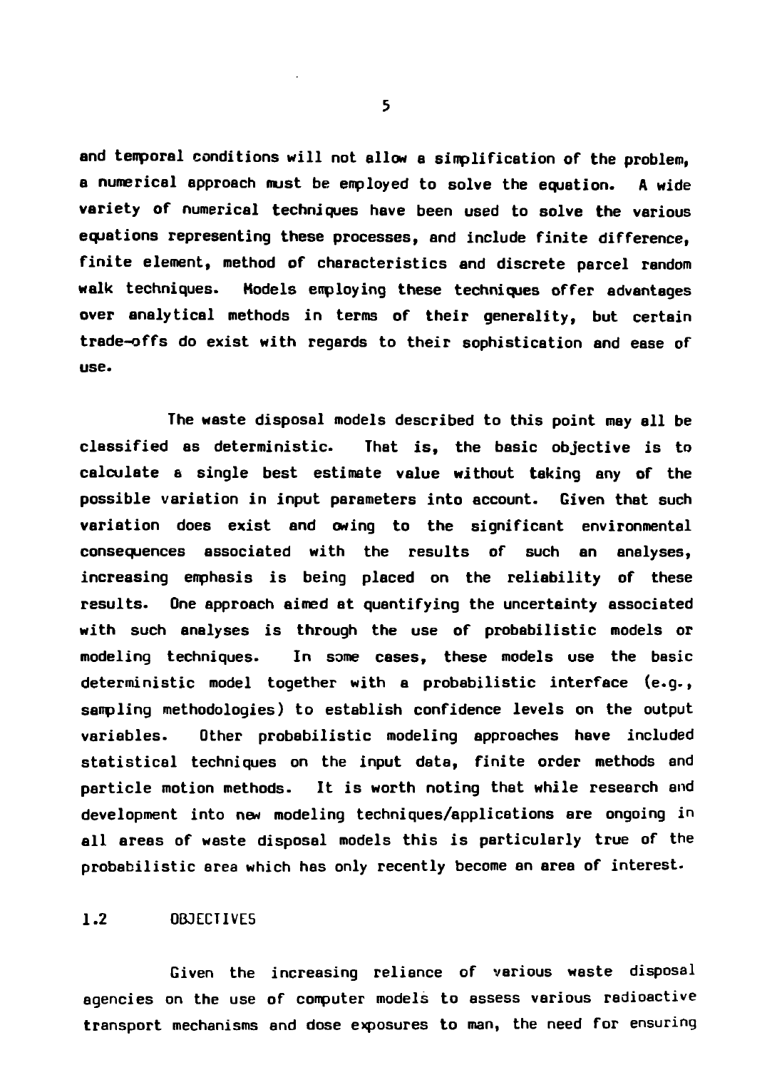and temporal conditions will not allow a simplification of the problem, a numerical approach must be employed to solve the equation. A wide variety of numerical techniques have been used to solve the various equations representing these processes, and include finite difference, finite element, method of characteristics and discrete parcel random walk techniques. Models employing these techniques offer advantages over analytical methods in terms of their generality, but certain trade-offs do exist with regards to their sophistication and ease of use.

The waste disposal models described to this point may all be classified as deterministic. That is, the basic objective is to calculate a single best estimate value without taking any of the possible variation in input parameters into account. Given that such variation does exist and owing to the significant environmental consequences associated with the results of such an analyses, increasing emphasis is being placed on the reliability of these results. One approach aimed at quantifying the uncertainty associated with such analyses is through the use of probabilistic models or modeling techniques. In some cases, these models use the basic deterministic model together with a probabilistic interface (e.g., sampling methodologies) to establish confidence levels on the output variables. Other probabilistic modeling approaches have included statistical techniques on the input data, finite order methods and particle motion methods. It is worth noting that while research and development into new modeling techniques/applications are ongoing in all areas of waste disposal models this is particularly true of the probabilistic area which has only recently become an area of interest.

## 1.2 OBJECTIVES

Given the increasing reliance of various waste disposal agencies on the use of computer models to assess various radioactive transport mechanisms and dose exposures to man, the need for ensuring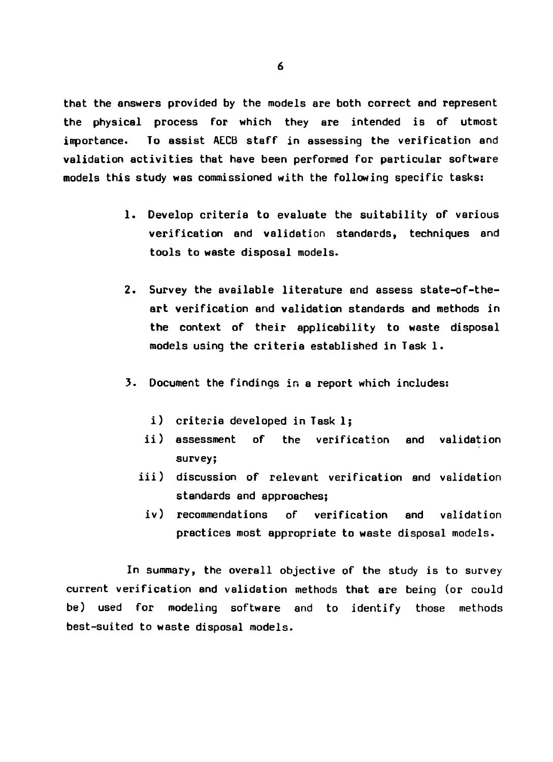that the answers provided by the models are both correct and represent the physical process for which they are intended is of utmost importance. To assist AECB staff in assessing the verification and validation activities that have been performed for particular software models this study was commissioned with the following specific tasks:

1. Develop criteria to evaluate the suitability of various verification and validation standards, techniques and tools to waste disposal models.

2. Survey the available literature and assess state-of-the-art verification and validation standards and methods in the context of their applicability to waste disposal models using the criteria established in Task 1.

3. Document the findings in a report which includes:

   i) criteria developed in Task 1;
   ii) assessment of the verification and validation survey;
   iii) discussion of relevant verification and validation standards and approaches;
   iv) recommendations of verification and validation practices most appropriate to waste disposal models.

In summary, the overall objective of the study is to survey current verification and validation methods that are being (or could be) used for modeling software and to identify those methods best-suited to waste disposal models.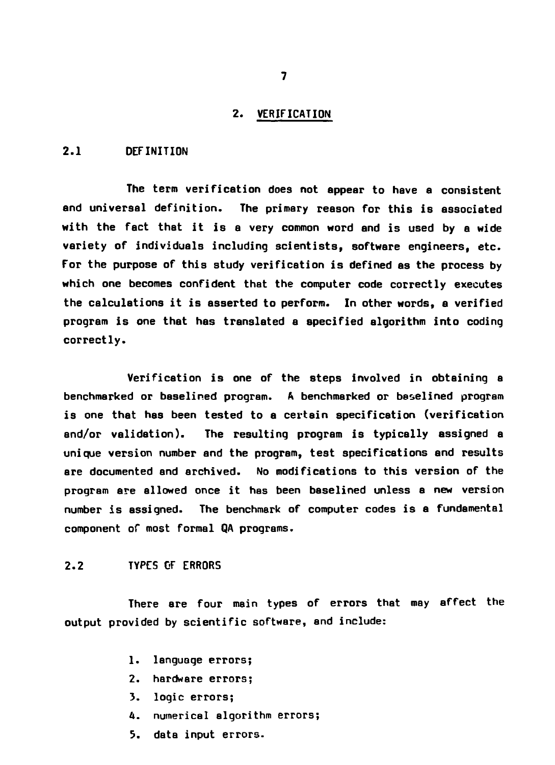# 2. VERIFICATION

## 2.1 DEFINITION

The term verification does not appear to have a consistent and universal definition. The primary reason for this is associated with the fact that it is a very common word and is used by a wide variety of individuals including scientists, software engineers, etc. For the purpose of this study verification is defined as the process by which one becomes confident that the computer code correctly executes the calculations it is asserted to perform. In other words, a verified program is one that has translated a specified algorithm into coding correctly.

Verification is one of the steps involved in obtaining a benchmarked or baselined program. A benchmarked or baselined program is one that has been tested to a certain specification (verification and/or validation). The resulting program is typically assigned a unique version number and the program, test specifications and results are documented and archived. No modifications to this version of the program are allowed once it has been baselined unless a new version number is assigned. The benchmark of computer codes is a fundamental component of most formal QA programs.

## 2.2 TYPES OF ERRORS

There are four main types of errors that may affect the output provided by scientific software, and include:

1. language errors;
2. hardware errors;
3. logic errors;
4. numerical algorithm errors;
5. data input errors.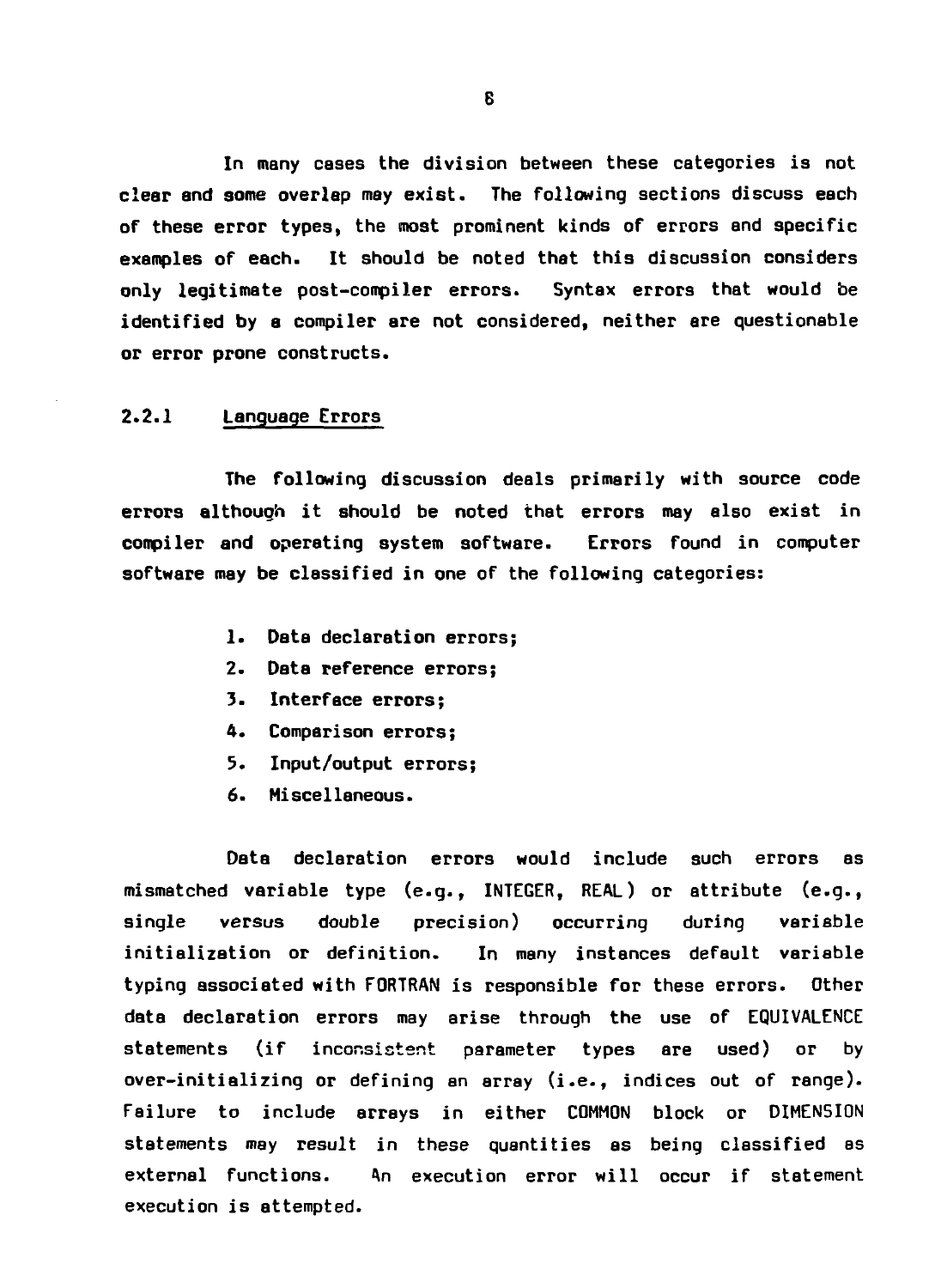In many cases the division between these categories is not clear and some overlap may exist. The following sections discuss each of these error types, the most prominent kinds of errors and specific examples of each. It should be noted that this discussion considers only legitimate post-compiler errors. Syntax errors that would be identified by a compiler are not considered, neither are questionable or error prone constructs.

### 2.2.1 Language Errors

The following discussion deals primarily with source code errors although it should be noted that errors may also exist in compiler and operating system software. Errors found in computer software may be classified in one of the following categories:

1. Data declaration errors;
2. Data reference errors;
3. Interface errors;
4. Comparison errors;
5. Input/output errors;
6. Miscellaneous.

Data declaration errors would include such errors as mismatched variable type (e.g., INTEGER, REAL) or attribute (e.g., single versus double precision) occurring during variable initialization or definition. In many instances default variable typing associated with FORTRAN is responsible for these errors. Other data declaration errors may arise through the use of EQUIVALENCE statements (if inconsistent parameter types are used) or by over-initializing or defining an array (i.e., indices out of range). Failure to include arrays in either COMMON block or DIMENSION statements may result in these quantities as being classified as external functions. An execution error will occur if statement execution is attempted.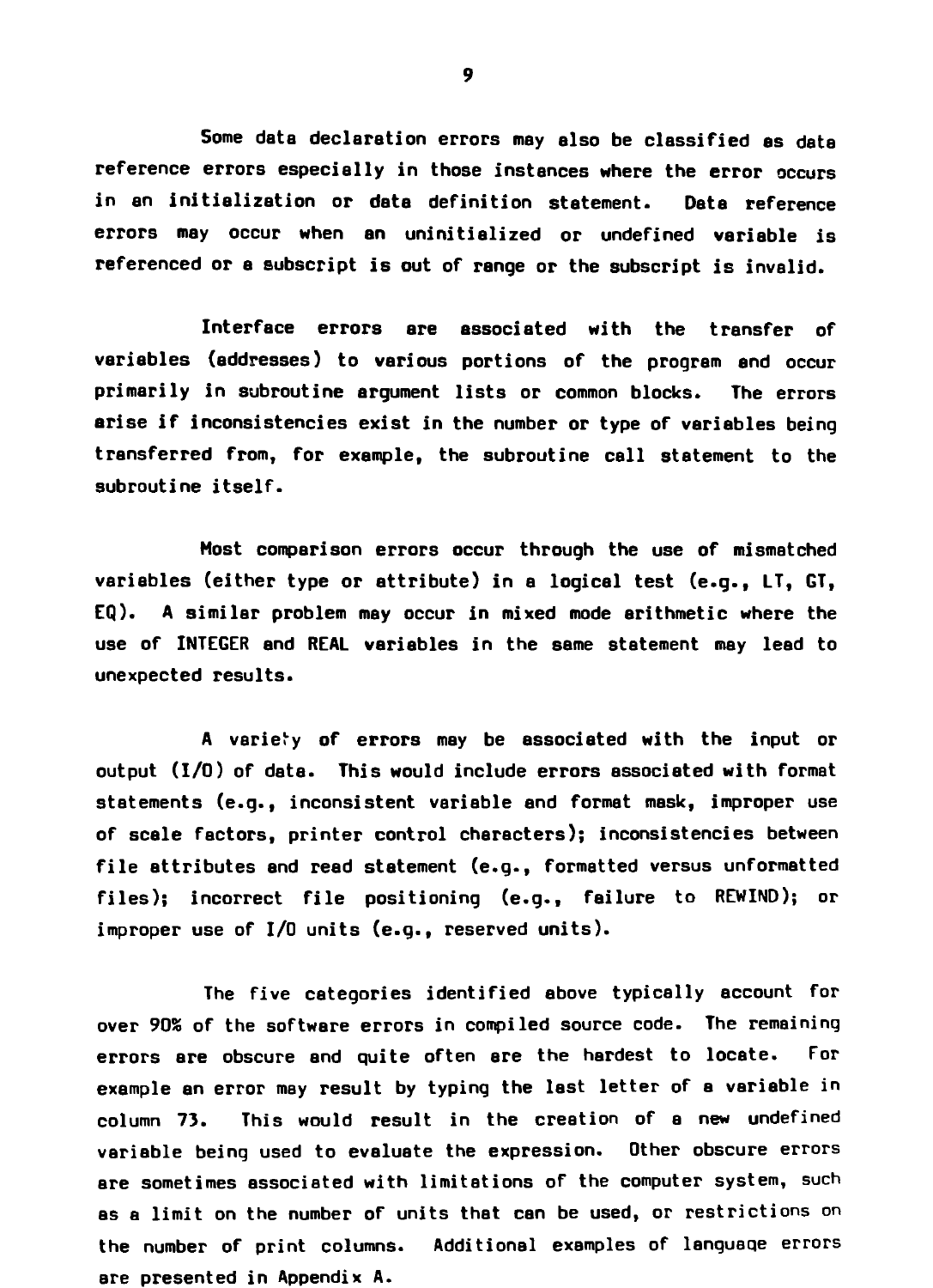Some data declaration errors may also be classified as data reference errors especially in those instances where the error occurs in an initialization or data definition statement. Data reference errors may occur when an uninitialized or undefined variable is referenced or a subscript is out of range or the subscript is invalid.

Interface errors are associated with the transfer of variables (addresses) to various portions of the program and occur primarily in subroutine argument lists or common blocks. The errors arise if inconsistencies exist in the number or type of variables being transferred from, for example, the subroutine call statement to the subroutine itself.

Most comparison errors occur through the use of mismatched variables (either type or attribute) in a logical test (e.g., LT, GT, EQ). A similar problem may occur in mixed mode arithmetic where the use of INTEGER and REAL variables in the same statement may lead to unexpected results.

A variety of errors may be associated with the input or output (I/O) of data. This would include errors associated with format statements (e.g., inconsistent variable and format mask, improper use of scale factors, printer control characters); inconsistencies between file attributes and read statement (e.g., formatted versus unformatted files); incorrect file positioning (e.g., failure to REWIND); or improper use of I/O units (e.g., reserved units).

The five categories identified above typically account for over 90% of the software errors in compiled source code. The remaining errors are obscure and quite often are the hardest to locate. For example an error may result by typing the last letter of a variable in column 73. This would result in the creation of a new undefined variable being used to evaluate the expression. Other obscure errors are sometimes associated with limitations of the computer system, such as a limit on the number of units that can be used, or restrictions on the number of print columns. Additional examples of language errors are presented in Appendix A.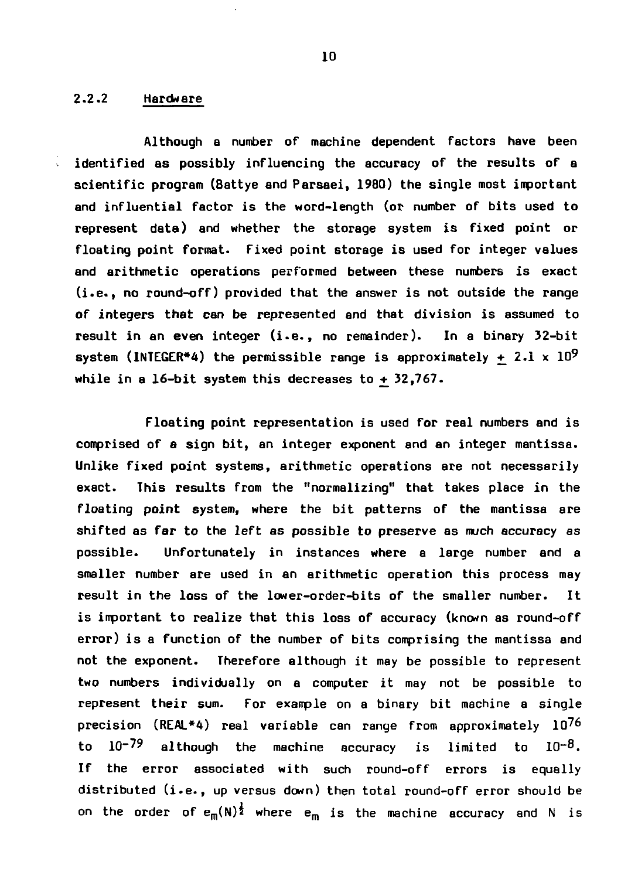### 2.2.2 Hardware

Although a number of machine dependent factors have been identified as possibly influencing the accuracy of the results of a scientific program (Battye and Parsaei, 1980) the single most important and influential factor is the word-length (or number of bits used to represent data) and whether the storage system is fixed point or floating point format. Fixed point storage is used for integer values and arithmetic operations performed between these numbers is exact (i.e., no round-off) provided that the answer is not outside the range of integers that can be represented and that division is assumed to result in an even integer (i.e., no remainder). In a binary 32-bit system (INTEGER*4) the permissible range is approximately $\pm$ 2.1 x $10^9$ while in a 16-bit system this decreases to $\pm$ 32,767.

Floating point representation is used for real numbers and is comprised of a sign bit, an integer exponent and an integer mantissa. Unlike fixed point systems, arithmetic operations are not necessarily exact. This results from the "normalizing" that takes place in the floating point system, where the bit patterns of the mantissa are shifted as far to the left as possible to preserve as much accuracy as possible. Unfortunately in instances where a large number and a smaller number are used in an arithmetic operation this process may result in the loss of the lower-order-bits of the smaller number. It is important to realize that this loss of accuracy (known as round-off error) is a function of the number of bits comprising the mantissa and not the exponent. Therefore although it may be possible to represent two numbers individually on a computer it may not be possible to represent their sum. For example on a binary bit machine a single precision (REAL*4) real variable can range from approximately $10^{76}$ to $10^{-79}$ although the machine accuracy is limited to $10^{-8}$. If the error associated with such round-off errors is equally distributed (i.e., up versus down) then total round-off error should be on the order of $e_m(N)^{\frac{1}{2}}$ where $e_m$ is the machine accuracy and N is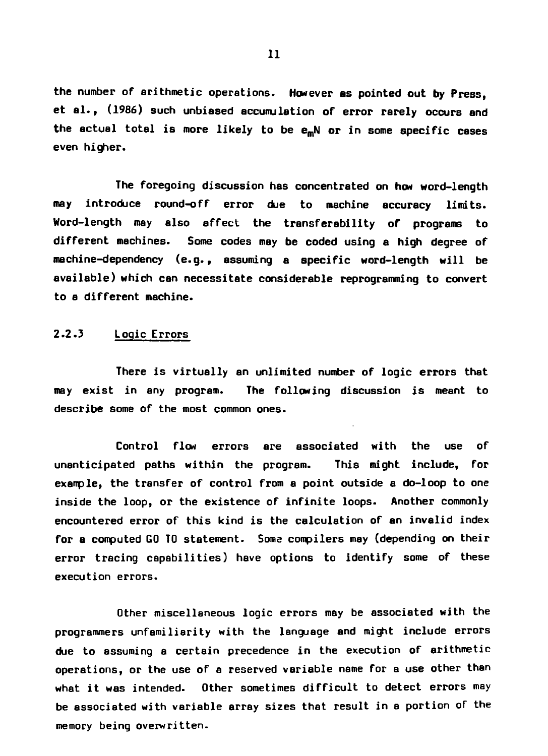the number of arithmetic operations. However as pointed out by Press, et al., (1986) such unbiased accumulation of error rarely occurs and the actual total is more likely to be $e_m N$ or in some specific cases even higher.

The foregoing discussion has concentrated on how word-length may introduce round-off error due to machine accuracy limits. Word-length may also affect the transferability of programs to different machines. Some codes may be coded using a high degree of machine-dependency (e.g., assuming a specific word-length will be available) which can necessitate considerable reprogramming to convert to a different machine.

### 2.2.3 Logic Errors

There is virtually an unlimited number of logic errors that may exist in any program. The following discussion is meant to describe some of the most common ones.

Control flow errors are associated with the use of unanticipated paths within the program. This might include, for example, the transfer of control from a point outside a do-loop to one inside the loop, or the existence of infinite loops. Another commonly encountered error of this kind is the calculation of an invalid index for a computed GO TO statement. Some compilers may (depending on their error tracing capabilities) have options to identify some of these execution errors.

Other miscellaneous logic errors may be associated with the programmers unfamiliarity with the language and might include errors due to assuming a certain precedence in the execution of arithmetic operations, or the use of a reserved variable name for a use other than what it was intended. Other sometimes difficult to detect errors may be associated with variable array sizes that result in a portion of the memory being overwritten.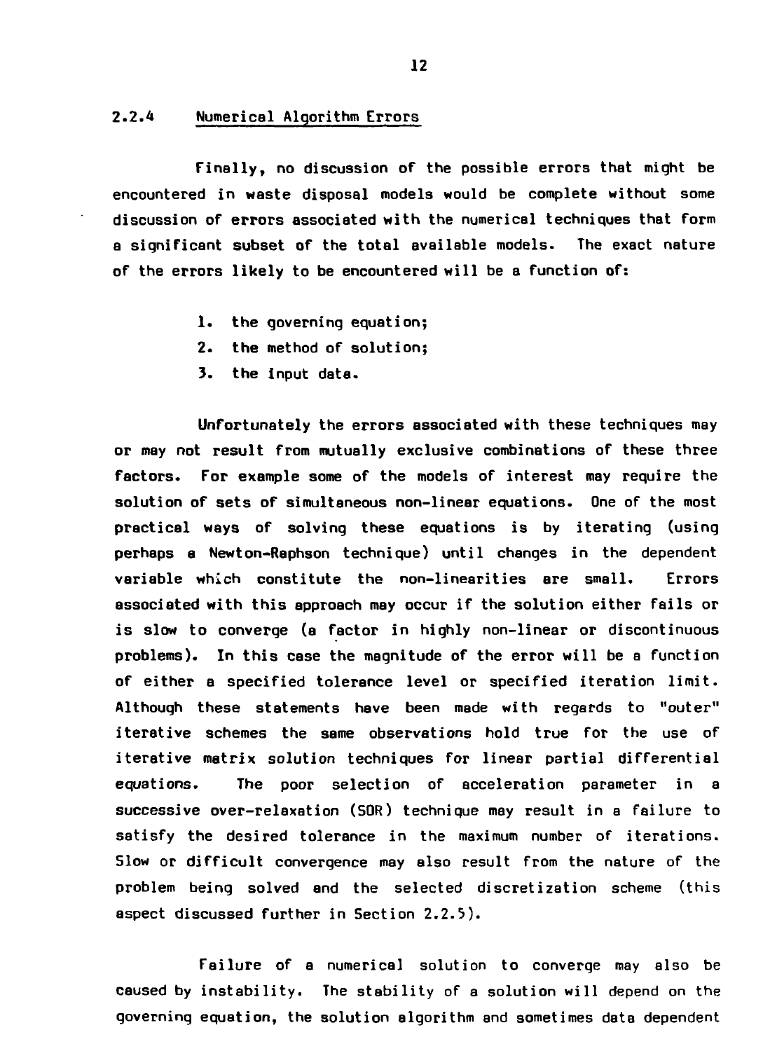### 2.2.4 Numerical Algorithm Errors

Finally, no discussion of the possible errors that might be encountered in waste disposal models would be complete without some discussion of errors associated with the numerical techniques that form a significant subset of the total available models. The exact nature of the errors likely to be encountered will be a function of:

1. the governing equation;
2. the method of solution;
3. the input data.

Unfortunately the errors associated with these techniques may or may not result from mutually exclusive combinations of these three factors. For example some of the models of interest may require the solution of sets of simultaneous non-linear equations. One of the most practical ways of solving these equations is by iterating (using perhaps a Newton-Raphson technique) until changes in the dependent variable which constitute the non-linearities are small. Errors associated with this approach may occur if the solution either fails or is slow to converge (a factor in highly non-linear or discontinuous problems). In this case the magnitude of the error will be a function of either a specified tolerance level or specified iteration limit. Although these statements have been made with regards to "outer" iterative schemes the same observations hold true for the use of iterative matrix solution techniques for linear partial differential equations. The poor selection of acceleration parameter in a successive over-relaxation (SOR) technique may result in a failure to satisfy the desired tolerance in the maximum number of iterations. Slow or difficult convergence may also result from the nature of the problem being solved and the selected discretization scheme (this aspect discussed further in Section 2.2.5).

Failure of a numerical solution to converge may also be caused by instability. The stability of a solution will depend on the governing equation, the solution algorithm and sometimes data dependent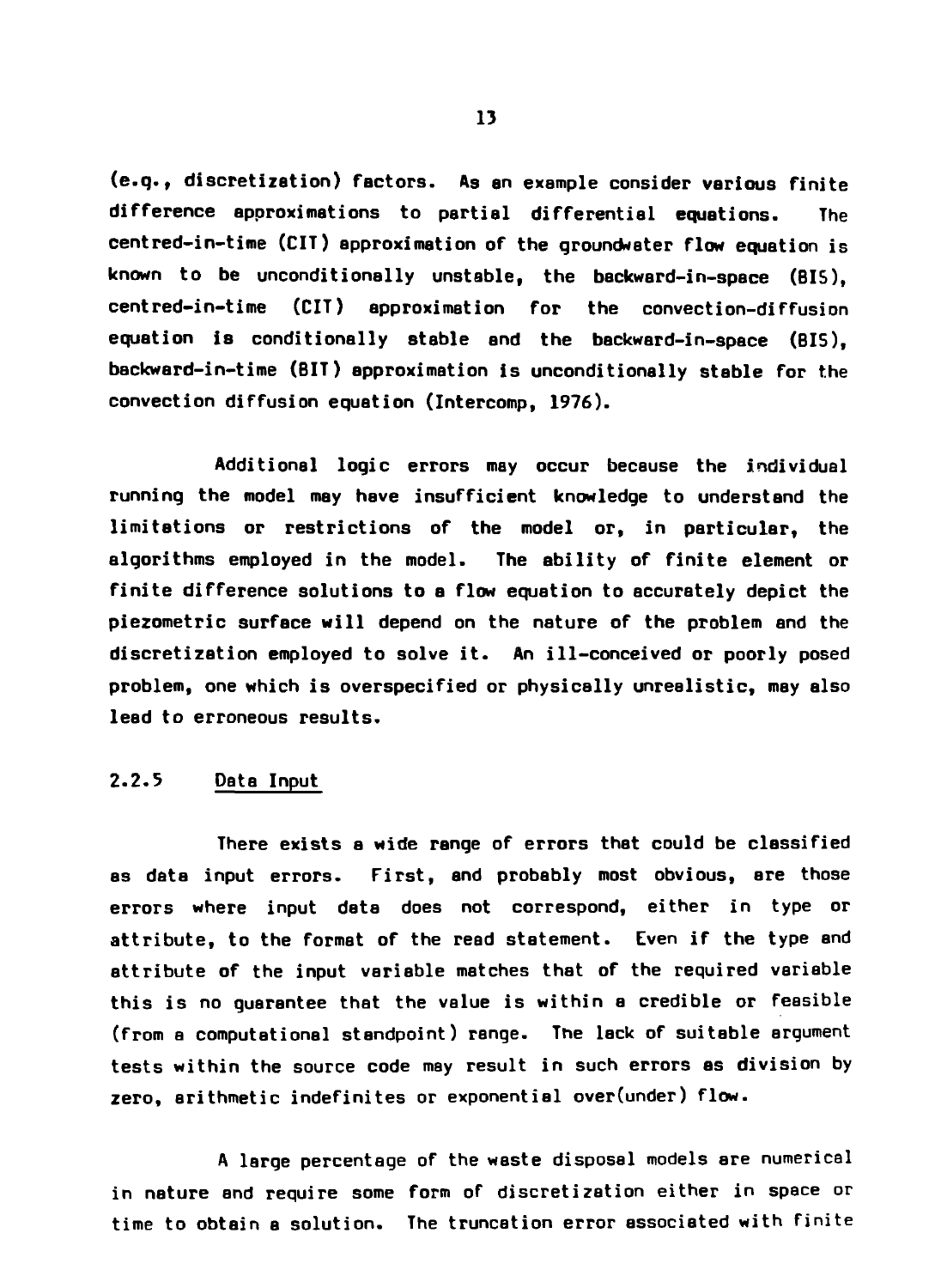(e.g., discretization) factors. As an example consider various finite difference approximations to partial differential equations. The centred-in-time (CIT) approximation of the groundwater flow equation is known to be unconditionally unstable, the backward-in-space (BIS), centred-in-time (CIT) approximation for the convection-diffusion equation is conditionally stable and the backward-in-space (BIS), backward-in-time (BIT) approximation is unconditionally stable for the convection diffusion equation (Intercomp, 1976).

Additional logic errors may occur because the individual running the model may have insufficient knowledge to understand the limitations or restrictions of the model or, in particular, the algorithms employed in the model. The ability of finite element or finite difference solutions to a flow equation to accurately depict the piezometric surface will depend on the nature of the problem and the discretization employed to solve it. An ill-conceived or poorly posed problem, one which is overspecified or physically unrealistic, may also lead to erroneous results.

### 2.2.5 Data Input

There exists a wide range of errors that could be classified as data input errors. First, and probably most obvious, are those errors where input data does not correspond, either in type or attribute, to the format of the read statement. Even if the type and attribute of the input variable matches that of the required variable this is no guarantee that the value is within a credible or feasible (from a computational standpoint) range. The lack of suitable argument tests within the source code may result in such errors as division by zero, arithmetic indefinites or exponential over(under) flow.

A large percentage of the waste disposal models are numerical in nature and require some form of discretization either in space or time to obtain a solution. The truncation error associated with finite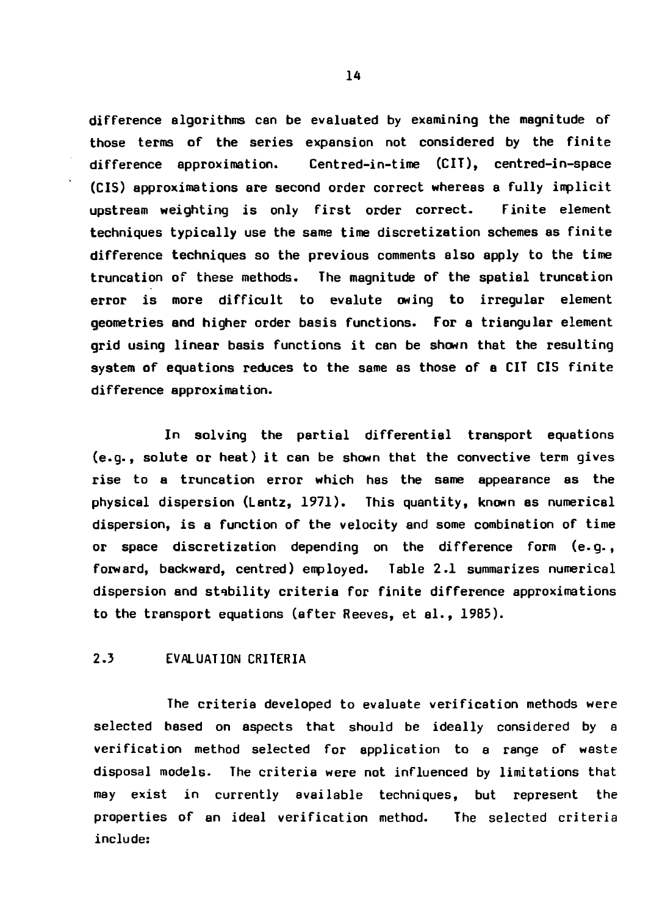difference algorithms can be evaluated by examining the magnitude of those terms of the series expansion not considered by the finite difference approximation. Centred-in-time (CIT), centred-in-space (CIS) approximations are second order correct whereas a fully implicit upstream weighting is only first order correct. Finite element techniques typically use the same time discretization schemes as finite difference techniques so the previous comments also apply to the time truncation of these methods. The magnitude of the spatial truncation error is more difficult to evalute owing to irregular element geometries and higher order basis functions. For a triangular element grid using linear basis functions it can be shown that the resulting system of equations reduces to the same as those of a CIT CIS finite difference approximation.

In solving the partial differential transport equations (e.g., solute or heat) it can be shown that the convective term gives rise to a truncation error which has the same appearance as the physical dispersion (Lantz, 1971). This quantity, known as numerical dispersion, is a function of the velocity and some combination of time or space discretization depending on the difference form (e.g., forward, backward, centred) employed. Table 2.1 summarizes numerical dispersion and stability criteria for finite difference approximations to the transport equations (after Reeves, et al., 1985).

## 2.3 EVALUATION CRITERIA

The criteria developed to evaluate verification methods were selected based on aspects that should be ideally considered by a verification method selected for application to a range of waste disposal models. The criteria were not influenced by limitations that may exist in currently available techniques, but represent the properties of an ideal verification method. The selected criteria include: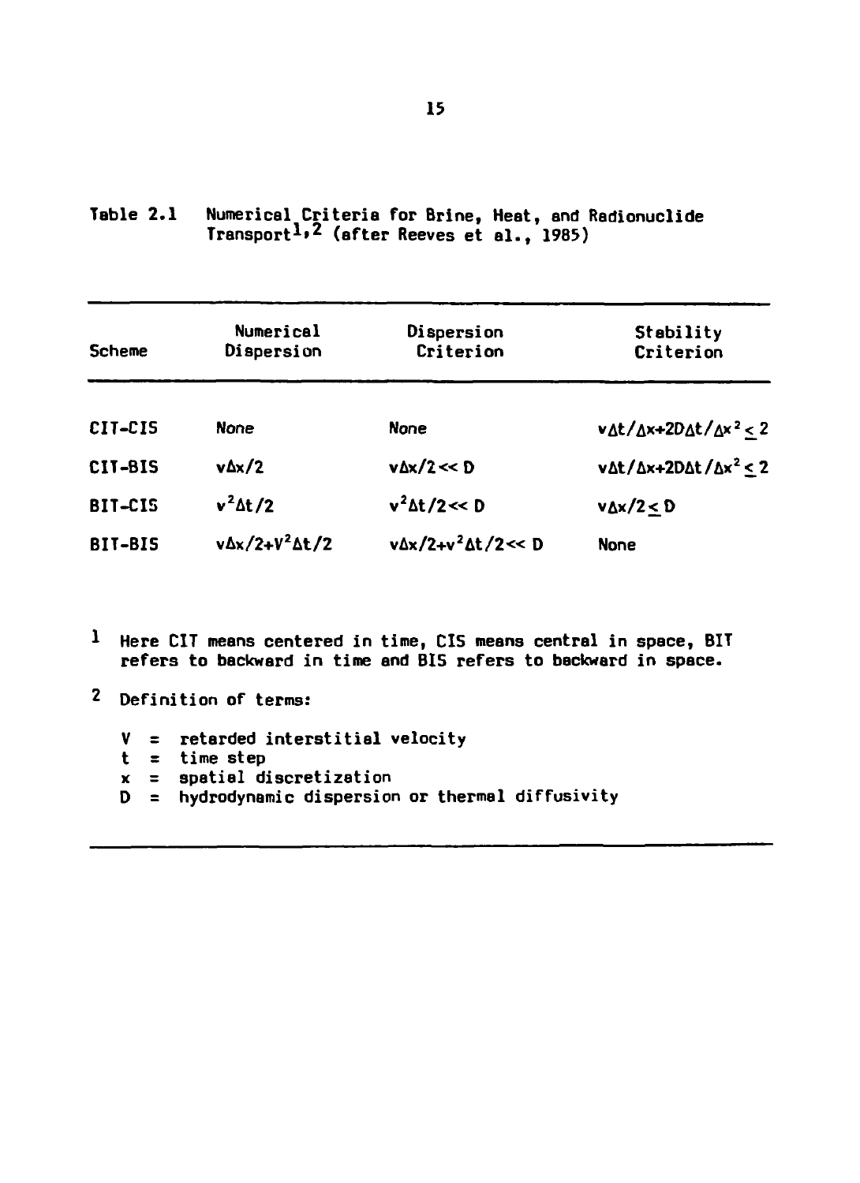Table 2.1 Numerical Criteria for Brine, Heat, and Radionuclide Transport[1,2] (after Reeves et al., 1985)

| Scheme | Numerical Dispersion | Dispersion Criterion | Stability Criterion |
|---|---|---|---|
| CIT-CIS | None | None | $v\Delta t/\Delta x + 2D\Delta t/\Delta x^2 \leq 2$ |
| CIT-BIS | $v\Delta x/2$ | $v\Delta x/2 \ll D$ | $v\Delta t/\Delta x + 2D\Delta t/\Delta x^2 \leq 2$ |
| BIT-CIS | $v^2\Delta t/2$ | $v^2\Delta t/2 \ll D$ | $v\Delta x/2 \leq D$ |
| BIT-BIS | $v\Delta x/2 + V^2\Delta t/2$ | $v\Delta x/2 + v^2\Delta t/2 \ll D$ | None |

[1] Here CIT means centered in time, CIS means central in space, BIT refers to backward in time and BIS refers to backward in space.

[2] Definition of terms:

- V = retarded interstitial velocity
- t = time step
- x = spatial discretization
- D = hydrodynamic dispersion or thermal diffusivity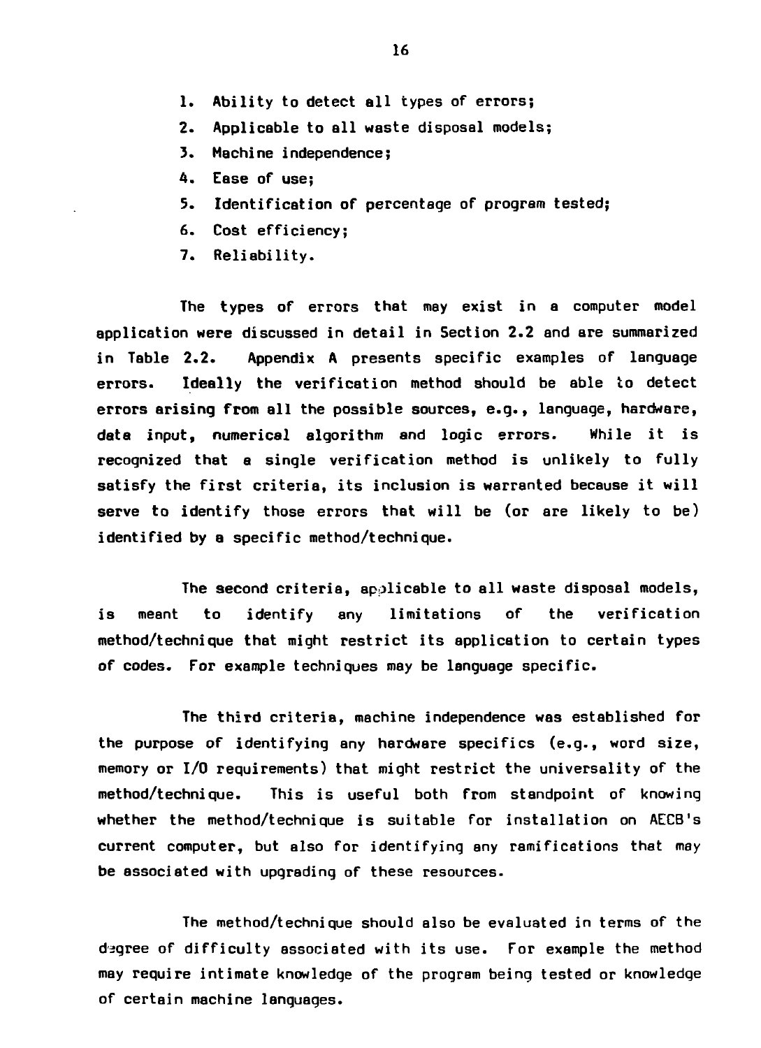1. Ability to detect all types of errors;
2. Applicable to all waste disposal models;
3. Machine independence;
4. Ease of use;
5. Identification of percentage of program tested;
6. Cost efficiency;
7. Reliability.

The types of errors that may exist in a computer model application were discussed in detail in Section 2.2 and are summarized in Table 2.2. Appendix A presents specific examples of language errors. Ideally the verification method should be able to detect errors arising from all the possible sources, e.g., language, hardware, data input, numerical algorithm and logic errors. While it is recognized that a single verification method is unlikely to fully satisfy the first criteria, its inclusion is warranted because it will serve to identify those errors that will be (or are likely to be) identified by a specific method/technique.

The second criteria, applicable to all waste disposal models, is meant to identify any limitations of the verification method/technique that might restrict its application to certain types of codes. For example techniques may be language specific.

The third criteria, machine independence was established for the purpose of identifying any hardware specifics (e.g., word size, memory or I/O requirements) that might restrict the universality of the method/technique. This is useful both from standpoint of knowing whether the method/technique is suitable for installation on AECB's current computer, but also for identifying any ramifications that may be associated with upgrading of these resources.

The method/technique should also be evaluated in terms of the degree of difficulty associated with its use. For example the method may require intimate knowledge of the program being tested or knowledge of certain machine languages.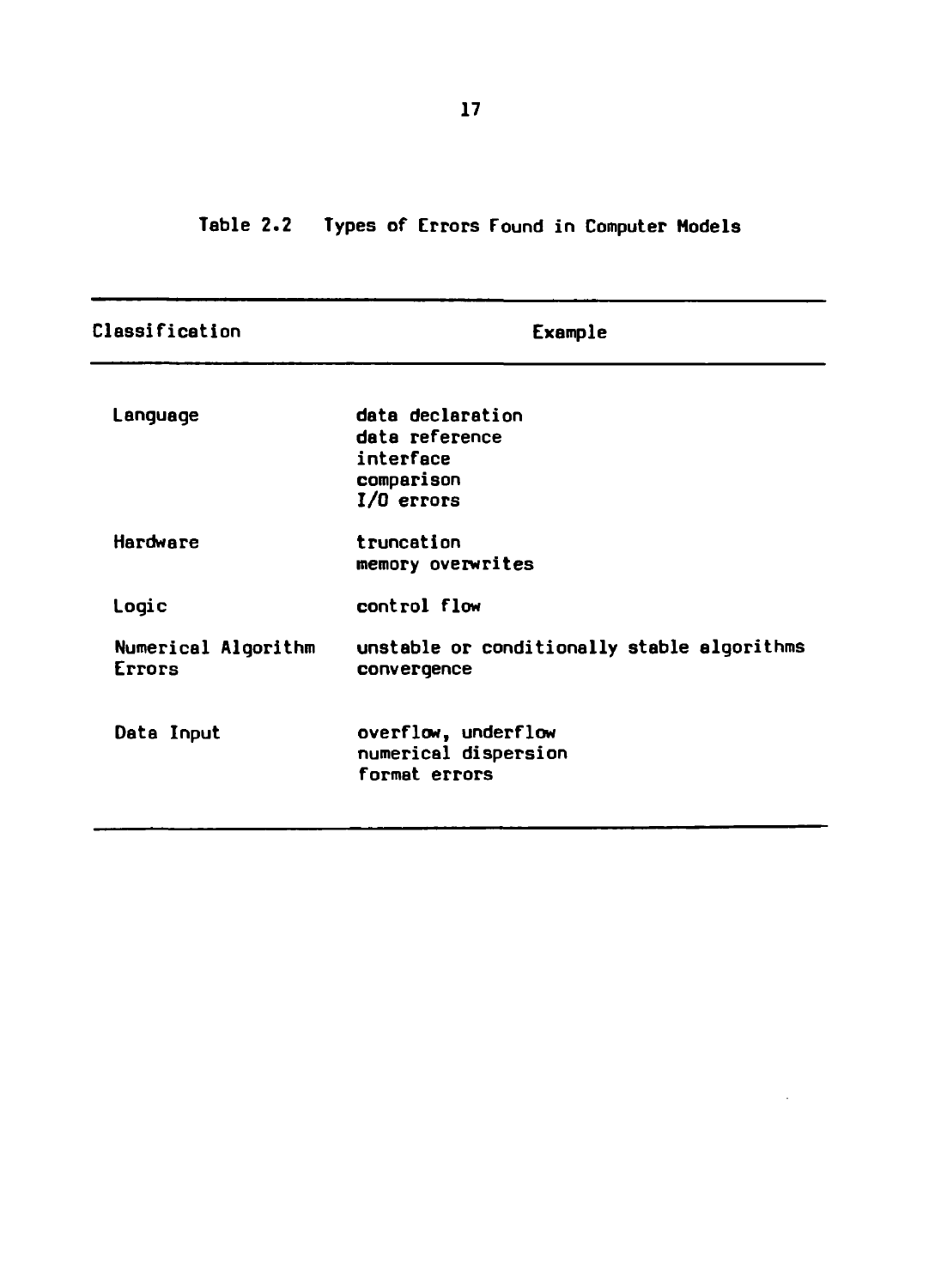Table 2.2 Types of Errors Found in Computer Models

| Classification | Example |
| --- | --- |
| Language | data declaration<br>data reference<br>interface<br>comparison<br>I/O errors |
| Hardware | truncation<br>memory overwrites |
| Logic | control flow |
| Numerical Algorithm Errors | unstable or conditionally stable algorithms<br>convergence |
| Data Input | overflow, underflow<br>numerical dispersion<br>format errors |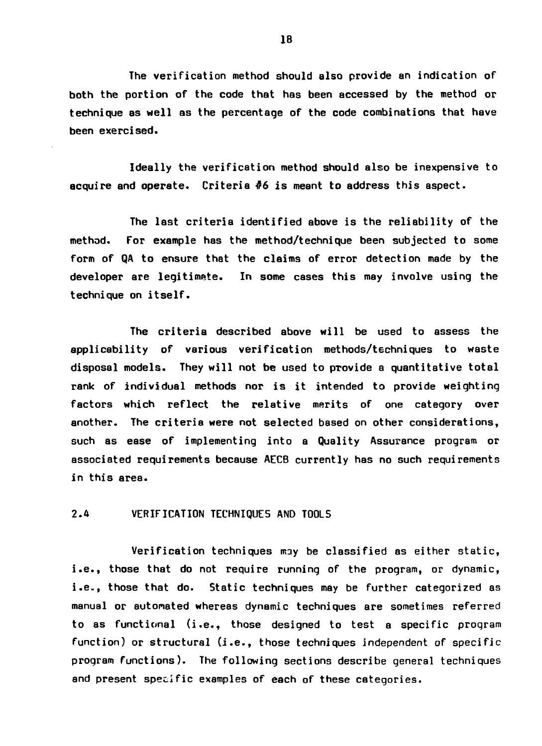The verification method should also provide an indication of both the portion of the code that has been accessed by the method or technique as well as the percentage of the code combinations that have been exercised.

Ideally the verification method should also be inexpensive to acquire and operate. Criteria #6 is meant to address this aspect.

The last criteria identified above is the reliability of the method. For example has the method/technique been subjected to some form of QA to ensure that the claims of error detection made by the developer are legitimate. In some cases this may involve using the technique on itself.

The criteria described above will be used to assess the applicability of various verification methods/techniques to waste disposal models. They will not be used to provide a quantitative total rank of individual methods nor is it intended to provide weighting factors which reflect the relative merits of one category over another. The criteria were not selected based on other considerations, such as ease of implementing into a Quality Assurance program or associated requirements because AECB currently has no such requirements in this area.

## 2.4 VERIFICATION TECHNIQUES AND TOOLS

Verification techniques may be classified as either static, i.e., those that do not require running of the program, or dynamic, i.e., those that do. Static techniques may be further categorized as manual or automated whereas dynamic techniques are sometimes referred to as functional (i.e., those designed to test a specific program function) or structural (i.e., those techniques independent of specific program functions). The following sections describe general techniques and present specific examples of each of these categories.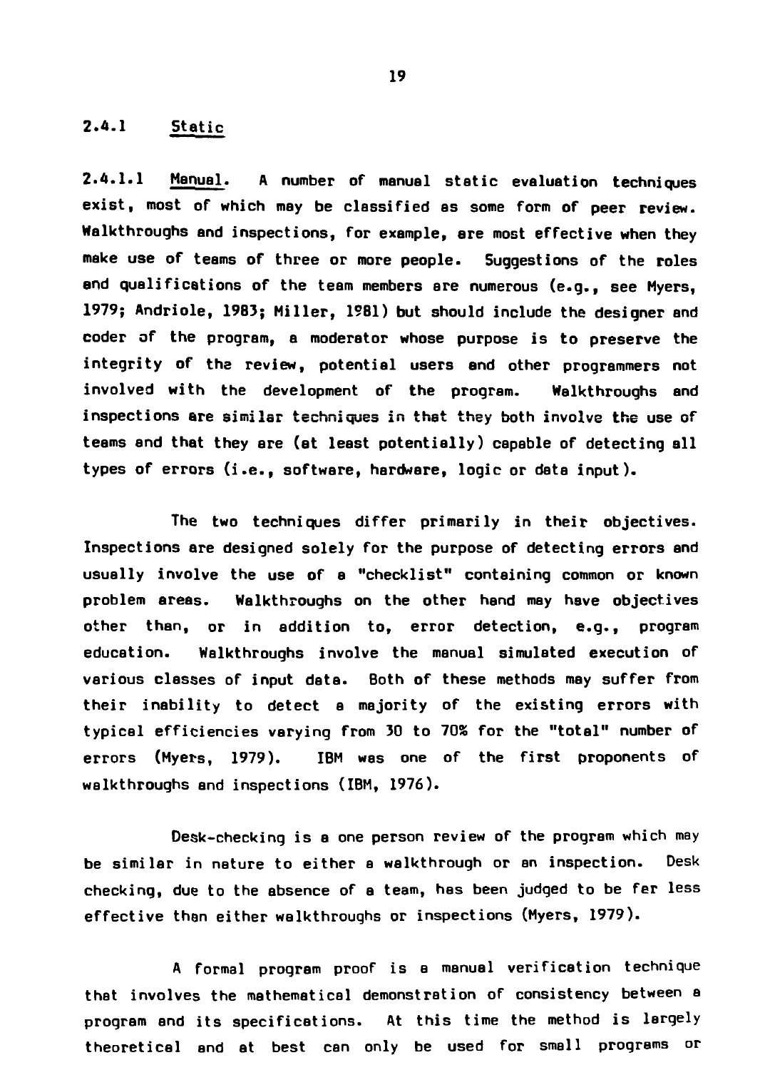### 2.4.1 Static

2.4.1.1 Manual. A number of manual static evaluation techniques exist, most of which may be classified as some form of peer review. Walkthroughs and inspections, for example, are most effective when they make use of teams of three or more people. Suggestions of the roles and qualifications of the team members are numerous (e.g., see Myers, 1979; Andriole, 1983; Miller, 1981) but should include the designer and coder of the program, a moderator whose purpose is to preserve the integrity of the review, potential users and other programmers not involved with the development of the program. Walkthroughs and inspections are similar techniques in that they both involve the use of teams and that they are (at least potentially) capable of detecting all types of errors (i.e., software, hardware, logic or data input).

The two techniques differ primarily in their objectives. Inspections are designed solely for the purpose of detecting errors and usually involve the use of a "checklist" containing common or known problem areas. Walkthroughs on the other hand may have objectives other than, or in addition to, error detection, e.g., program education. Walkthroughs involve the manual simulated execution of various classes of input data. Both of these methods may suffer from their inability to detect a majority of the existing errors with typical efficiencies varying from 30 to 70% for the "total" number of errors (Myers, 1979). IBM was one of the first proponents of walkthroughs and inspections (IBM, 1976).

Desk-checking is a one person review of the program which may be similar in nature to either a walkthrough or an inspection. Desk checking, due to the absence of a team, has been judged to be far less effective than either walkthroughs or inspections (Myers, 1979).

A formal program proof is a manual verification technique that involves the mathematical demonstration of consistency between a program and its specifications. At this time the method is largely theoretical and at best can only be used for small programs or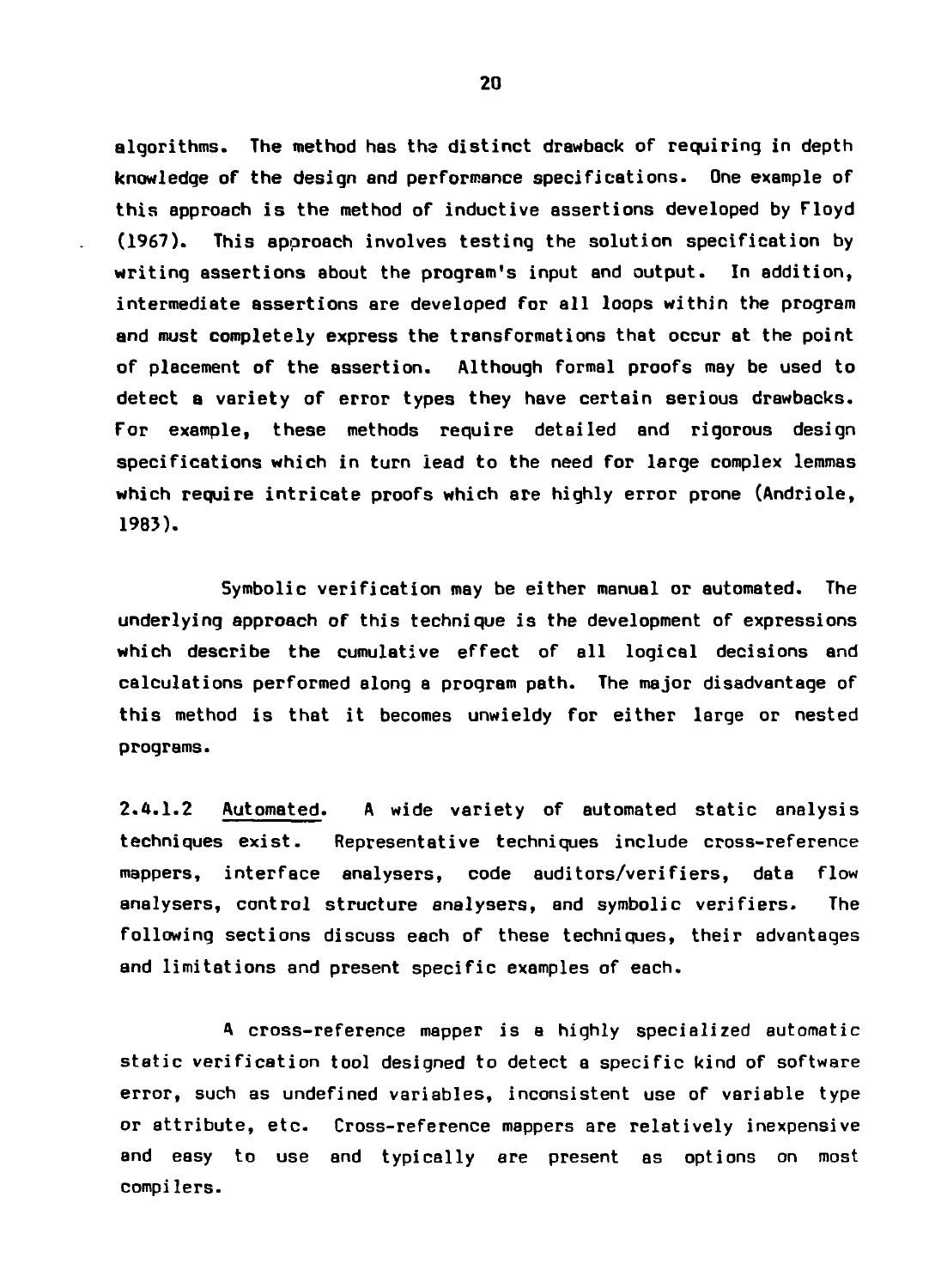algorithms. The method has the distinct drawback of requiring in depth knowledge of the design and performance specifications. One example of this approach is the method of inductive assertions developed by Floyd (1967). This approach involves testing the solution specification by writing assertions about the program's input and output. In addition, intermediate assertions are developed for all loops within the program and must completely express the transformations that occur at the point of placement of the assertion. Although formal proofs may be used to detect a variety of error types they have certain serious drawbacks. For example, these methods require detailed and rigorous design specifications which in turn lead to the need for large complex lemmas which require intricate proofs which are highly error prone (Andriole, 1983).

Symbolic verification may be either manual or automated. The underlying approach of this technique is the development of expressions which describe the cumulative effect of all logical decisions and calculations performed along a program path. The major disadvantage of this method is that it becomes unwieldy for either large or nested programs.

2.4.1.2 <u>Automated</u>. A wide variety of automated static analysis techniques exist. Representative techniques include cross-reference mappers, interface analysers, code auditors/verifiers, data flow analysers, control structure analysers, and symbolic verifiers. The following sections discuss each of these techniques, their advantages and limitations and present specific examples of each.

A cross-reference mapper is a highly specialized automatic static verification tool designed to detect a specific kind of software error, such as undefined variables, inconsistent use of variable type or attribute, etc. Cross-reference mappers are relatively inexpensive and easy to use and typically are present as options on most compilers.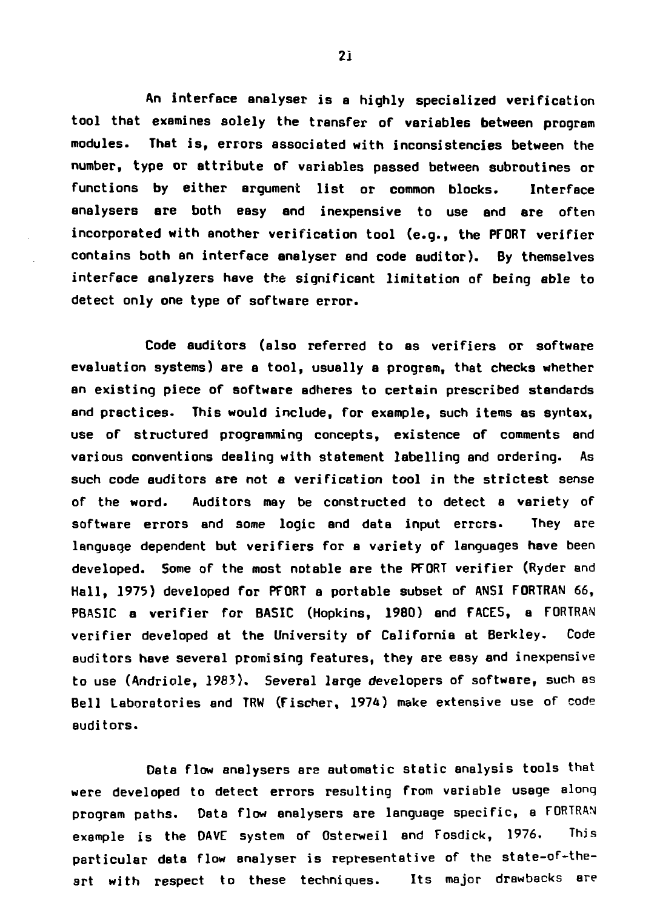An interface analyser is a highly specialized verification tool that examines solely the transfer of variables between program modules. That is, errors associated with inconsistencies between the number, type or attribute of variables passed between subroutines or functions by either argument list or common blocks. Interface analysers are both easy and inexpensive to use and are often incorporated with another verification tool (e.g., the PFORT verifier contains both an interface analyser and code auditor). By themselves interface analyzers have the significant limitation of being able to detect only one type of software error.

Code auditors (also referred to as verifiers or software evaluation systems) are a tool, usually a program, that checks whether an existing piece of software adheres to certain prescribed standards and practices. This would include, for example, such items as syntax, use of structured programming concepts, existence of comments and various conventions dealing with statement labelling and ordering. As such code auditors are not a verification tool in the strictest sense of the word. Auditors may be constructed to detect a variety of software errors and some logic and data input errors. They are language dependent but verifiers for a variety of languages have been developed. Some of the most notable are the PFORT verifier (Ryder and Hall, 1975) developed for PFORT a portable subset of ANSI FORTRAN 66, PBASIC a verifier for BASIC (Hopkins, 1980) and FACES, a FORTRAN verifier developed at the University of California at Berkley. Code auditors have several promising features, they are easy and inexpensive to use (Andriole, 1983). Several large developers of software, such as Bell Laboratories and TRW (Fischer, 1974) make extensive use of code auditors.

Data flow analysers are automatic static analysis tools that were developed to detect errors resulting from variable usage along program paths. Data flow analysers are language specific, a FORTRAN example is the DAVE system of Osterweil and Fosdick, 1976. This particular data flow analyser is representative of the state-of-the-art with respect to these techniques. Its major drawbacks are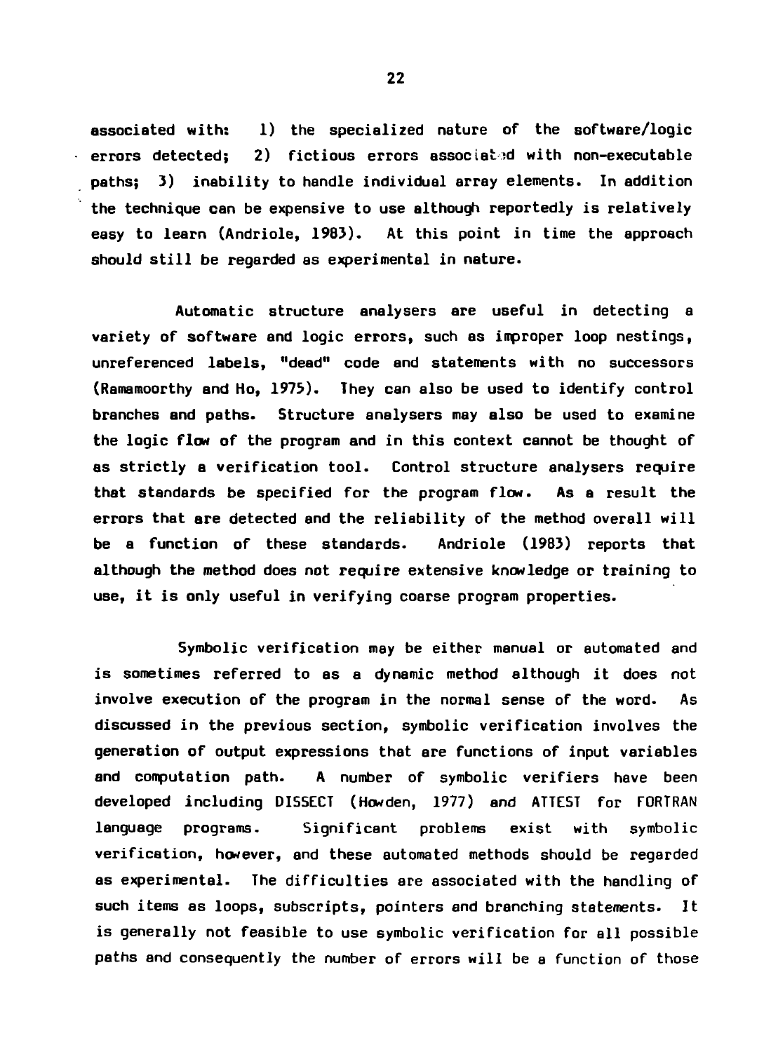associated with: 1) the specialized nature of the software/logic errors detected; 2) fictious errors associated with non-executable paths; 3) inability to handle individual array elements. In addition the technique can be expensive to use although reportedly is relatively easy to learn (Andriole, 1983). At this point in time the approach should still be regarded as experimental in nature.

Automatic structure analysers are useful in detecting a variety of software and logic errors, such as improper loop nestings, unreferenced labels, "dead" code and statements with no successors (Ramamoorthy and Ho, 1975). They can also be used to identify control branches and paths. Structure analysers may also be used to examine the logic flow of the program and in this context cannot be thought of as strictly a verification tool. Control structure analysers require that standards be specified for the program flow. As a result the errors that are detected and the reliability of the method overall will be a function of these standards. Andriole (1983) reports that although the method does not require extensive knowledge or training to use, it is only useful in verifying coarse program properties.

Symbolic verification may be either manual or automated and is sometimes referred to as a dynamic method although it does not involve execution of the program in the normal sense of the word. As discussed in the previous section, symbolic verification involves the generation of output expressions that are functions of input variables and computation path. A number of symbolic verifiers have been developed including DISSECT (Howden, 1977) and ATTEST for FORTRAN language programs. Significant problems exist with symbolic verification, however, and these automated methods should be regarded as experimental. The difficulties are associated with the handling of such items as loops, subscripts, pointers and branching statements. It is generally not feasible to use symbolic verification for all possible paths and consequently the number of errors will be a function of those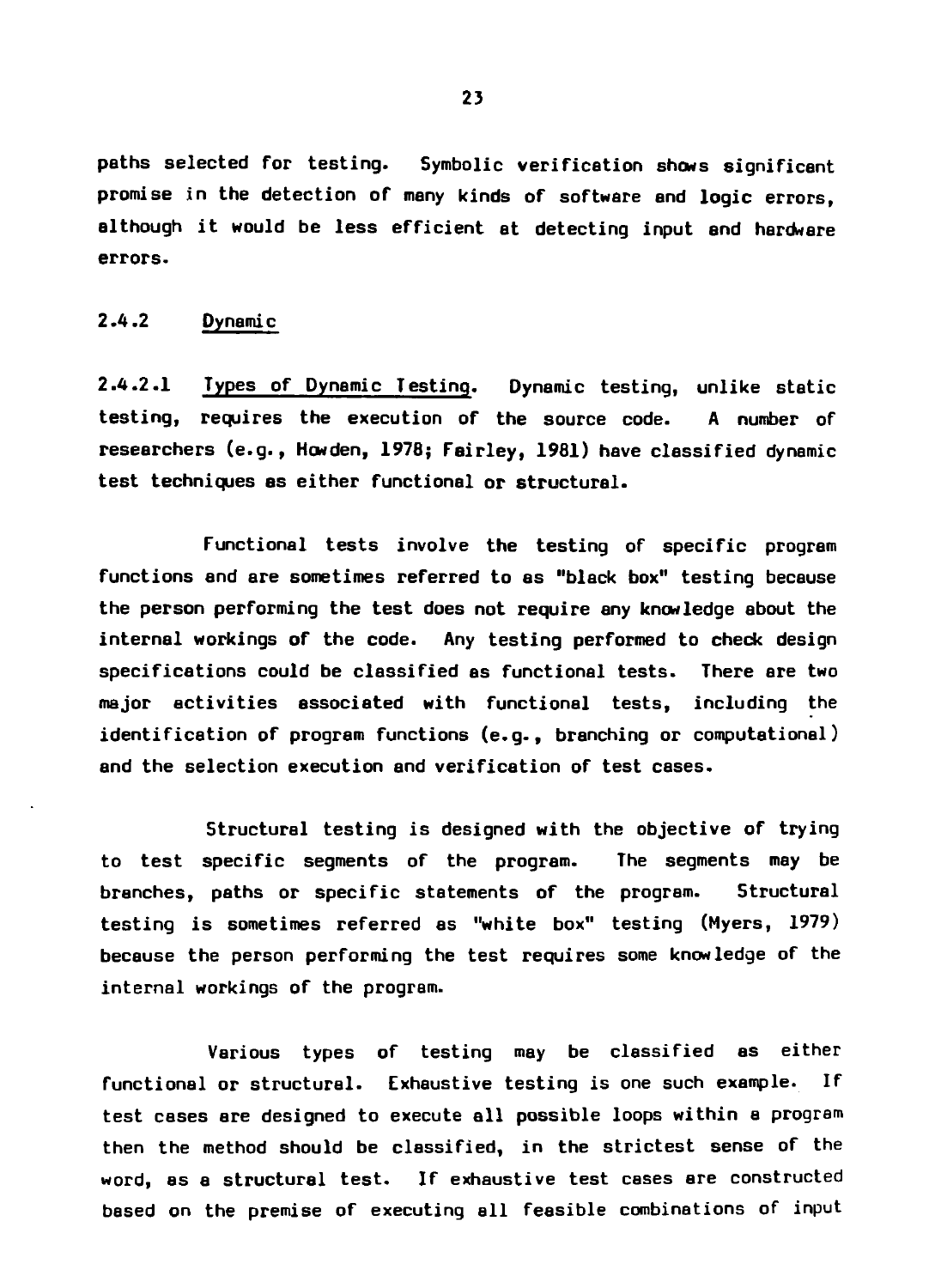paths selected for testing. Symbolic verification shows significant promise in the detection of many kinds of software and logic errors, although it would be less efficient at detecting input and hardware errors.

### 2.4.2 Dynamic

**2.4.2.1 Types of Dynamic Testing.** Dynamic testing, unlike static testing, requires the execution of the source code. A number of researchers (e.g., Howden, 1978; Fairley, 1981) have classified dynamic test techniques as either functional or structural.

Functional tests involve the testing of specific program functions and are sometimes referred to as "black box" testing because the person performing the test does not require any knowledge about the internal workings of the code. Any testing performed to check design specifications could be classified as functional tests. There are two major activities associated with functional tests, including the identification of program functions (e.g., branching or computational) and the selection execution and verification of test cases.

Structural testing is designed with the objective of trying to test specific segments of the program. The segments may be branches, paths or specific statements of the program. Structural testing is sometimes referred as "white box" testing (Myers, 1979) because the person performing the test requires some knowledge of the internal workings of the program.

Various types of testing may be classified as either functional or structural. Exhaustive testing is one such example. If test cases are designed to execute all possible loops within a program then the method should be classified, in the strictest sense of the word, as a structural test. If exhaustive test cases are constructed based on the premise of executing all feasible combinations of input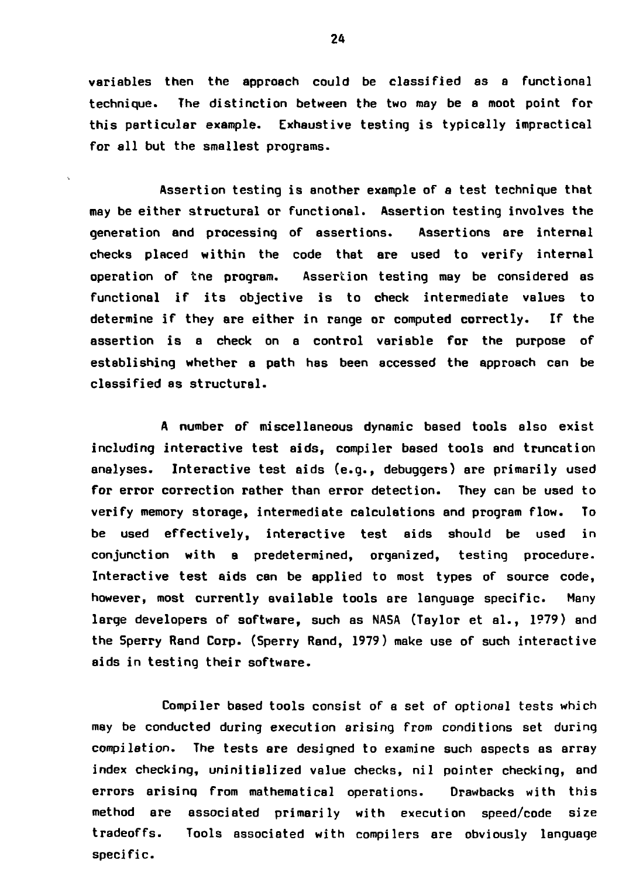variables then the approach could be classified as a functional technique. The distinction between the two may be a moot point for this particular example. Exhaustive testing is typically impractical for all but the smallest programs.

Assertion testing is another example of a test technique that may be either structural or functional. Assertion testing involves the generation and processing of assertions. Assertions are internal checks placed within the code that are used to verify internal operation of the program. Assertion testing may be considered as functional if its objective is to check intermediate values to determine if they are either in range or computed correctly. If the assertion is a check on a control variable for the purpose of establishing whether a path has been accessed the approach can be classified as structural.

A number of miscellaneous dynamic based tools also exist including interactive test aids, compiler based tools and truncation analyses. Interactive test aids (e.g., debuggers) are primarily used for error correction rather than error detection. They can be used to verify memory storage, intermediate calculations and program flow. To be used effectively, interactive test aids should be used in conjunction with a predetermined, organized, testing procedure. Interactive test aids can be applied to most types of source code, however, most currently available tools are language specific. Many large developers of software, such as NASA (Taylor et al., 1979) and the Sperry Rand Corp. (Sperry Rand, 1979) make use of such interactive aids in testing their software.

Compiler based tools consist of a set of optional tests which may be conducted during execution arising from conditions set during compilation. The tests are designed to examine such aspects as array index checking, uninitialized value checks, nil pointer checking, and errors arising from mathematical operations. Drawbacks with this method are associated primarily with execution speed/code size tradeoffs. Tools associated with compilers are obviously language specific.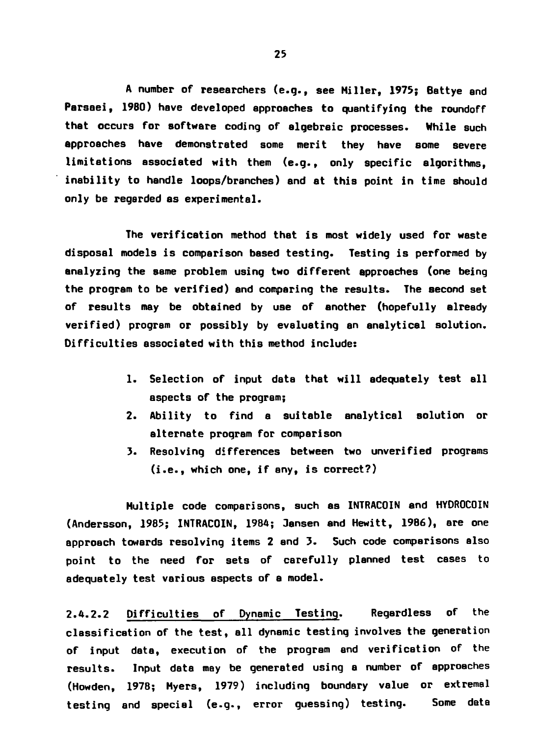A number of researchers (e.g., see Miller, 1975; Battye and Parsaei, 1980) have developed approaches to quantifying the roundoff that occurs for software coding of algebraic processes. While such approaches have demonstrated some merit they have some severe limitations associated with them (e.g., only specific algorithms, inability to handle loops/branches) and at this point in time should only be regarded as experimental.

The verification method that is most widely used for waste disposal models is comparison based testing. Testing is performed by analyzing the same problem using two different approaches (one being the program to be verified) and comparing the results. The second set of results may be obtained by use of another (hopefully already verified) program or possibly by evaluating an analytical solution. Difficulties associated with this method include:

1. Selection of input data that will adequately test all aspects of the program;
2. Ability to find a suitable analytical solution or alternate program for comparison
3. Resolving differences between two unverified programs (i.e., which one, if any, is correct?)

Multiple code comparisons, such as INTRACOIN and HYDROCOIN (Andersson, 1985; INTRACOIN, 1984; Jansen and Hewitt, 1986), are one approach towards resolving items 2 and 3. Such code comparisons also point to the need for sets of carefully planned test cases to adequately test various aspects of a model.

2.4.2.2 Difficulties of Dynamic Testing. Regardless of the classification of the test, all dynamic testing involves the generation of input data, execution of the program and verification of the results. Input data may be generated using a number of approaches (Howden, 1978; Myers, 1979) including boundary value or extremal testing and special (e.g., error guessing) testing. Some data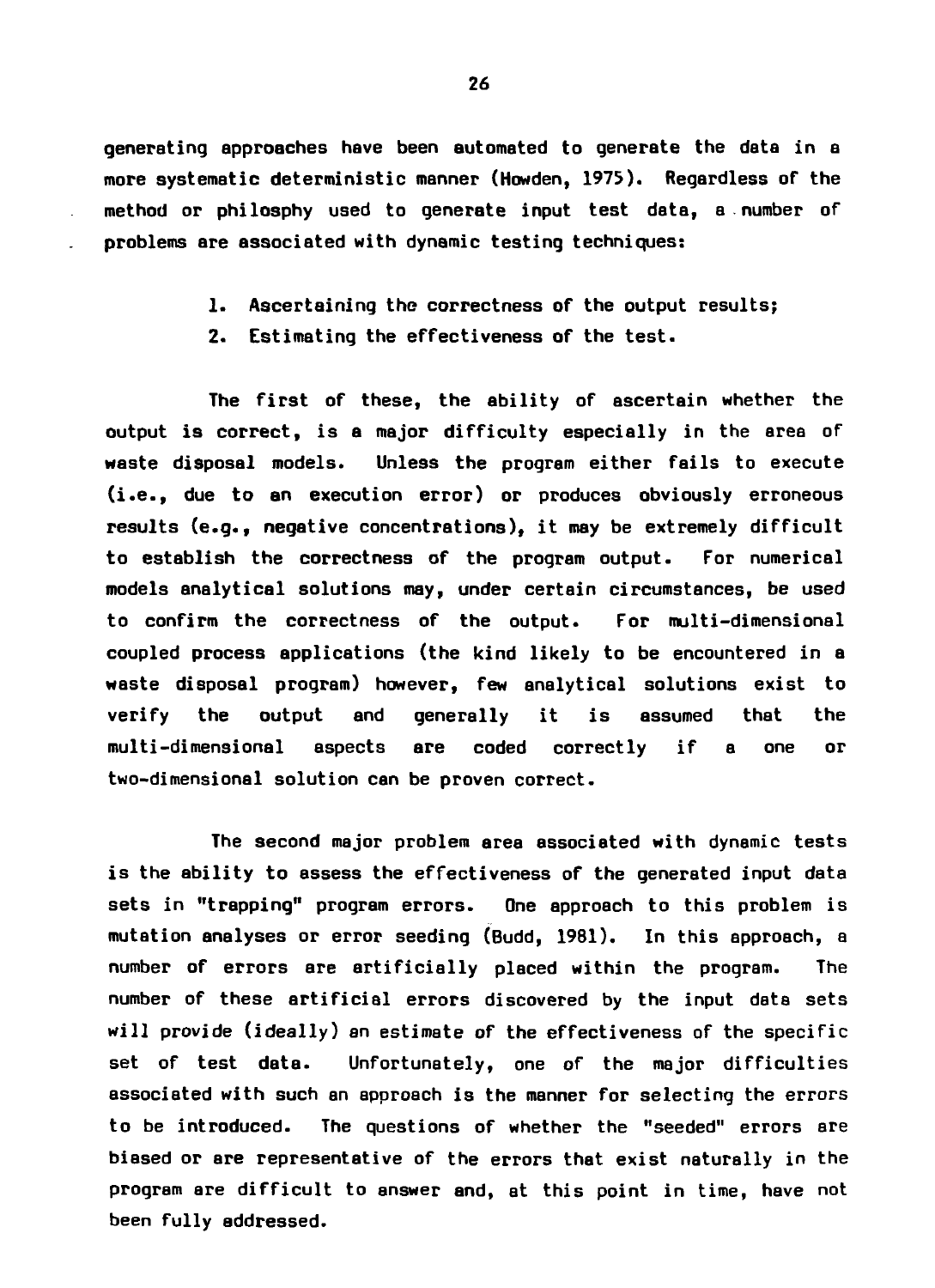generating approaches have been automated to generate the data in a more systematic deterministic manner (Howden, 1975). Regardless of the method or philosphy used to generate input test data, a number of problems are associated with dynamic testing techniques:

1. Ascertaining the correctness of the output results;
2. Estimating the effectiveness of the test.

The first of these, the ability of ascertain whether the output is correct, is a major difficulty especially in the area of waste disposal models. Unless the program either fails to execute (i.e., due to an execution error) or produces obviously erroneous results (e.g., negative concentrations), it may be extremely difficult to establish the correctness of the program output. For numerical models analytical solutions may, under certain circumstances, be used to confirm the correctness of the output. For multi-dimensional coupled process applications (the kind likely to be encountered in a waste disposal program) however, few analytical solutions exist to verify the output and generally it is assumed that the multi-dimensional aspects are coded correctly if a one or two-dimensional solution can be proven correct.

The second major problem area associated with dynamic tests is the ability to assess the effectiveness of the generated input data sets in "trapping" program errors. One approach to this problem is mutation analyses or error seeding (Budd, 1981). In this approach, a number of errors are artificially placed within the program. The number of these artificial errors discovered by the input data sets will provide (ideally) an estimate of the effectiveness of the specific set of test data. Unfortunately, one of the major difficulties associated with such an approach is the manner for selecting the errors to be introduced. The questions of whether the "seeded" errors are biased or are representative of the errors that exist naturally in the program are difficult to answer and, at this point in time, have not been fully addressed.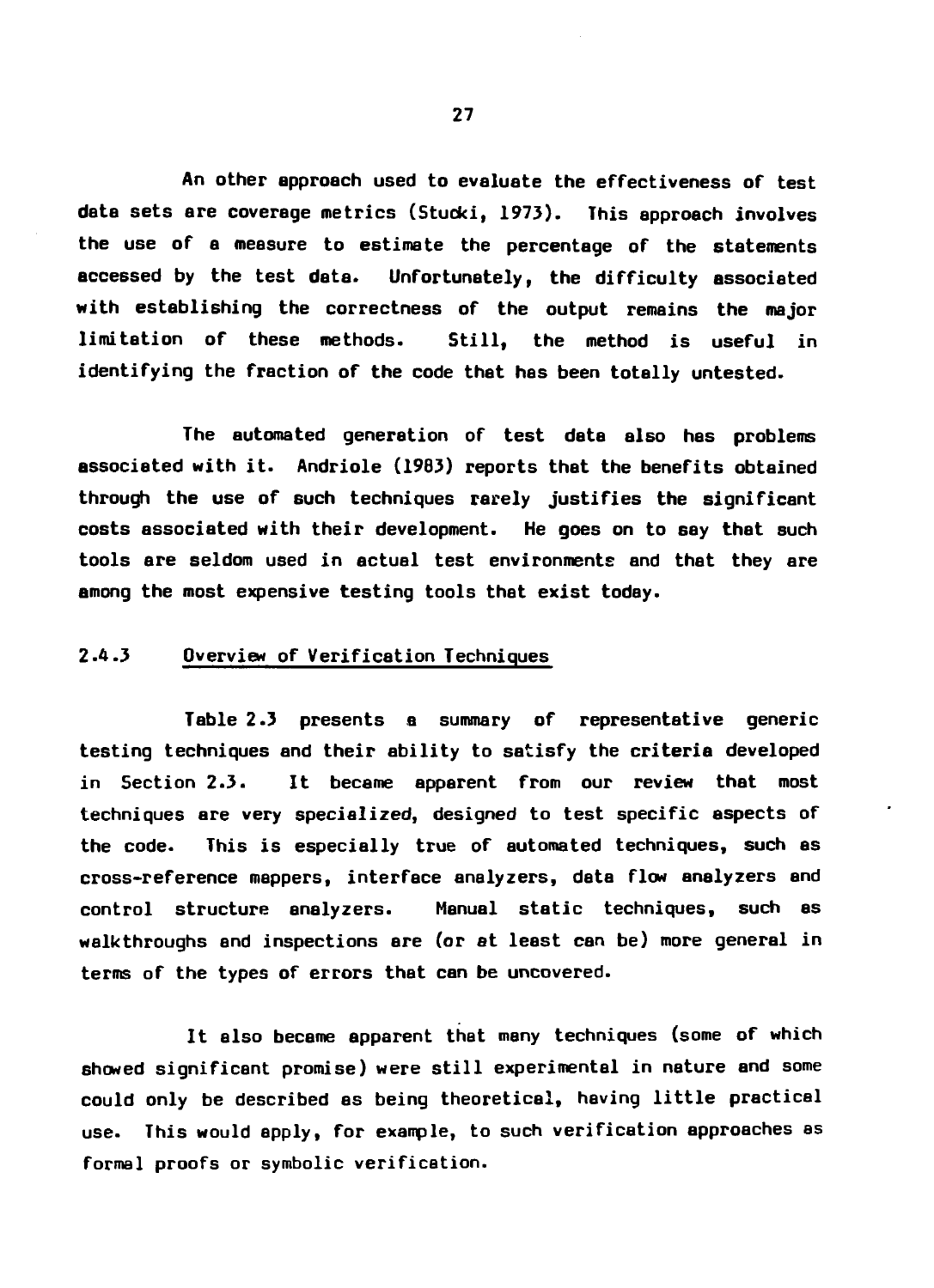An other approach used to evaluate the effectiveness of test data sets are coverage metrics (Stucki, 1973). This approach involves the use of a measure to estimate the percentage of the statements accessed by the test data. Unfortunately, the difficulty associated with establishing the correctness of the output remains the major limitation of these methods. Still, the method is useful in identifying the fraction of the code that has been totally untested.

The automated generation of test data also has problems associated with it. Andriole (1983) reports that the benefits obtained through the use of such techniques rarely justifies the significant costs associated with their development. He goes on to say that such tools are seldom used in actual test environments and that they are among the most expensive testing tools that exist today.

### 2.4.3 Overview of Verification Techniques

Table 2.3 presents a summary of representative generic testing techniques and their ability to satisfy the criteria developed in Section 2.3. It became apparent from our review that most techniques are very specialized, designed to test specific aspects of the code. This is especially true of automated techniques, such as cross-reference mappers, interface analyzers, data flow analyzers and control structure analyzers. Manual static techniques, such as walkthroughs and inspections are (or at least can be) more general in terms of the types of errors that can be uncovered.

It also became apparent that many techniques (some of which showed significant promise) were still experimental in nature and some could only be described as being theoretical, having little practical use. This would apply, for example, to such verification approaches as formal proofs or symbolic verification.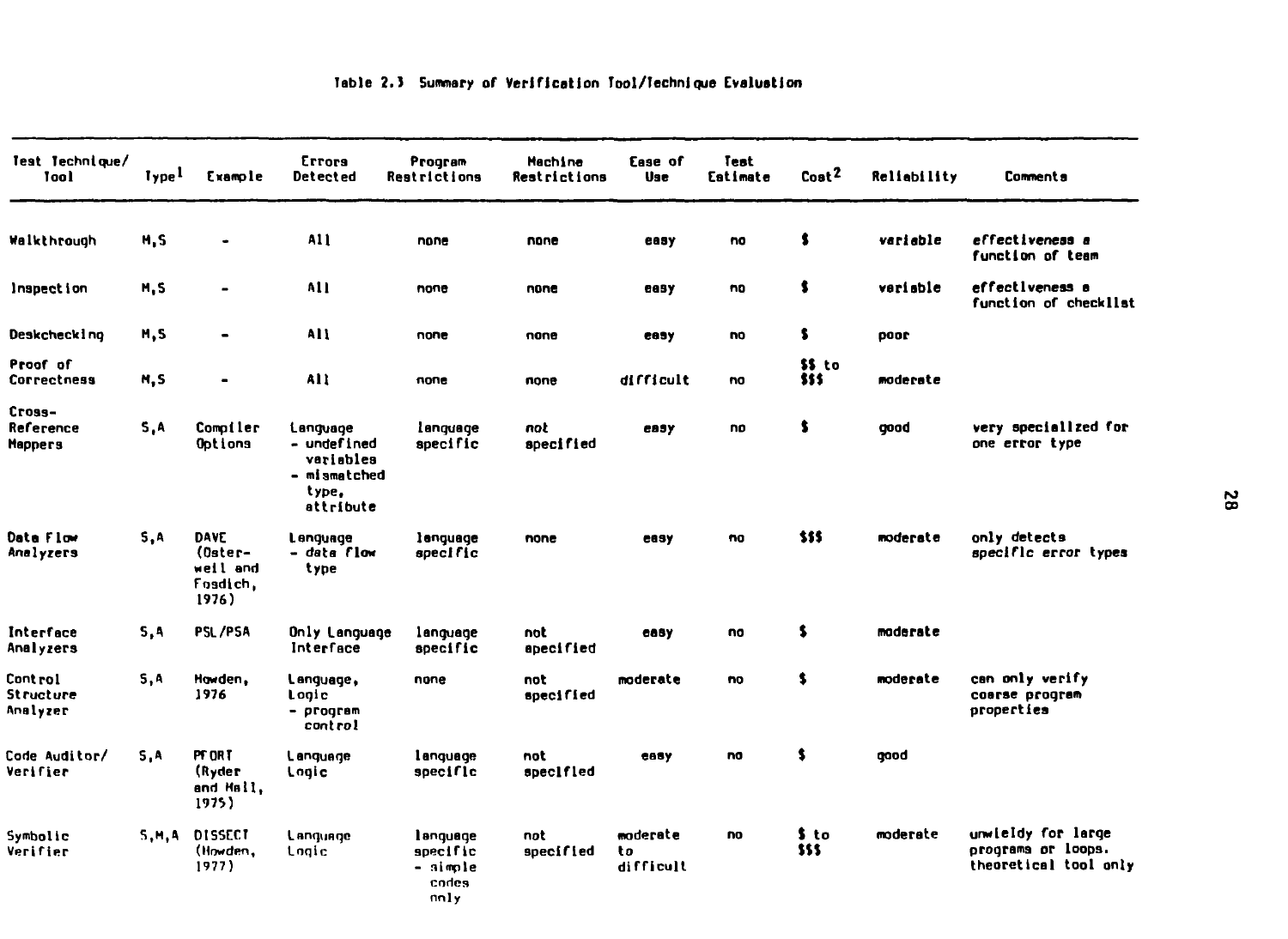Table 2.3 Summary of Verification Tool/Technique Evaluation

| Test Technique/ Tool | Type[1] | Example | Errors Detected | Program Restrictions | Machine Restrictions | Ease of Use | Test Estimate | Cost[2] | Reliability | Comments |
|---|---|---|---|---|---|---|---|---|---|---|
| Walkthrough | M,S | - | All | none | none | easy | no | $ | variable | effectiveness a function of team |
| Inspection | M,S | - | All | none | none | easy | no | $ | variable | effectiveness a function of checklist |
| Deskchecking | M,S | - | All | none | none | easy | no | $ | poor | |
| Proof of Correctness | M,S | - | All | none | none | difficult | no | $$ to $$$ | moderate | |
| Cross-Reference Mappers | S,A | Compiler Options | Language - undefined variables - mismatched type, attribute | language specific | not specified | easy | no | $ | good | very specialized for one error type |
| Data Flow Analyzers | S,A | DAVE (Osterweil and Fosdick, 1976) | Language - data flow type | language specific | none | easy | no | $$$ | moderate | only detects specific error types |
| Interface Analyzers | S,A | PSL/PSA | Only Language Interface | language specific | not specified | easy | no | $ | moderate | |
| Control Structure Analyzer | S,A | Howden, 1976 | Language, Logic - program control | none | not specified | moderate | no | $ | moderate | can only verify coarse program properties |
| Code Auditor/ Verifier | S,A | PFORT (Ryder and Hall, 1975) | Language Logic | language specific | not specified | easy | no | $ | good | |
| Symbolic Verifier | S,M,A | DISSECT (Howden, 1977) | Language Logic | language specific - simple codes only | not specified | moderate to difficult | no | $ to $$$ | moderate | unwieldy for large programs or loops. theoretical tool only |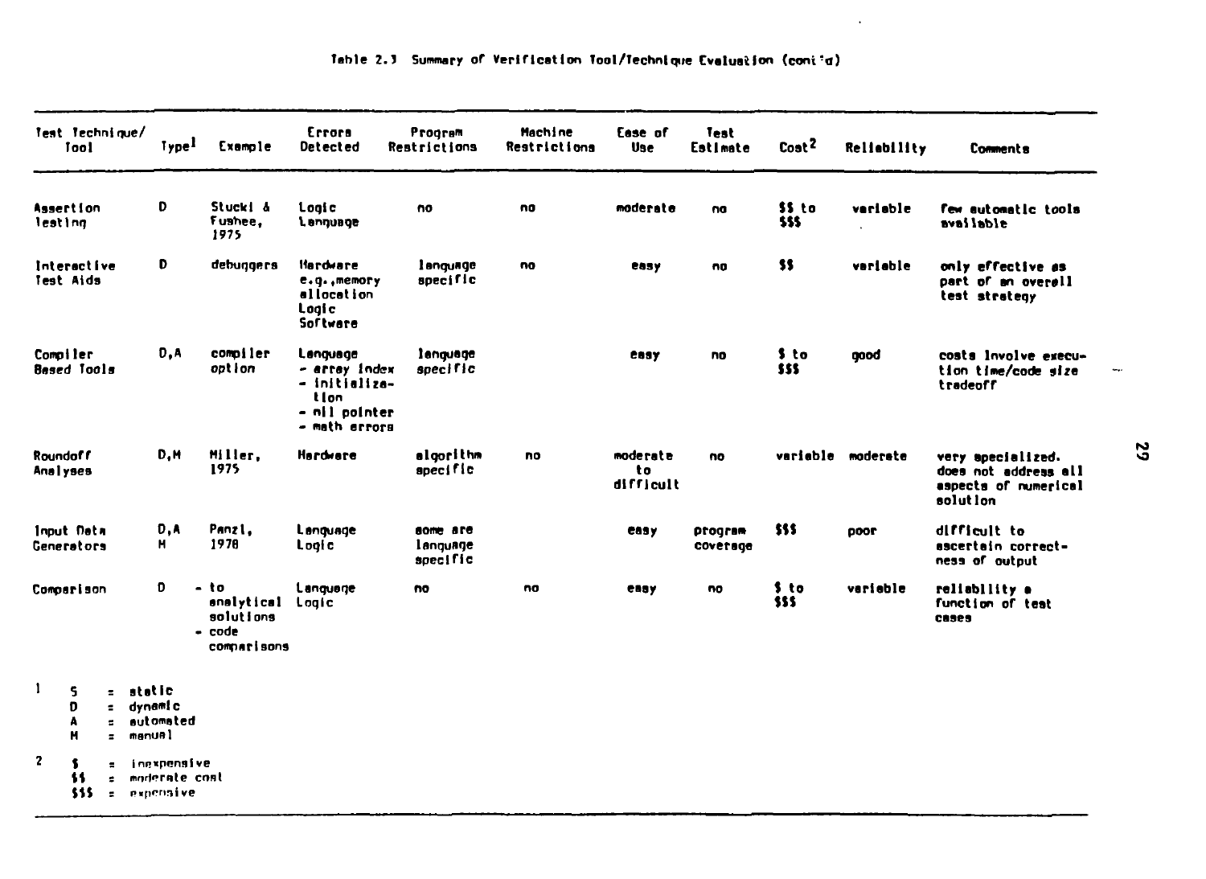Table 2.3 Summary of Verification Tool/Technique Evaluation (cont'd)

| Test Technique/ Tool | Type[1] | Example | Errors Detected | Program Restrictions | Machine Restrictions | Ease of Use | Test Estimate | Cost[2] | Reliability | Comments |
|---|---|---|---|---|---|---|---|---|---|---|
| Assertion testing | D | Stucki & Fushee, 1975 | Logic Language | no | no | moderate | no | $$ to $$$ | variable | few automatic tools available |
| Interactive Test Aids | D | debuggers | Hardware e.g., memory allocation Logic Software | language specific | no | easy | no | $$ | variable | only effective as part of an overall test strategy |
| Compiler Based Tools | D,A | compiler option | Language - array index - initialization - nil pointer - math errors | language specific | | easy | no | $ to $$$ | good | costs involve execution time/code size tradeoff |
| Roundoff Analyses | D,M | Miller, 1975 | Hardware | algorithm specific | no | moderate to difficult | no | variable | moderate | very specialized. does not address all aspects of numerical solution |
| Input Data Generators | D,A M | Panzl, 1978 | Language Logic | some are language specific | | easy | program coverage | $$$ | poor | difficult to ascertain correctness of output |
| Comparison | D | - to analytical solutions - code comparisons | Language Logic | no | no | easy | no | $ to $$$ | variable | reliability a function of test cases |

[1] S = static
D = dynamic
A = automated
M = manual

[2] $ = inexpensive
$$ = moderate cost
$$$ = expensive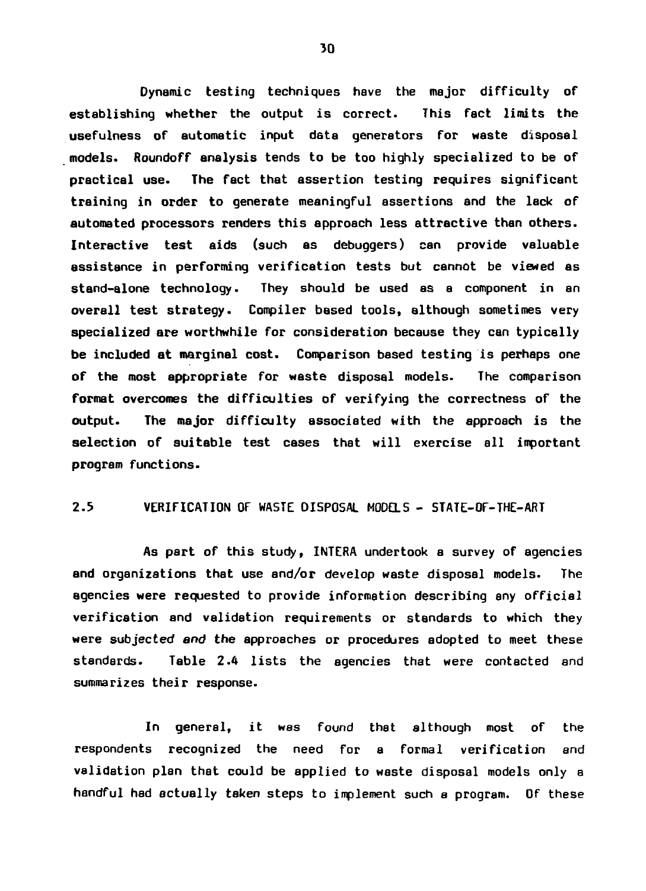Dynamic testing techniques have the major difficulty of establishing whether the output is correct. This fact limits the usefulness of automatic input data generators for waste disposal models. Roundoff analysis tends to be too highly specialized to be of practical use. The fact that assertion testing requires significant training in order to generate meaningful assertions and the lack of automated processors renders this approach less attractive than others. Interactive test aids (such as debuggers) can provide valuable assistance in performing verification tests but cannot be viewed as stand-alone technology. They should be used as a component in an overall test strategy. Compiler based tools, although sometimes very specialized are worthwhile for consideration because they can typically be included at marginal cost. Comparison based testing is perhaps one of the most appropriate for waste disposal models. The comparison format overcomes the difficulties of verifying the correctness of the output. The major difficulty associated with the approach is the selection of suitable test cases that will exercise all important program functions.

## 2.5 VERIFICATION OF WASTE DISPOSAL MODELS - STATE-OF-THE-ART

As part of this study, INTERA undertook a survey of agencies and organizations that use and/or develop waste disposal models. The agencies were requested to provide information describing any official verification and validation requirements or standards to which they were subjected and the approaches or procedures adopted to meet these standards. Table 2.4 lists the agencies that were contacted and summarizes their response.

In general, it was found that although most of the respondents recognized the need for a formal verification and validation plan that could be applied to waste disposal models only a handful had actually taken steps to implement such a program. Of these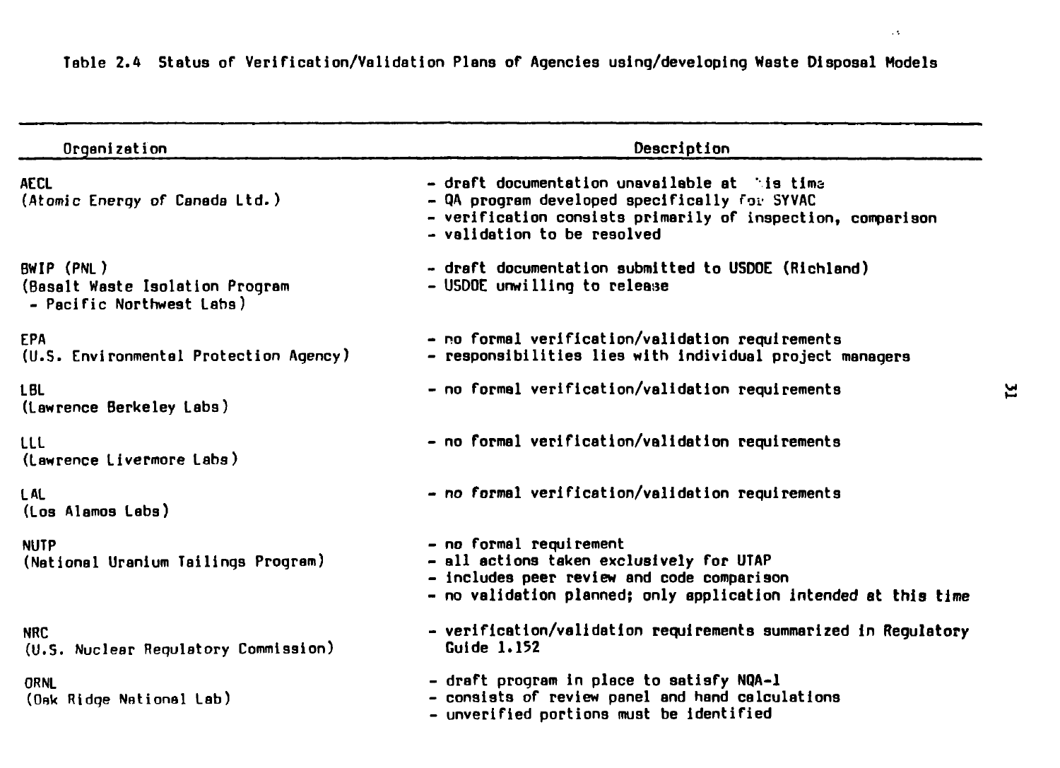Table 2.4 Status of Verification/Validation Plans of Agencies using/developing Waste Disposal Models

| Organization | Description |
|---|---|
| AECL (Atomic Energy of Canada Ltd.) | - draft documentation unavailable at this time<br>- QA program developed specifically for SYVAC<br>- verification consists primarily of inspection, comparison<br>- validation to be resolved |
| BWIP (PNL) (Basalt Waste Isolation Program - Pacific Northwest Labs) | - draft documentation submitted to USDOE (Richland)<br>- USDOE unwilling to release |
| EPA (U.S. Environmental Protection Agency) | - no formal verification/validation requirements<br>- responsibilities lies with individual project managers |
| LBL (Lawrence Berkeley Labs) | - no formal verification/validation requirements |
| LLL (Lawrence Livermore Labs) | - no formal verification/validation requirements |
| LAL (Los Alamos Labs) | - no formal verification/validation requirements |
| NUTP (National Uranium Tailings Program) | - no formal requirement<br>- all actions taken exclusively for UTAP<br>- includes peer review and code comparison<br>- no validation planned; only application intended at this time |
| NRC (U.S. Nuclear Regulatory Commission) | - verification/validation requirements summarized in Regulatory Guide 1.152 |
| ORNL (Oak Ridge National Lab) | - draft program in place to satisfy NQA-1<br>- consists of review panel and hand calculations<br>- unverified portions must be identified |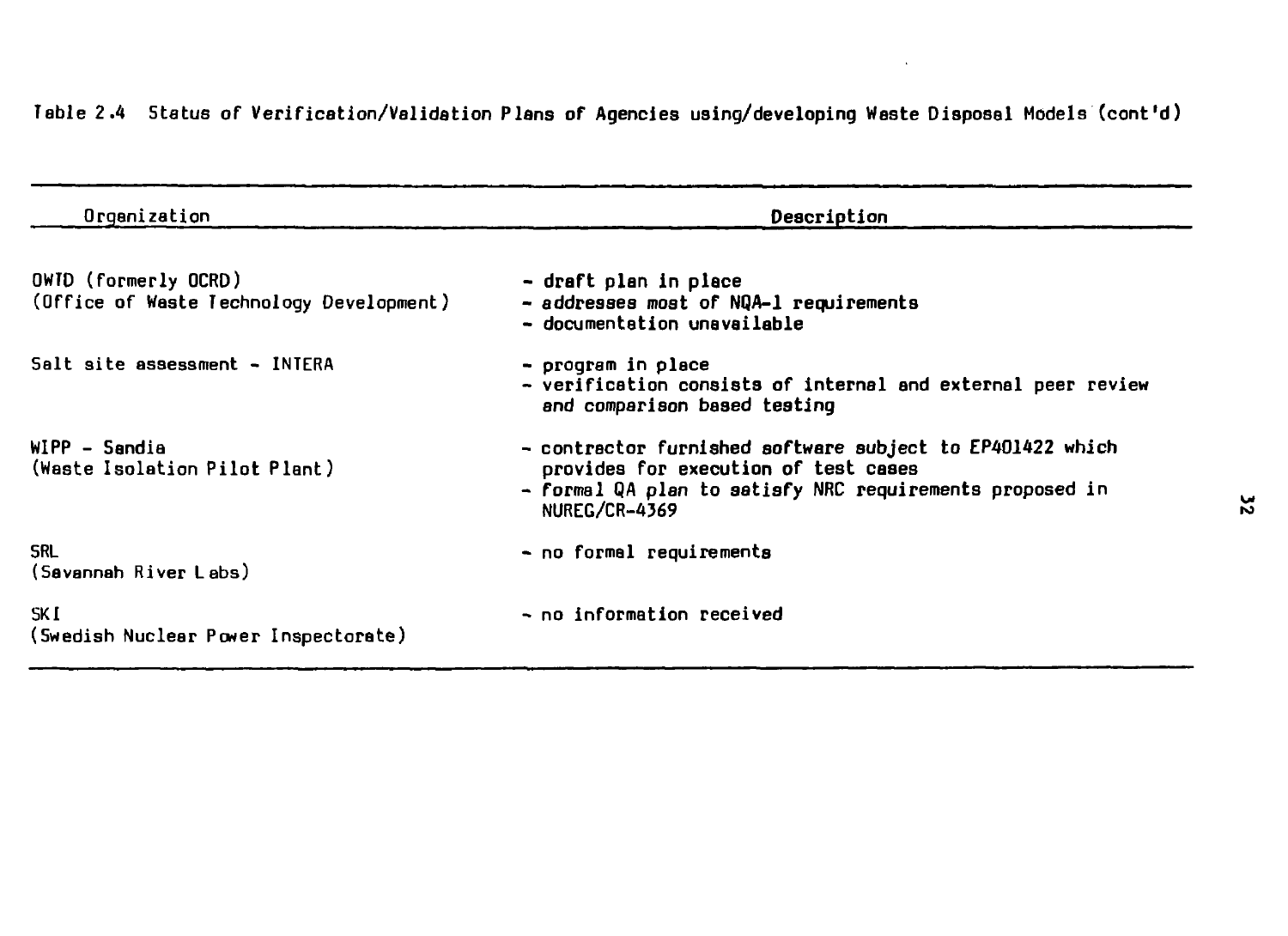Table 2.4 Status of Verification/Validation Plans of Agencies using/developing Waste Disposal Models (cont'd)

| Organization | Description |
|---|---|
| OWTD (formerly OCRD) (Office of Waste Technology Development) | - draft plan in place<br>- addresses most of NQA-1 requirements<br>- documentation unavailable |
| Salt site assessment - INTERA | - program in place<br>- verification consists of internal and external peer review and comparison based testing |
| WIPP - Sandia (Waste Isolation Pilot Plant) | - contractor furnished software subject to EP401422 which provides for execution of test cases<br>- formal QA plan to satisfy NRC requirements proposed in NUREG/CR-4369 |
| SRL (Savannah River Labs) | - no formal requirements |
| SKI (Swedish Nuclear Power Inspectorate) | - no information received |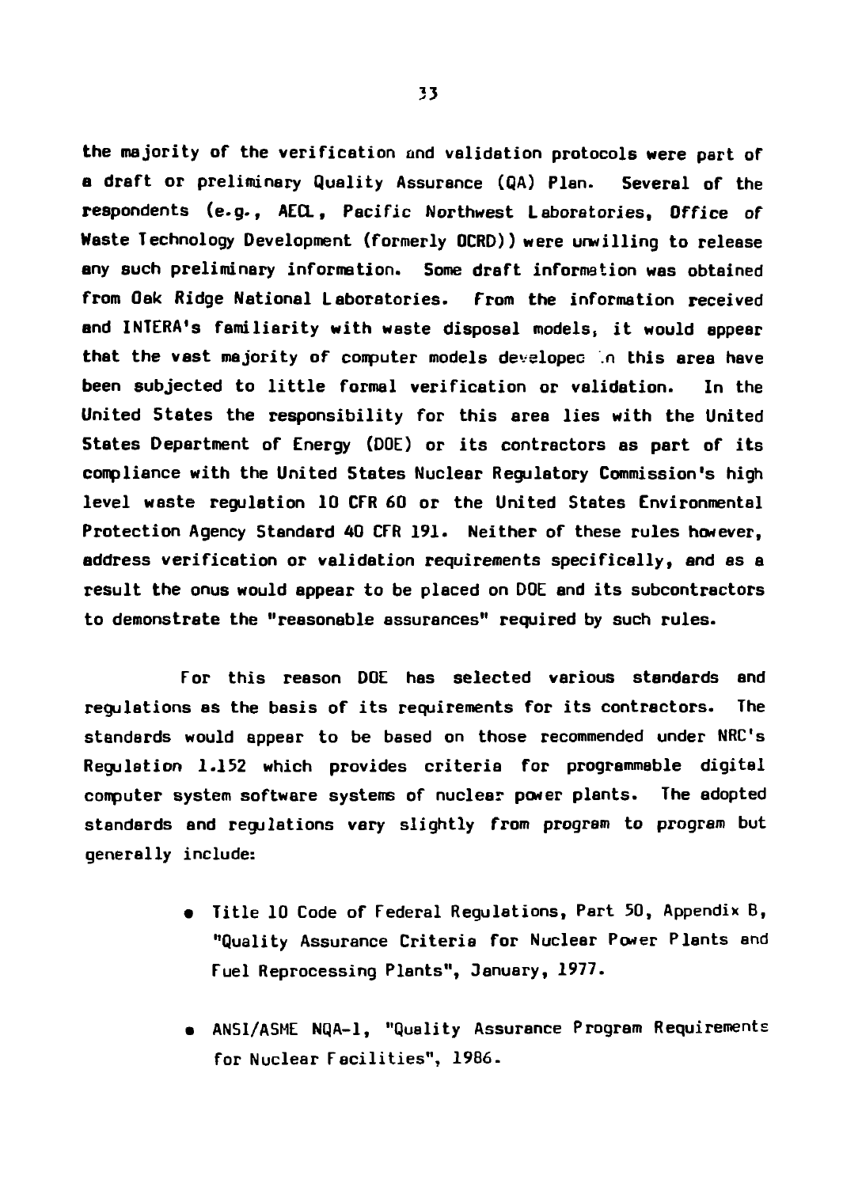the majority of the verification and validation protocols were part of a draft or preliminary Quality Assurance (QA) Plan. Several of the respondents (e.g., AECL, Pacific Northwest Laboratories, Office of Waste Technology Development (formerly OCRD)) were unwilling to release any such preliminary information. Some draft information was obtained from Oak Ridge National Laboratories. From the information received and INTERA's familiarity with waste disposal models, it would appear that the vast majority of computer models developed in this area have been subjected to little formal verification or validation. In the United States the responsibility for this area lies with the United States Department of Energy (DOE) or its contractors as part of its compliance with the United States Nuclear Regulatory Commission's high level waste regulation 10 CFR 60 or the United States Environmental Protection Agency Standard 40 CFR 191. Neither of these rules however, address verification or validation requirements specifically, and as a result the onus would appear to be placed on DOE and its subcontractors to demonstrate the "reasonable assurances" required by such rules.

For this reason DOE has selected various standards and regulations as the basis of its requirements for its contractors. The standards would appear to be based on those recommended under NRC's Regulation 1.152 which provides criteria for programmable digital computer system software systems of nuclear power plants. The adopted standards and regulations vary slightly from program to program but generally include:

- Title 10 Code of Federal Regulations, Part 50, Appendix B, "Quality Assurance Criteria for Nuclear Power Plants and Fuel Reprocessing Plants", January, 1977.
- ANSI/ASME NQA-1, "Quality Assurance Program Requirements for Nuclear Facilities", 1986.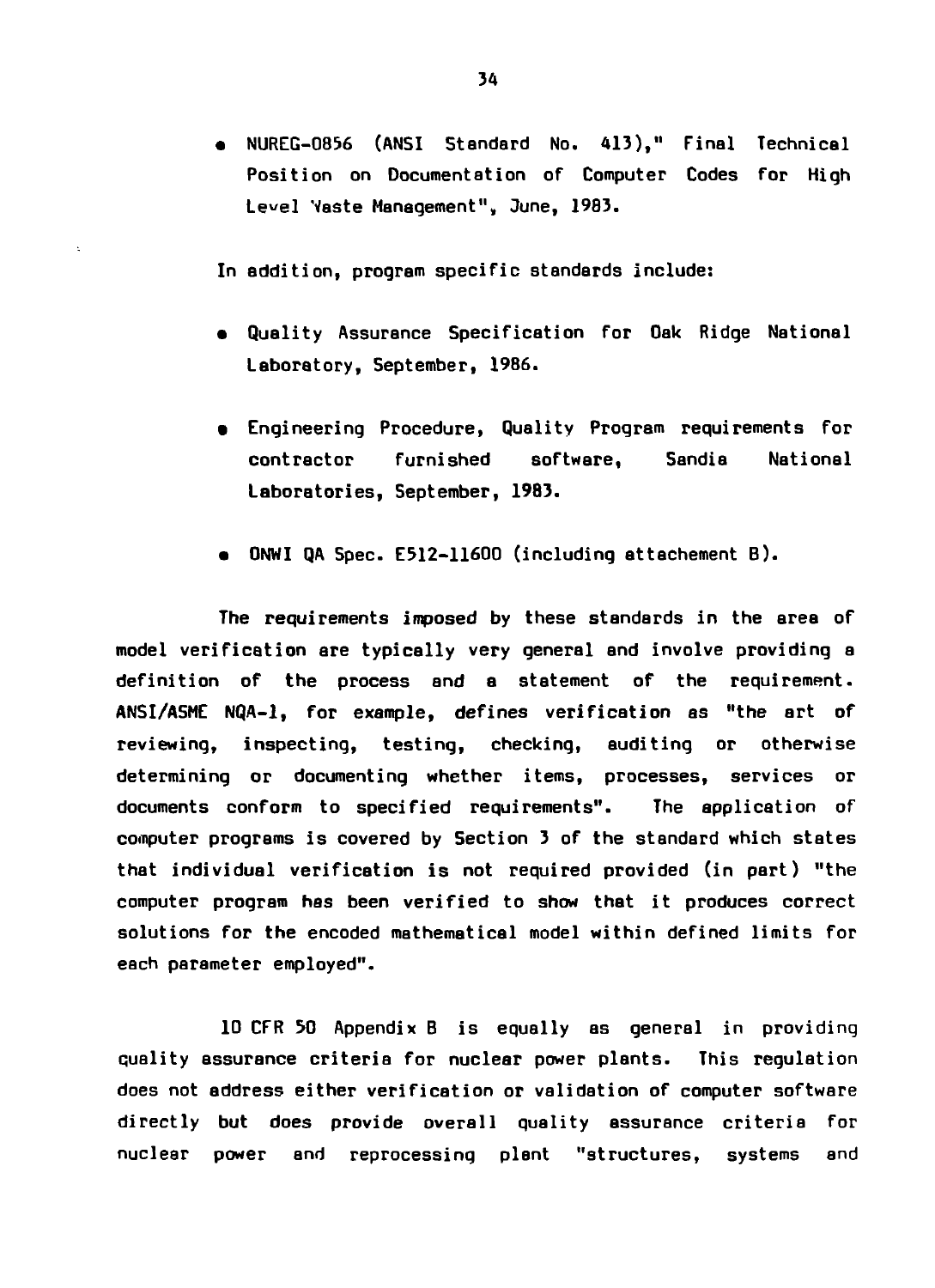- NUREG-0856 (ANSI Standard No. 413)," Final Technical Position on Documentation of Computer Codes for High Level Waste Management", June, 1983.

In addition, program specific standards include:

- Quality Assurance Specification for Oak Ridge National Laboratory, September, 1986.
- Engineering Procedure, Quality Program requirements for contractor furnished software, Sandia National Laboratories, September, 1983.
- ONWI QA Spec. E512-11600 (including attachement B).

The requirements imposed by these standards in the area of model verification are typically very general and involve providing a definition of the process and a statement of the requirement. ANSI/ASME NQA-1, for example, defines verification as "the art of reviewing, inspecting, testing, checking, auditing or otherwise determining or documenting whether items, processes, services or documents conform to specified requirements". The application of computer programs is covered by Section 3 of the standard which states that individual verification is not required provided (in part) "the computer program has been verified to show that it produces correct solutions for the encoded mathematical model within defined limits for each parameter employed".

10 CFR 50 Appendix B is equally as general in providing quality assurance criteria for nuclear power plants. This regulation does not address either verification or validation of computer software directly but does provide overall quality assurance criteria for nuclear power and reprocessing plant "structures, systems and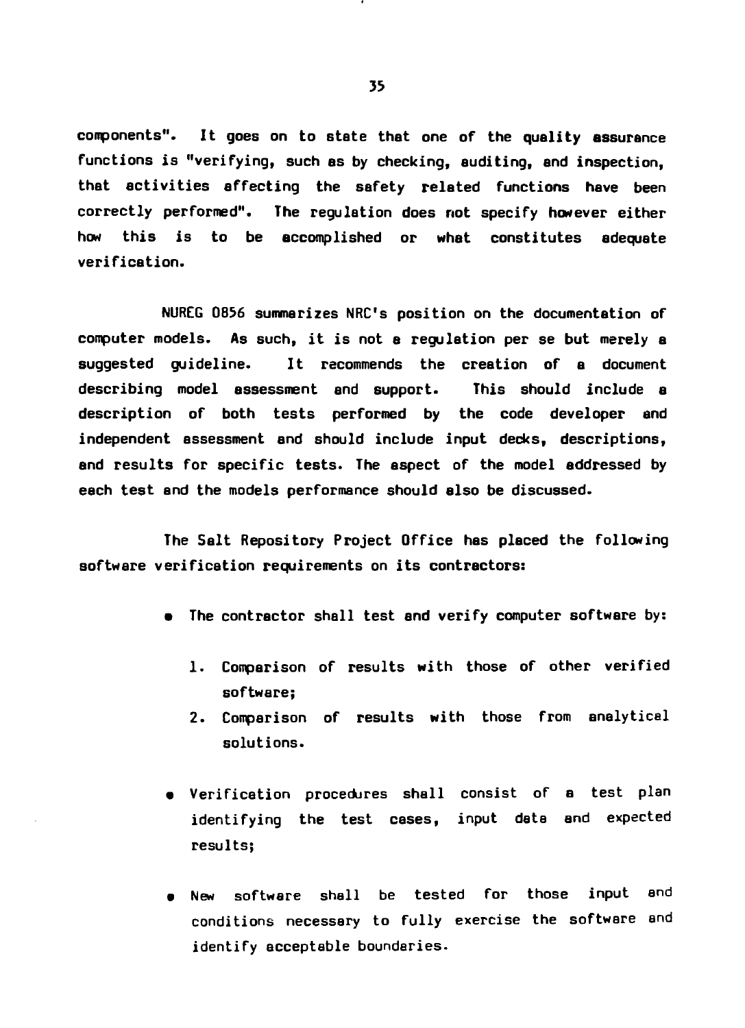components". It goes on to state that one of the quality assurance functions is "verifying, such as by checking, auditing, and inspection, that activities affecting the safety related functions have been correctly performed". The regulation does not specify however either how this is to be accomplished or what constitutes adequate verification.

NUREG 0856 summarizes NRC's position on the documentation of computer models. As such, it is not a regulation per se but merely a suggested guideline. It recommends the creation of a document describing model assessment and support. This should include a description of both tests performed by the code developer and independent assessment and should include input decks, descriptions, and results for specific tests. The aspect of the model addressed by each test and the models performance should also be discussed.

The Salt Repository Project Office has placed the following software verification requirements on its contractors:

- The contractor shall test and verify computer software by:
  1. Comparison of results with those of other verified software;
  2. Comparison of results with those from analytical solutions.
- Verification procedures shall consist of a test plan identifying the test cases, input data and expected results;
- New software shall be tested for those input and conditions necessary to fully exercise the software and identify acceptable boundaries.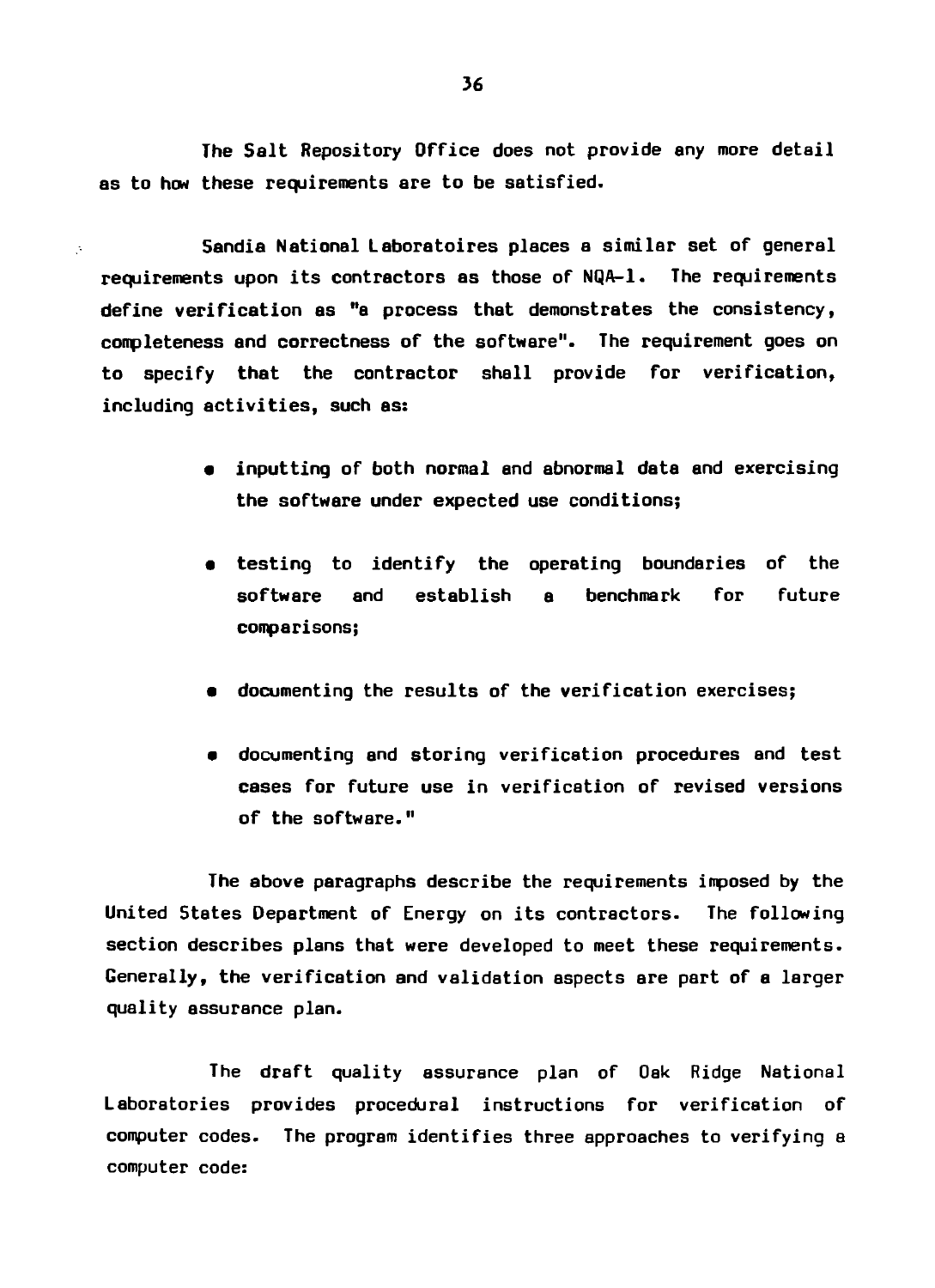The Salt Repository Office does not provide any more detail as to how these requirements are to be satisfied.

Sandia National Laboratoires places a similar set of general requirements upon its contractors as those of NQA-1. The requirements define verification as "a process that demonstrates the consistency, completeness and correctness of the software". The requirement goes on to specify that the contractor shall provide for verification, including activities, such as:

- inputting of both normal and abnormal data and exercising the software under expected use conditions;
- testing to identify the operating boundaries of the software and establish a benchmark for future comparisons;
- documenting the results of the verification exercises;
- documenting and storing verification procedures and test cases for future use in verification of revised versions of the software."

The above paragraphs describe the requirements imposed by the United States Department of Energy on its contractors. The following section describes plans that were developed to meet these requirements. Generally, the verification and validation aspects are part of a larger quality assurance plan.

The draft quality assurance plan of Oak Ridge National Laboratories provides procedural instructions for verification of computer codes. The program identifies three approaches to verifying a computer code: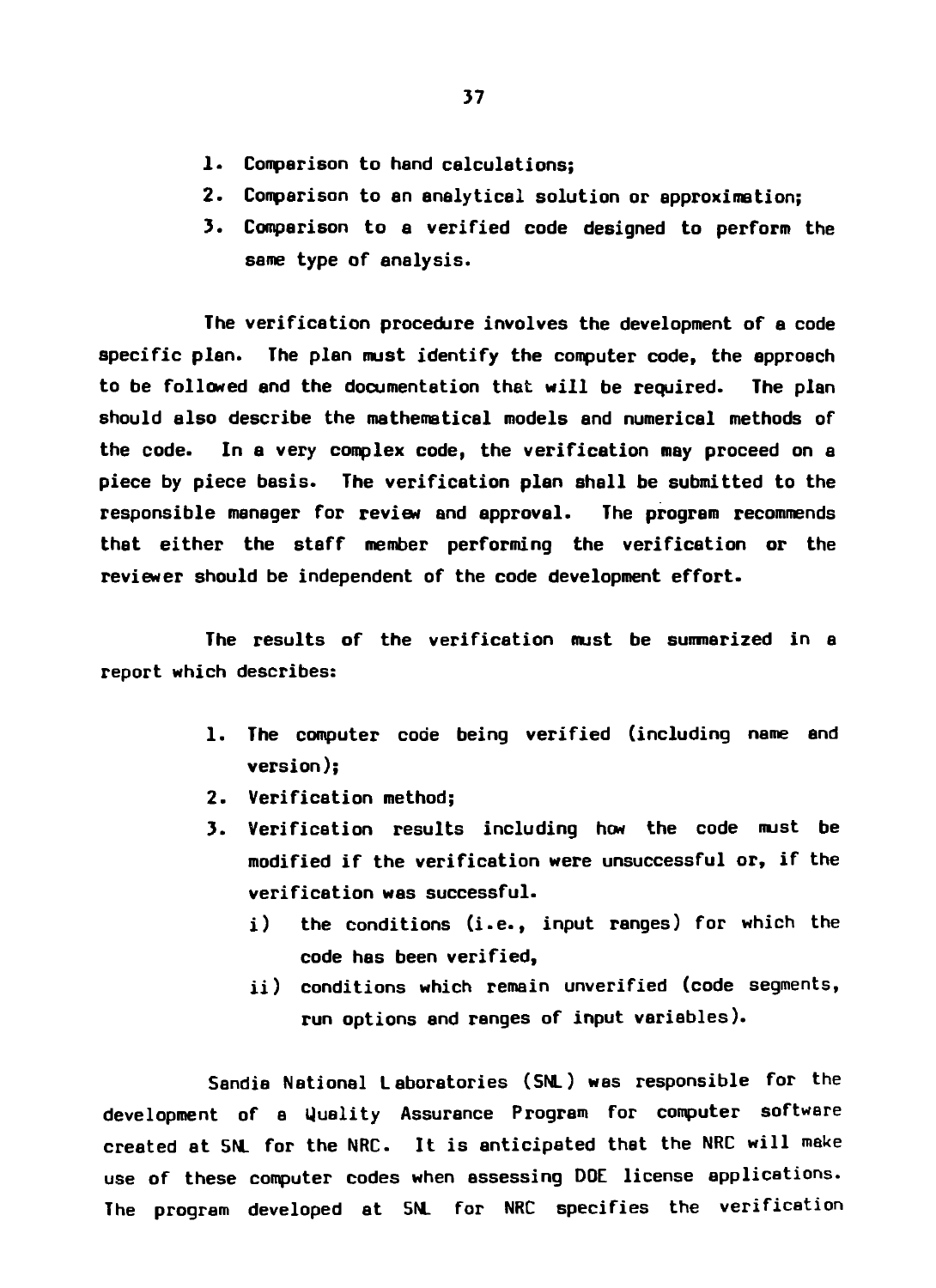1. Comparison to hand calculations;
2. Comparison to an analytical solution or approximation;
3. Comparison to a verified code designed to perform the same type of analysis.

The verification procedure involves the development of a code specific plan. The plan must identify the computer code, the approach to be followed and the documentation that will be required. The plan should also describe the mathematical models and numerical methods of the code. In a very complex code, the verification may proceed on a piece by piece basis. The verification plan shall be submitted to the responsible manager for review and approval. The program recommends that either the staff member performing the verification or the reviewer should be independent of the code development effort.

The results of the verification must be summarized in a report which describes:

1. The computer code being verified (including name and version);
2. Verification method;
3. Verification results including how the code must be modified if the verification were unsuccessful or, if the verification was successful.
   i) the conditions (i.e., input ranges) for which the code has been verified,
   ii) conditions which remain unverified (code segments, run options and ranges of input variables).

Sandia National Laboratories (SNL) was responsible for the development of a Quality Assurance Program for computer software created at SNL for the NRC. It is anticipated that the NRC will make use of these computer codes when assessing DOE license applications. The program developed at SNL for NRC specifies the verification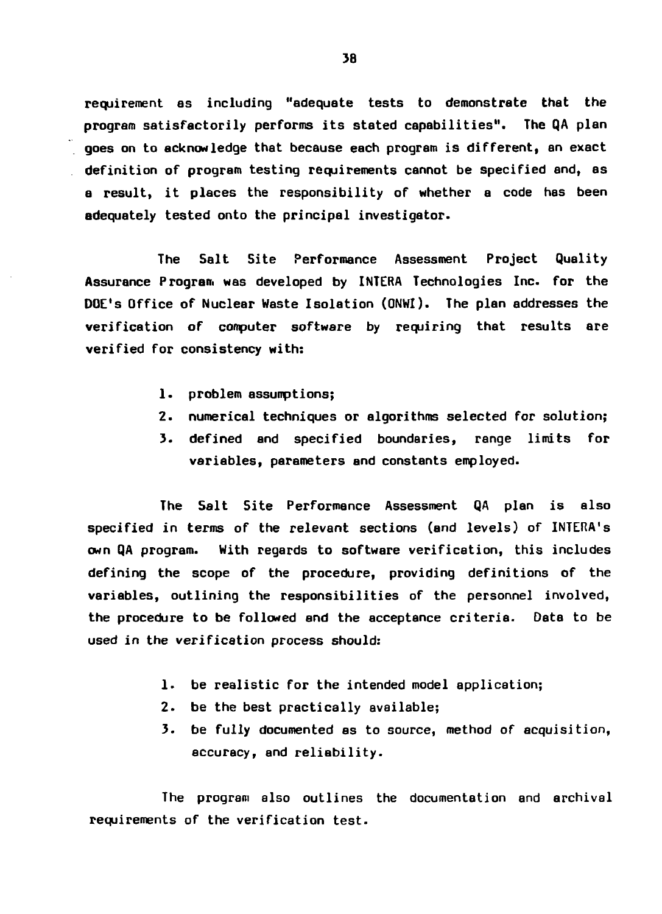requirement as including "adequate tests to demonstrate that the program satisfactorily performs its stated capabilities". The QA plan goes on to acknowledge that because each program is different, an exact definition of program testing requirements cannot be specified and, as a result, it places the responsibility of whether a code has been adequately tested onto the principal investigator.

The Salt Site Performance Assessment Project Quality Assurance Program was developed by INTERA Technologies Inc. for the DOE's Office of Nuclear Waste Isolation (ONWI). The plan addresses the verification of computer software by requiring that results are verified for consistency with:

1. problem assumptions;
2. numerical techniques or algorithms selected for solution;
3. defined and specified boundaries, range limits for variables, parameters and constants employed.

The Salt Site Performance Assessment QA plan is also specified in terms of the relevant sections (and levels) of INTERA's own QA program. With regards to software verification, this includes defining the scope of the procedure, providing definitions of the variables, outlining the responsibilities of the personnel involved, the procedure to be followed and the acceptance criteria. Data to be used in the verification process should:

1. be realistic for the intended model application;
2. be the best practically available;
3. be fully documented as to source, method of acquisition, accuracy, and reliability.

The program also outlines the documentation and archival requirements of the verification test.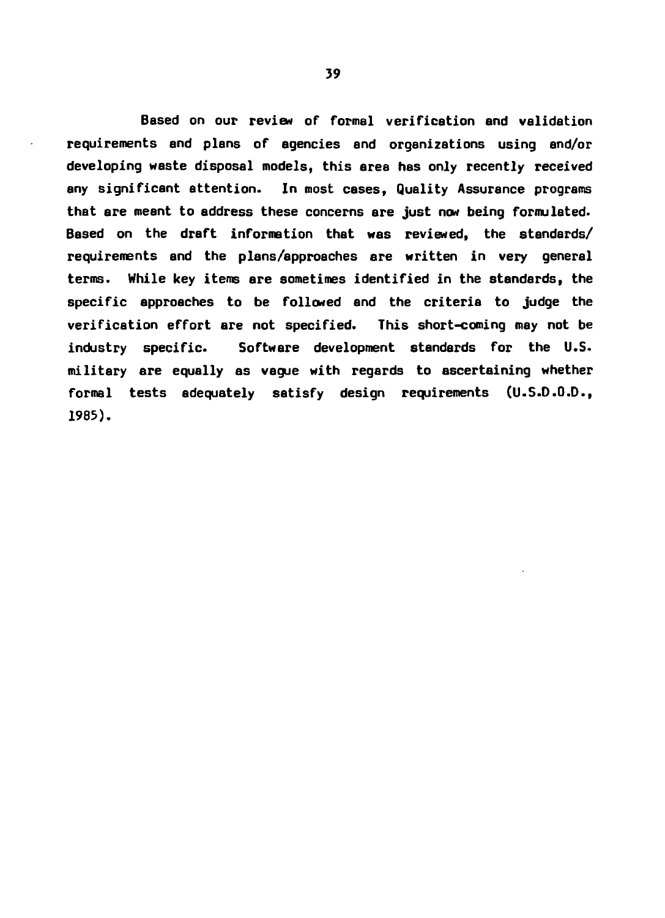Based on our review of formal verification and validation requirements and plans of agencies and organizations using and/or developing waste disposal models, this area has only recently received any significant attention. In most cases, Quality Assurance programs that are meant to address these concerns are just now being formulated. Based on the draft information that was reviewed, the standards/ requirements and the plans/approaches are written in very general terms. While key items are sometimes identified in the standards, the specific approaches to be followed and the criteria to judge the verification effort are not specified. This short-coming may not be industry specific. Software development standards for the U.S. military are equally as vague with regards to ascertaining whether formal tests adequately satisfy design requirements (U.S.D.O.D., 1985).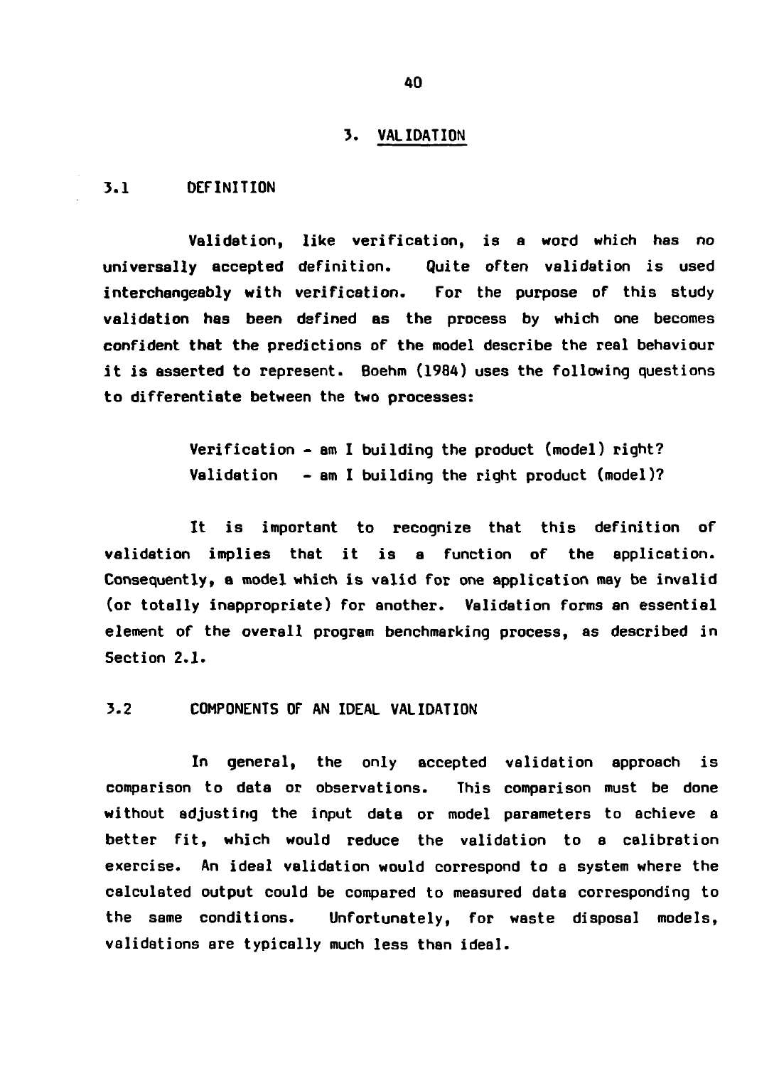# 3. VALIDATION

## 3.1 DEFINITION

Validation, like verification, is a word which has no universally accepted definition. Quite often validation is used interchangeably with verification. For the purpose of this study validation has been defined as the process by which one becomes confident that the predictions of the model describe the real behaviour it is asserted to represent. Boehm (1984) uses the following questions to differentiate between the two processes:

> Verification - am I building the product (model) right?
> Validation - am I building the right product (model)?

It is important to recognize that this definition of validation implies that it is a function of the application. Consequently, a model which is valid for one application may be invalid (or totally inappropriate) for another. Validation forms an essential element of the overall program benchmarking process, as described in Section 2.1.

## 3.2 COMPONENTS OF AN IDEAL VALIDATION

In general, the only accepted validation approach is comparison to data or observations. This comparison must be done without adjusting the input data or model parameters to achieve a better fit, which would reduce the validation to a calibration exercise. An ideal validation would correspond to a system where the calculated output could be compared to measured data corresponding to the same conditions. Unfortunately, for waste disposal models, validations are typically much less than ideal.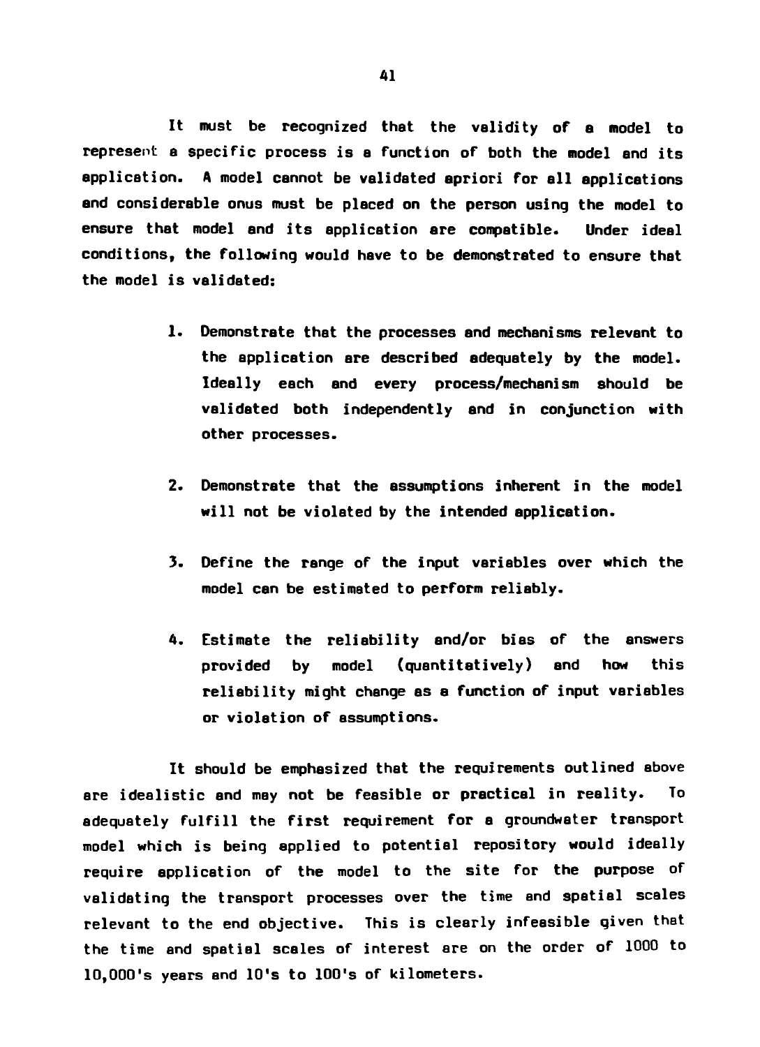It must be recognized that the validity of a model to represent a specific process is a function of both the model and its application. A model cannot be validated apriori for all applications and considerable onus must be placed on the person using the model to ensure that model and its application are compatible. Under ideal conditions, the following would have to be demonstrated to ensure that the model is validated:

1. Demonstrate that the processes and mechanisms relevant to the application are described adequately by the model. Ideally each and every process/mechanism should be validated both independently and in conjunction with other processes.

2. Demonstrate that the assumptions inherent in the model will not be violated by the intended application.

3. Define the range of the input variables over which the model can be estimated to perform reliably.

4. Estimate the reliability and/or bias of the answers provided by model (quantitatively) and how this reliability might change as a function of input variables or violation of assumptions.

It should be emphasized that the requirements outlined above are idealistic and may not be feasible or practical in reality. To adequately fulfill the first requirement for a groundwater transport model which is being applied to potential repository would ideally require application of the model to the site for the purpose of validating the transport processes over the time and spatial scales relevant to the end objective. This is clearly infeasible given that the time and spatial scales of interest are on the order of 1000 to 10,000's years and 10's to 100's of kilometers.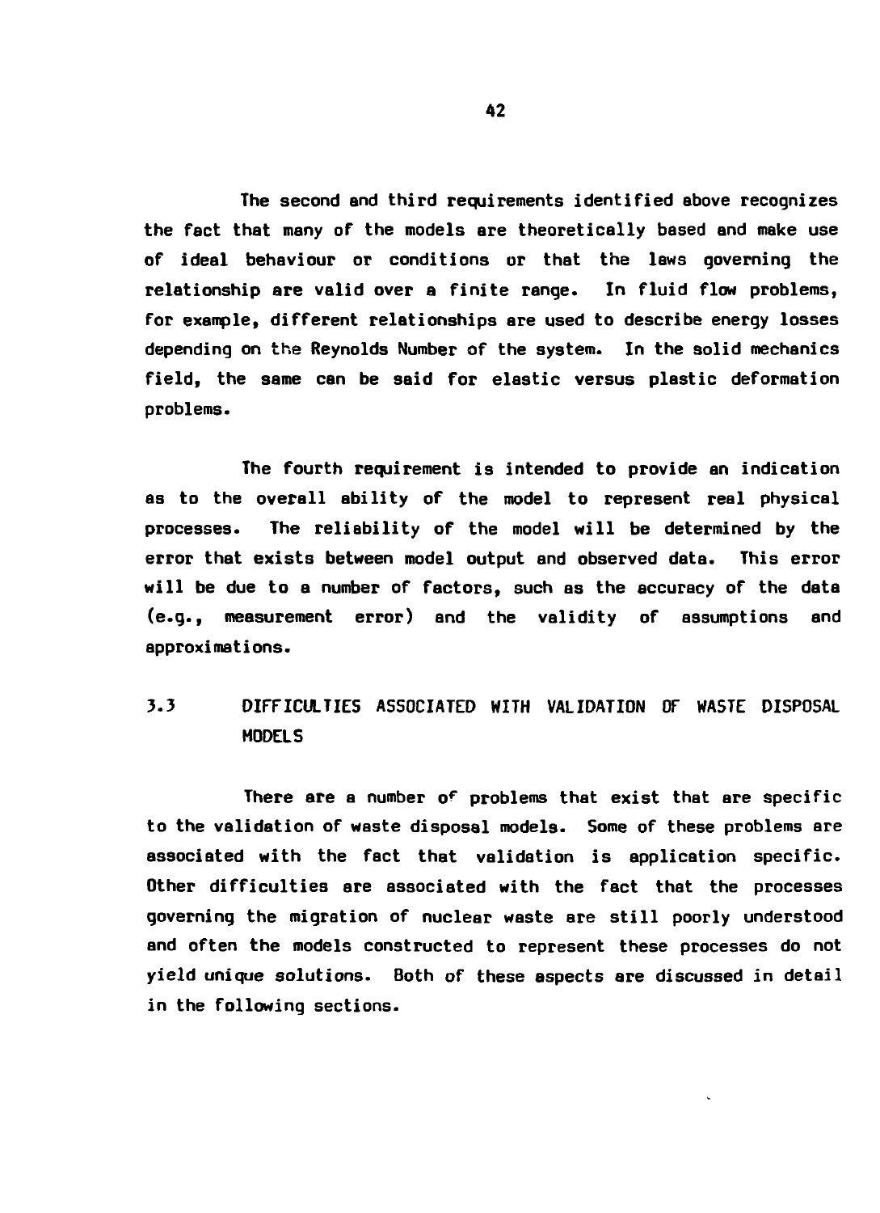The second and third requirements identified above recognizes the fact that many of the models are theoretically based and make use of ideal behaviour or conditions or that the laws governing the relationship are valid over a finite range. In fluid flow problems, for example, different relationships are used to describe energy losses depending on the Reynolds Number of the system. In the solid mechanics field, the same can be said for elastic versus plastic deformation problems.

The fourth requirement is intended to provide an indication as to the overall ability of the model to represent real physical processes. The reliability of the model will be determined by the error that exists between model output and observed data. This error will be due to a number of factors, such as the accuracy of the data (e.g., measurement error) and the validity of assumptions and approximations.

## 3.3 DIFFICULTIES ASSOCIATED WITH VALIDATION OF WASTE DISPOSAL MODELS

There are a number of problems that exist that are specific to the validation of waste disposal models. Some of these problems are associated with the fact that validation is application specific. Other difficulties are associated with the fact that the processes governing the migration of nuclear waste are still poorly understood and often the models constructed to represent these processes do not yield unique solutions. Both of these aspects are discussed in detail in the following sections.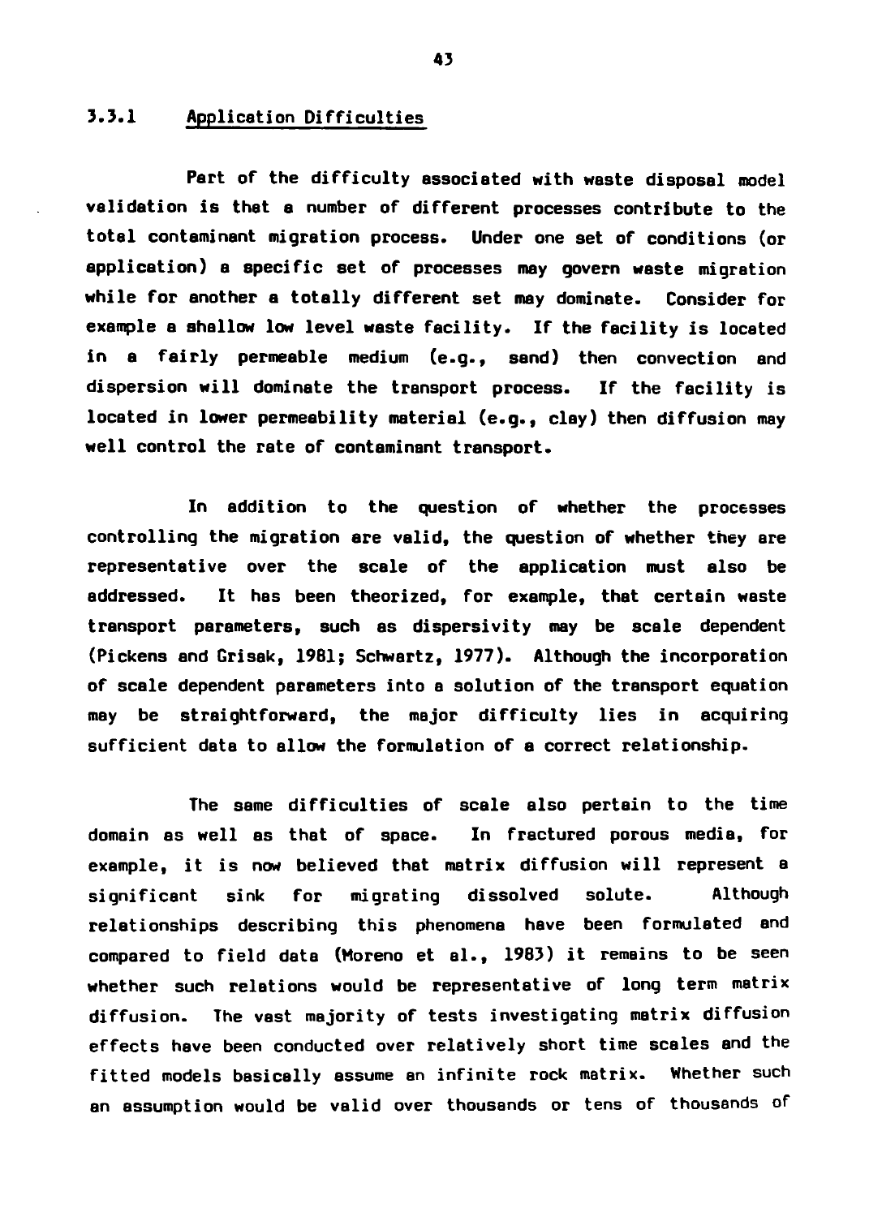### 3.3.1 Application Difficulties

Part of the difficulty associated with waste disposal model validation is that a number of different processes contribute to the total contaminant migration process. Under one set of conditions (or application) a specific set of processes may govern waste migration while for another a totally different set may dominate. Consider for example a shallow low level waste facility. If the facility is located in a fairly permeable medium (e.g., sand) then convection and dispersion will dominate the transport process. If the facility is located in lower permeability material (e.g., clay) then diffusion may well control the rate of contaminant transport.

In addition to the question of whether the processes controlling the migration are valid, the question of whether they are representative over the scale of the application must also be addressed. It has been theorized, for example, that certain waste transport parameters, such as dispersivity may be scale dependent (Pickens and Grisak, 1981; Schwartz, 1977). Although the incorporation of scale dependent parameters into a solution of the transport equation may be straightforward, the major difficulty lies in acquiring sufficient data to allow the formulation of a correct relationship.

The same difficulties of scale also pertain to the time domain as well as that of space. In fractured porous media, for example, it is now believed that matrix diffusion will represent a significant sink for migrating dissolved solute. Although relationships describing this phenomena have been formulated and compared to field data (Moreno et al., 1983) it remains to be seen whether such relations would be representative of long term matrix diffusion. The vast majority of tests investigating matrix diffusion effects have been conducted over relatively short time scales and the fitted models basically assume an infinite rock matrix. Whether such an assumption would be valid over thousands or tens of thousands of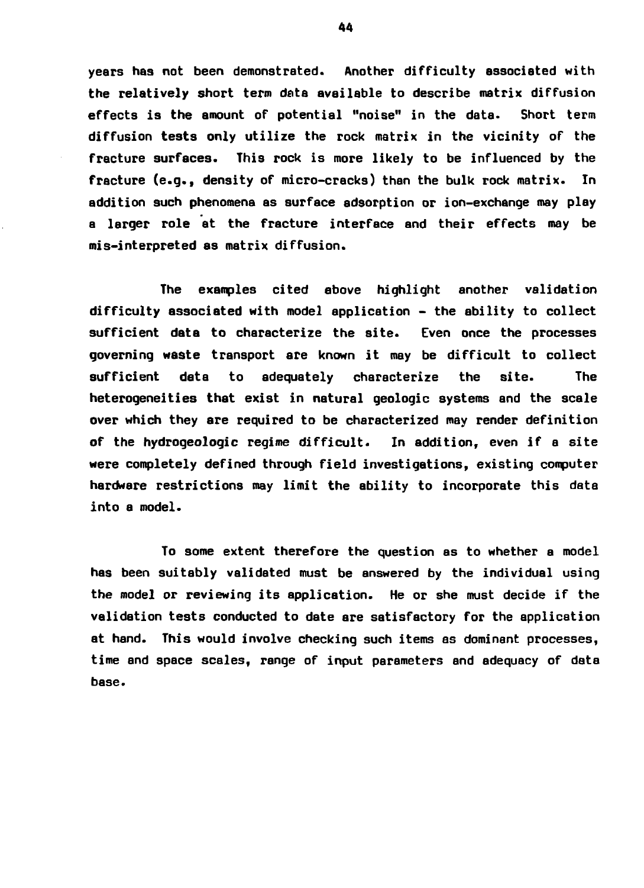years has not been demonstrated. Another difficulty associated with the relatively short term data available to describe matrix diffusion effects is the amount of potential "noise" in the data. Short term diffusion tests only utilize the rock matrix in the vicinity of the fracture surfaces. This rock is more likely to be influenced by the fracture (e.g., density of micro-cracks) than the bulk rock matrix. In addition such phenomena as surface adsorption or ion-exchange may play a larger role at the fracture interface and their effects may be mis-interpreted as matrix diffusion.

The examples cited above highlight another validation difficulty associated with model application - the ability to collect sufficient data to characterize the site. Even once the processes governing waste transport are known it may be difficult to collect sufficient data to adequately characterize the site. The heterogeneities that exist in natural geologic systems and the scale over which they are required to be characterized may render definition of the hydrogeologic regime difficult. In addition, even if a site were completely defined through field investigations, existing computer hardware restrictions may limit the ability to incorporate this data into a model.

To some extent therefore the question as to whether a model has been suitably validated must be answered by the individual using the model or reviewing its application. He or she must decide if the validation tests conducted to date are satisfactory for the application at hand. This would involve checking such items as dominant processes, time and space scales, range of input parameters and adequacy of data base.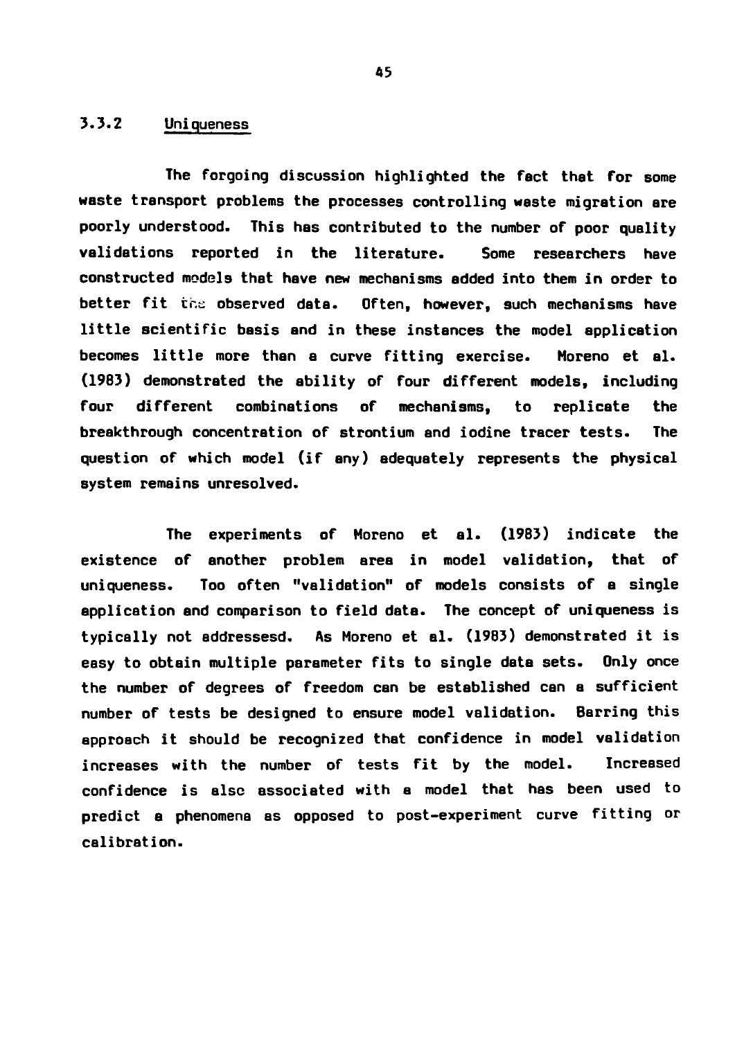### 3.3.2 Uniqueness

The forgoing discussion highlighted the fact that for some waste transport problems the processes controlling waste migration are poorly understood. This has contributed to the number of poor quality validations reported in the literature. Some researchers have constructed models that have new mechanisms added into them in order to better fit the observed data. Often, however, such mechanisms have little scientific basis and in these instances the model application becomes little more than a curve fitting exercise. Moreno et al. (1983) demonstrated the ability of four different models, including four different combinations of mechanisms, to replicate the breakthrough concentration of strontium and iodine tracer tests. The question of which model (if any) adequately represents the physical system remains unresolved.

The experiments of Moreno et al. (1983) indicate the existence of another problem area in model validation, that of uniqueness. Too often "validation" of models consists of a single application and comparison to field data. The concept of uniqueness is typically not addressesd. As Moreno et al. (1983) demonstrated it is easy to obtain multiple parameter fits to single data sets. Only once the number of degrees of freedom can be established can a sufficient number of tests be designed to ensure model validation. Barring this approach it should be recognized that confidence in model validation increases with the number of tests fit by the model. Increased confidence is also associated with a model that has been used to predict a phenomena as opposed to post-experiment curve fitting or calibration.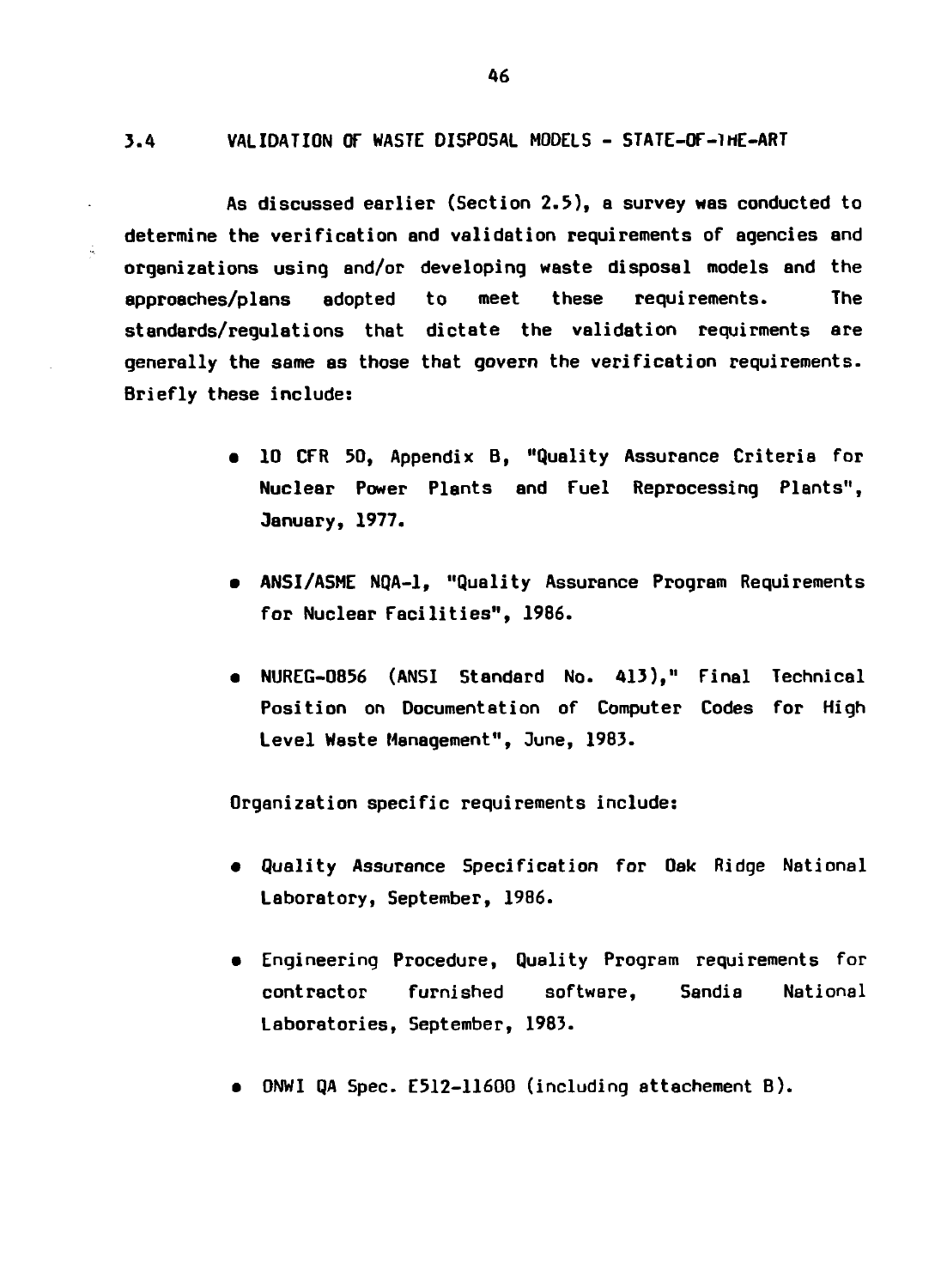### 3.4 VALIDATION OF WASTE DISPOSAL MODELS - STATE-OF-THE-ART

As discussed earlier (Section 2.5), a survey was conducted to determine the verification and validation requirements of agencies and organizations using and/or developing waste disposal models and the approaches/plans adopted to meet these requirements. The standards/regulations that dictate the validation requirments are generally the same as those that govern the verification requirements. Briefly these include:

- 10 CFR 50, Appendix B, "Quality Assurance Criteria for Nuclear Power Plants and Fuel Reprocessing Plants", January, 1977.
- ANSI/ASME NQA-1, "Quality Assurance Program Requirements for Nuclear Facilities", 1986.
- NUREG-0856 (ANSI Standard No. 413)," Final Technical Position on Documentation of Computer Codes for High Level Waste Management", June, 1983.

Organization specific requirements include:

- Quality Assurance Specification for Oak Ridge National Laboratory, September, 1986.
- Engineering Procedure, Quality Program requirements for contractor furnished software, Sandia National Laboratories, September, 1983.
- ONWI QA Spec. E512-11600 (including attachement B).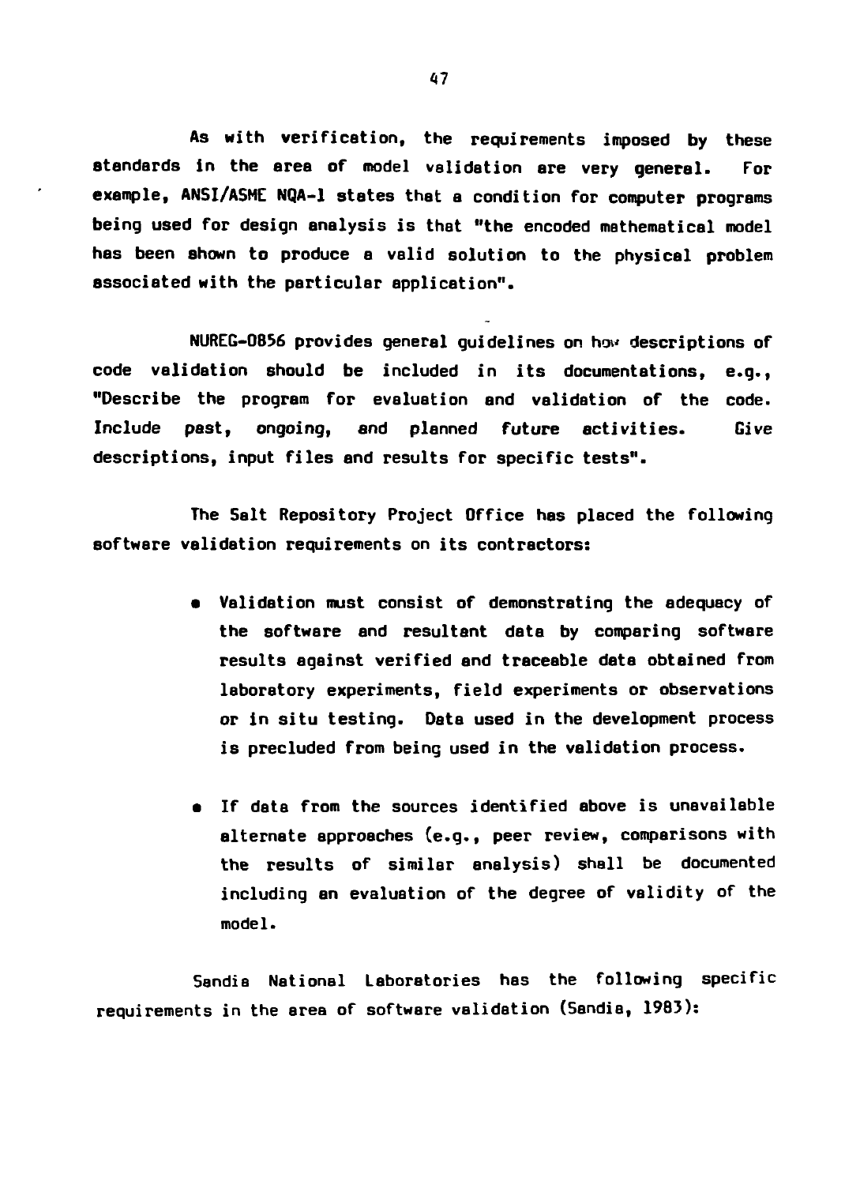As with verification, the requirements imposed by these standards in the area of model validation are very general. For example, ANSI/ASME NQA-1 states that a condition for computer programs being used for design analysis is that "the encoded mathematical model has been shown to produce a valid solution to the physical problem associated with the particular application".

NUREG-0856 provides general guidelines on how descriptions of code validation should be included in its documentations, e.g., "Describe the program for evaluation and validation of the code. Include past, ongoing, and planned future activities. Give descriptions, input files and results for specific tests".

The Salt Repository Project Office has placed the following software validation requirements on its contractors:

- Validation must consist of demonstrating the adequacy of the software and resultant data by comparing software results against verified and traceable data obtained from laboratory experiments, field experiments or observations or in situ testing. Data used in the development process is precluded from being used in the validation process.

- If data from the sources identified above is unavailable alternate approaches (e.g., peer review, comparisons with the results of similar analysis) shall be documented including an evaluation of the degree of validity of the model.

Sandia National Laboratories has the following specific requirements in the area of software validation (Sandia, 1983):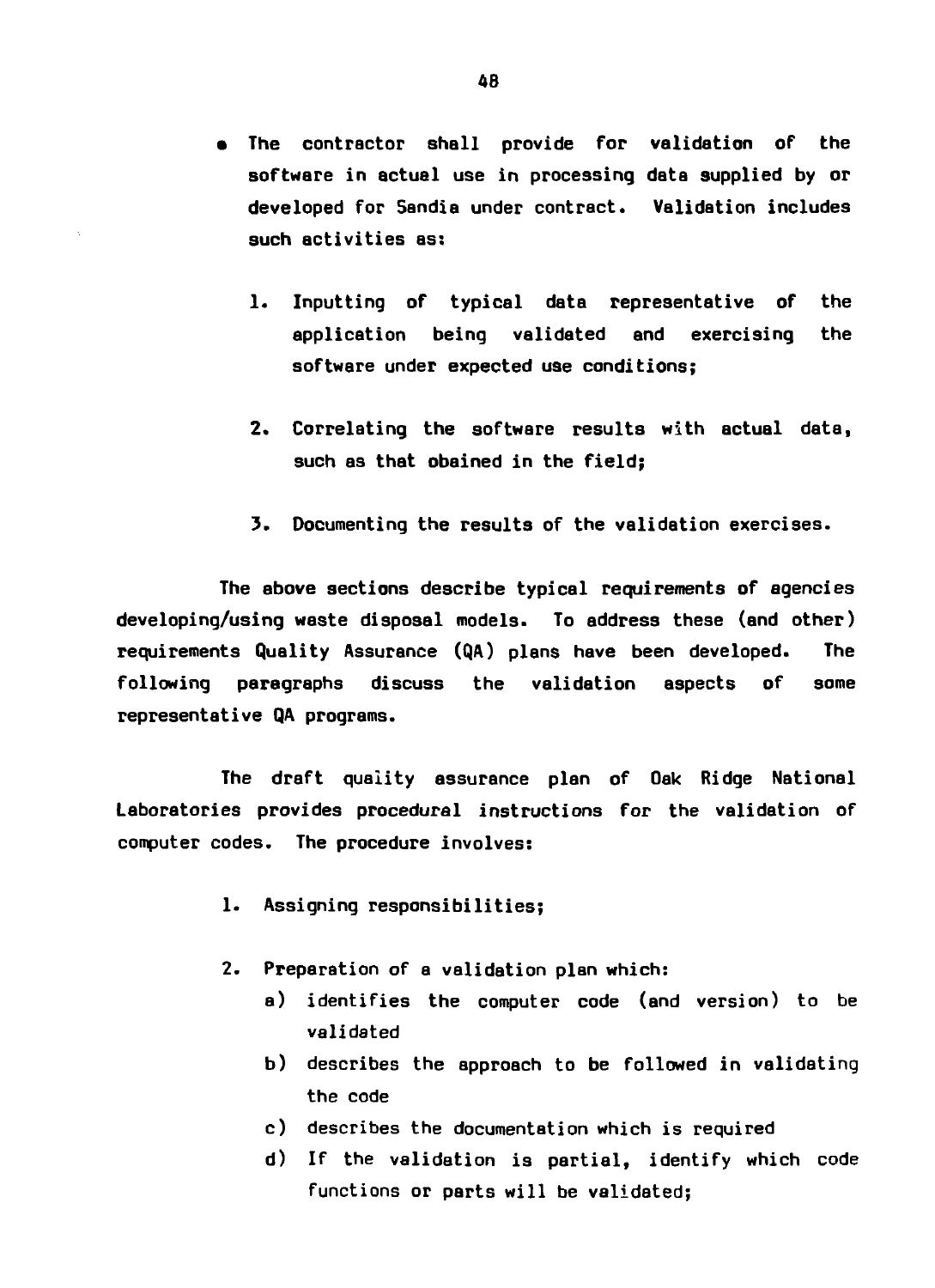- The contractor shall provide for validation of the software in actual use in processing data supplied by or developed for Sandia under contract. Validation includes such activities as:

    1. Inputting of typical data representative of the application being validated and exercising the software under expected use conditions;

    2. Correlating the software results with actual data, such as that obained in the field;

    3. Documenting the results of the validation exercises.

The above sections describe typical requirements of agencies developing/using waste disposal models. To address these (and other) requirements Quality Assurance (QA) plans have been developed. The following paragraphs discuss the validation aspects of some representative QA programs.

The draft quality assurance plan of Oak Ridge National Laboratories provides procedural instructions for the validation of computer codes. The procedure involves:

1. Assigning responsibilities;

2. Preparation of a validation plan which:
    a) identifies the computer code (and version) to be validated
    b) describes the approach to be followed in validating the code
    c) describes the documentation which is required
    d) If the validation is partial, identify which code functions or parts will be validated;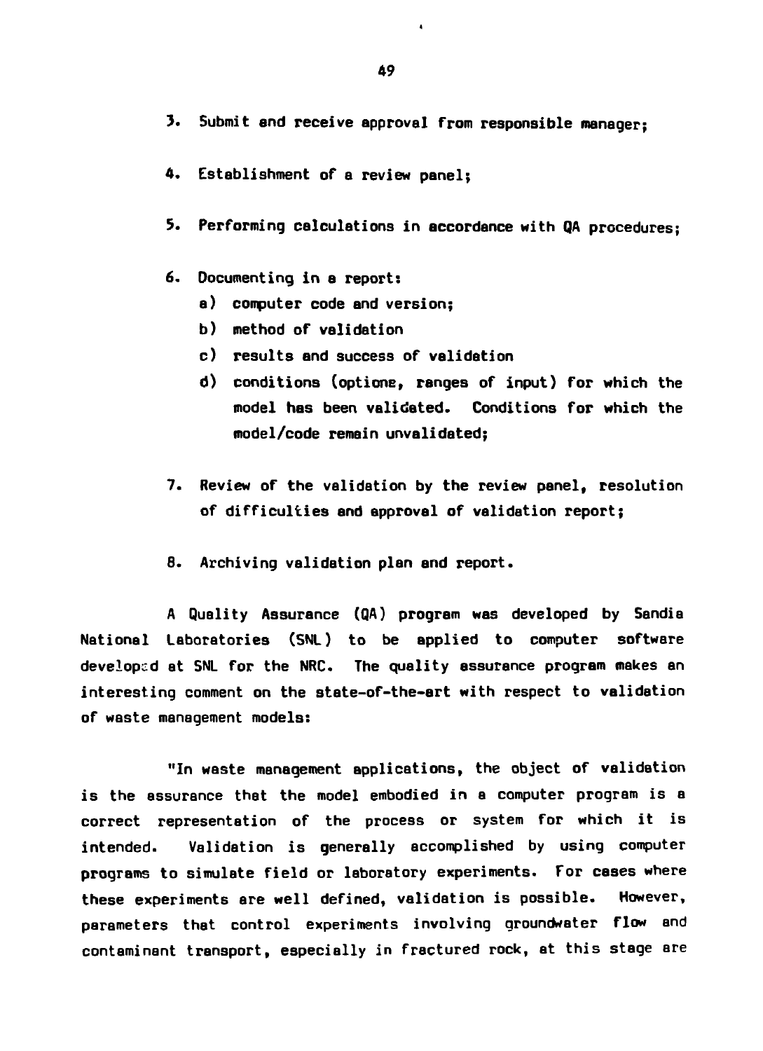3. Submit and receive approval from responsible manager;

4. Establishment of a review panel;

5. Performing calculations in accordance with QA procedures;

6. Documenting in a report:
   a) computer code and version;
   b) method of validation
   c) results and success of validation
   d) conditions (options, ranges of input) for which the model has been validated. Conditions for which the model/code remain unvalidated;

7. Review of the validation by the review panel, resolution of difficulties and approval of validation report;

8. Archiving validation plan and report.

A Quality Assurance (QA) program was developed by Sandia National Laboratories (SNL) to be applied to computer software developed at SNL for the NRC. The quality assurance program makes an interesting comment on the state-of-the-art with respect to validation of waste management models:

"In waste management applications, the object of validation is the assurance that the model embodied in a computer program is a correct representation of the process or system for which it is intended. Validation is generally accomplished by using computer programs to simulate field or laboratory experiments. For cases where these experiments are well defined, validation is possible. However, parameters that control experiments involving groundwater flow and contaminant transport, especially in fractured rock, at this stage are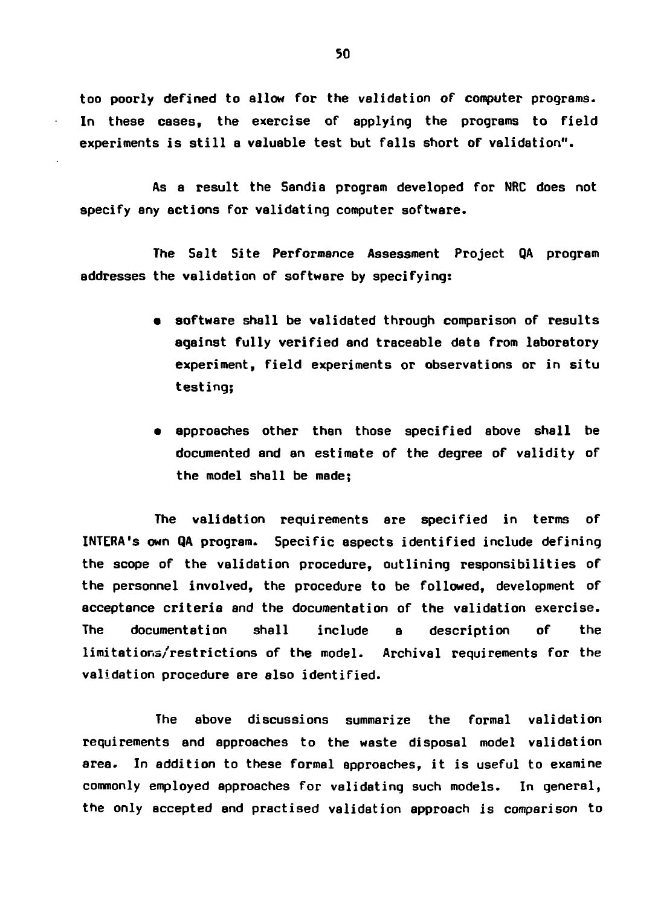too poorly defined to allow for the validation of computer programs. In these cases, the exercise of applying the programs to field experiments is still a valuable test but falls short of validation".

As a result the Sandia program developed for NRC does not specify any actions for validating computer software.

The Salt Site Performance Assessment Project QA program addresses the validation of software by specifying:

- software shall be validated through comparison of results against fully verified and traceable data from laboratory experiment, field experiments or observations or in situ testing;

- approaches other than those specified above shall be documented and an estimate of the degree of validity of the model shall be made;

The validation requirements are specified in terms of INTERA's own QA program. Specific aspects identified include defining the scope of the validation procedure, outlining responsibilities of the personnel involved, the procedure to be followed, development of acceptance criteria and the documentation of the validation exercise. The documentation shall include a description of the limitations/restrictions of the model. Archival requirements for the validation procedure are also identified.

The above discussions summarize the formal validation requirements and approaches to the waste disposal model validation area. In addition to these formal approaches, it is useful to examine commonly employed approaches for validating such models. In general, the only accepted and practised validation approach is comparison to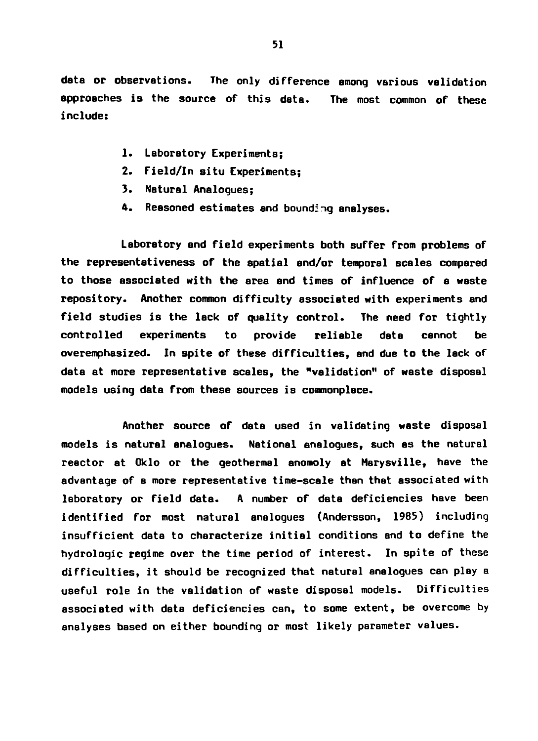data or observations. The only difference among various validation approaches is the source of this data. The most common of these include:

1. Laboratory Experiments;
2. Field/In situ Experiments;
3. Natural Analogues;
4. Reasoned estimates and bounding analyses.

Laboratory and field experiments both suffer from problems of the representativeness of the spatial and/or temporal scales compared to those associated with the area and times of influence of a waste repository. Another common difficulty associated with experiments and field studies is the lack of quality control. The need for tightly controlled experiments to provide reliable data cannot be overemphasized. In spite of these difficulties, and due to the lack of data at more representative scales, the "validation" of waste disposal models using data from these sources is commonplace.

Another source of data used in validating waste disposal models is natural analogues. National analogues, such as the natural reactor at Oklo or the geothermal anomoly at Marysville, have the advantage of a more representative time-scale than that associated with laboratory or field data. A number of data deficiencies have been identified for most natural analogues (Andersson, 1985) including insufficient data to characterize initial conditions and to define the hydrologic regime over the time period of interest. In spite of these difficulties, it should be recognized that natural analogues can play a useful role in the validation of waste disposal models. Difficulties associated with data deficiencies can, to some extent, be overcome by analyses based on either bounding or most likely parameter values.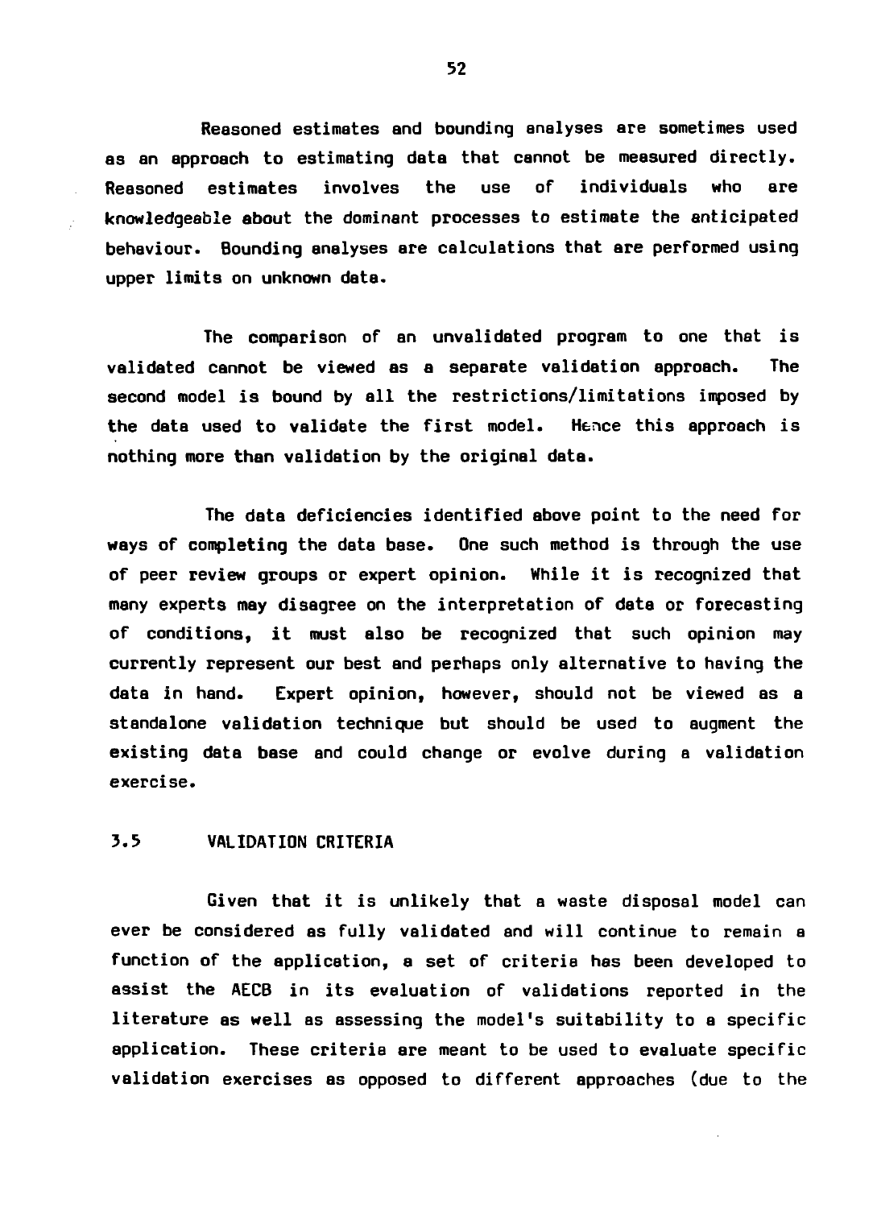Reasoned estimates and bounding analyses are sometimes used as an approach to estimating data that cannot be measured directly. Reasoned estimates involves the use of individuals who are knowledgeable about the dominant processes to estimate the anticipated behaviour. Bounding analyses are calculations that are performed using upper limits on unknown data.

The comparison of an unvalidated program to one that is validated cannot be viewed as a separate validation approach. The second model is bound by all the restrictions/limitations imposed by the data used to validate the first model. Hence this approach is nothing more than validation by the original data.

The data deficiencies identified above point to the need for ways of completing the data base. One such method is through the use of peer review groups or expert opinion. While it is recognized that many experts may disagree on the interpretation of data or forecasting of conditions, it must also be recognized that such opinion may currently represent our best and perhaps only alternative to having the data in hand. Expert opinion, however, should not be viewed as a standalone validation technique but should be used to augment the existing data base and could change or evolve during a validation exercise.

## 3.5 VALIDATION CRITERIA

Given that it is unlikely that a waste disposal model can ever be considered as fully validated and will continue to remain a function of the application, a set of criteria has been developed to assist the AECB in its evaluation of validations reported in the literature as well as assessing the model's suitability to a specific application. These criteria are meant to be used to evaluate specific validation exercises as opposed to different approaches (due to the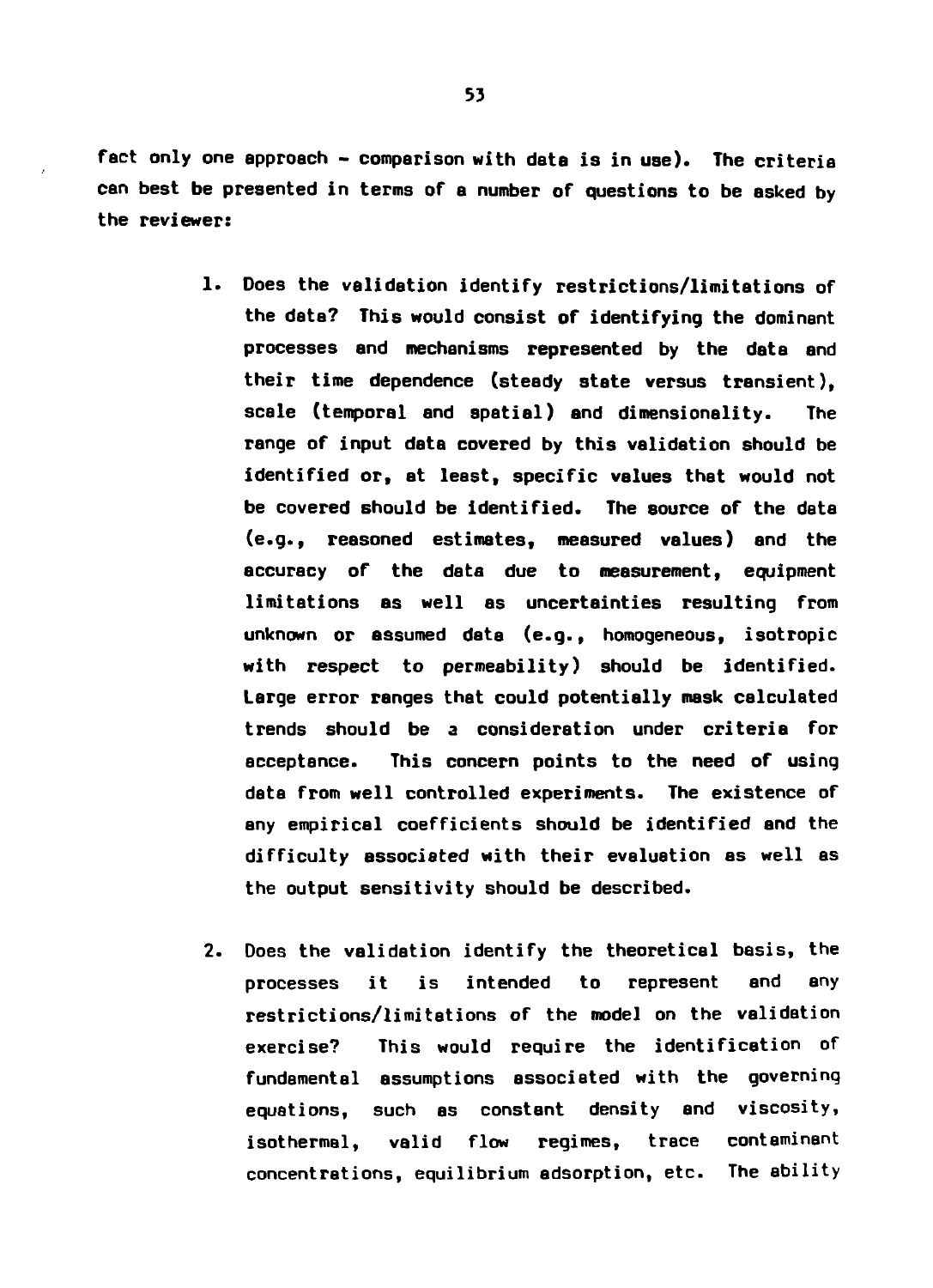fact only one approach - comparison with data is in use). The criteria can best be presented in terms of a number of questions to be asked by the reviewer:

1. Does the validation identify restrictions/limitations of the data? This would consist of identifying the dominant processes and mechanisms represented by the data and their time dependence (steady state versus transient), scale (temporal and spatial) and dimensionality. The range of input data covered by this validation should be identified or, at least, specific values that would not be covered should be identified. The source of the data (e.g., reasoned estimates, measured values) and the accuracy of the data due to measurement, equipment limitations as well as uncertainties resulting from unknown or assumed data (e.g., homogeneous, isotropic with respect to permeability) should be identified. Large error ranges that could potentially mask calculated trends should be a consideration under criteria for acceptance. This concern points to the need of using data from well controlled experiments. The existence of any empirical coefficients should be identified and the difficulty associated with their evaluation as well as the output sensitivity should be described.

2. Does the validation identify the theoretical basis, the processes it is intended to represent and any restrictions/limitations of the model on the validation exercise? This would require the identification of fundamental assumptions associated with the governing equations, such as constant density and viscosity, isothermal, valid flow regimes, trace contaminant concentrations, equilibrium adsorption, etc. The ability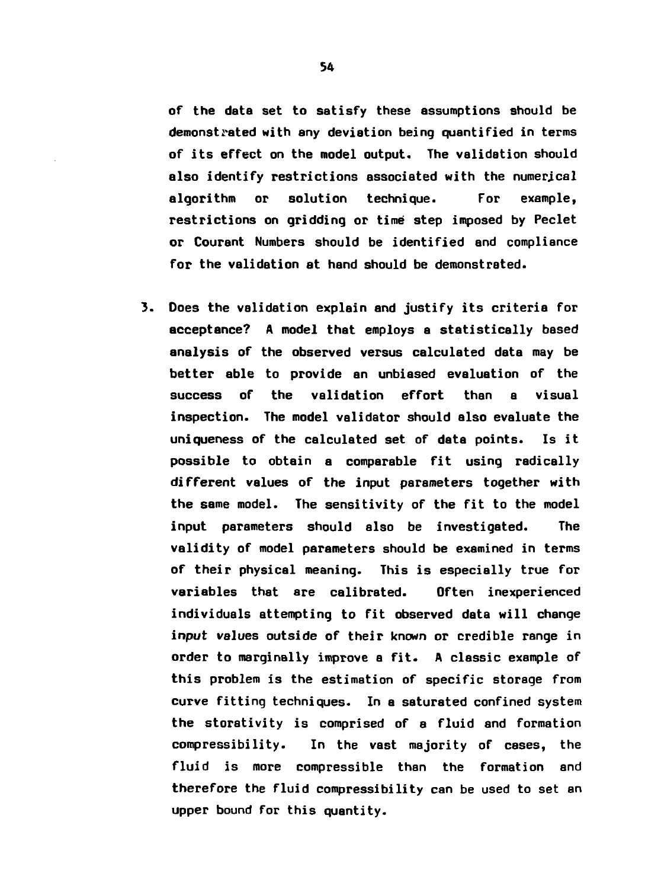of the data set to satisfy these assumptions should be demonstrated with any deviation being quantified in terms of its effect on the model output. The validation should also identify restrictions associated with the numerical algorithm or solution technique. For example, restrictions on gridding or time step imposed by Peclet or Courant Numbers should be identified and compliance for the validation at hand should be demonstrated.

3. Does the validation explain and justify its criteria for acceptance? A model that employs a statistically based analysis of the observed versus calculated data may be better able to provide an unbiased evaluation of the success of the validation effort than a visual inspection. The model validator should also evaluate the uniqueness of the calculated set of data points. Is it possible to obtain a comparable fit using radically different values of the input parameters together with the same model. The sensitivity of the fit to the model input parameters should also be investigated. The validity of model parameters should be examined in terms of their physical meaning. This is especially true for variables that are calibrated. Often inexperienced individuals attempting to fit observed data will change input values outside of their known or credible range in order to marginally improve a fit. A classic example of this problem is the estimation of specific storage from curve fitting techniques. In a saturated confined system the storativity is comprised of a fluid and formation compressibility. In the vast majority of cases, the fluid is more compressible than the formation and therefore the fluid compressibility can be used to set an upper bound for this quantity.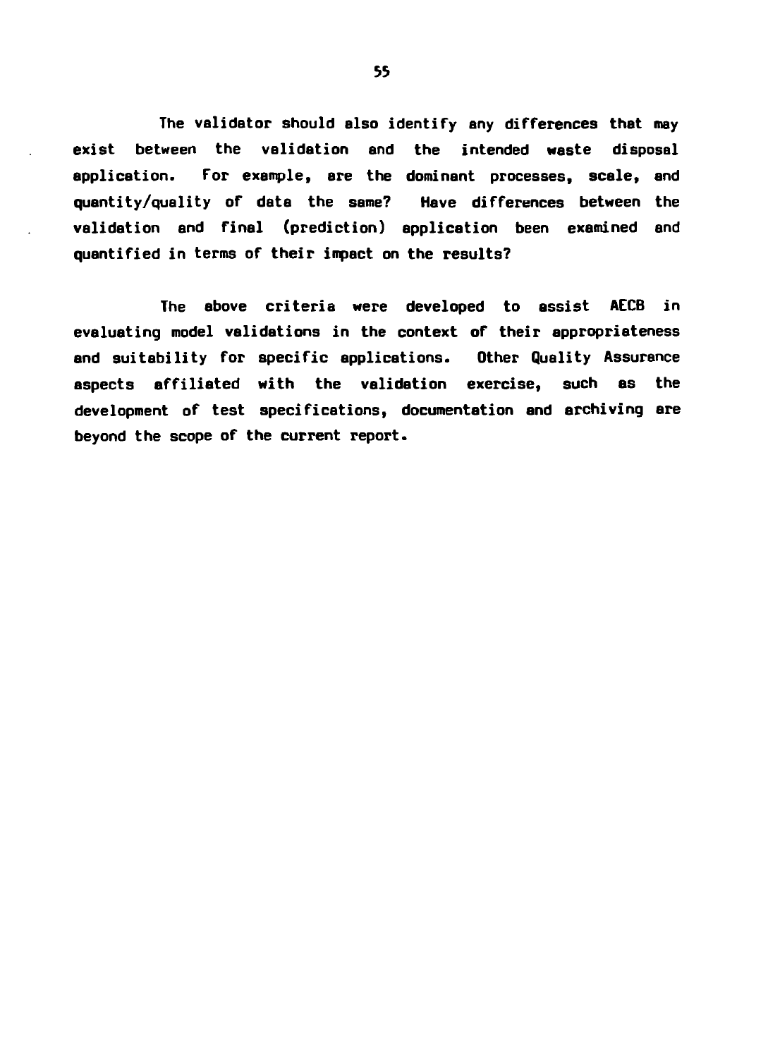The validator should also identify any differences that may exist between the validation and the intended waste disposal application. For example, are the dominant processes, scale, and quantity/quality of data the same? Have differences between the validation and final (prediction) application been examined and quantified in terms of their impact on the results?

The above criteria were developed to assist AECB in evaluating model validations in the context of their appropriateness and suitability for specific applications. Other Quality Assurance aspects affiliated with the validation exercise, such as the development of test specifications, documentation and archiving are beyond the scope of the current report.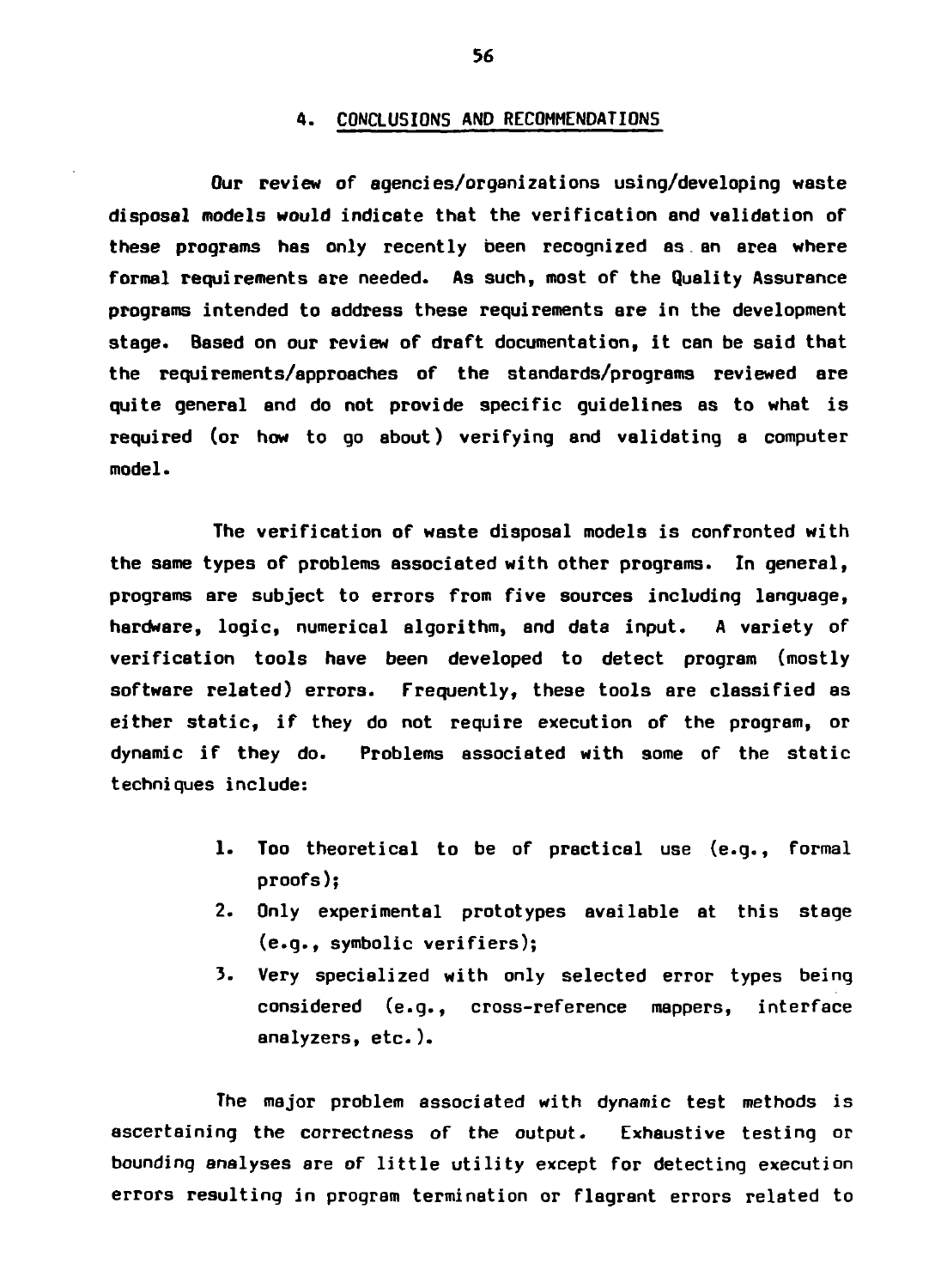## 4. CONCLUSIONS AND RECOMMENDATIONS

Our review of agencies/organizations using/developing waste disposal models would indicate that the verification and validation of these programs has only recently been recognized as an area where formal requirements are needed. As such, most of the Quality Assurance programs intended to address these requirements are in the development stage. Based on our review of draft documentation, it can be said that the requirements/approaches of the standards/programs reviewed are quite general and do not provide specific guidelines as to what is required (or how to go about) verifying and validating a computer model.

The verification of waste disposal models is confronted with the same types of problems associated with other programs. In general, programs are subject to errors from five sources including language, hardware, logic, numerical algorithm, and data input. A variety of verification tools have been developed to detect program (mostly software related) errors. Frequently, these tools are classified as either static, if they do not require execution of the program, or dynamic if they do. Problems associated with some of the static techniques include:

1. Too theoretical to be of practical use (e.g., formal proofs);
2. Only experimental prototypes available at this stage (e.g., symbolic verifiers);
3. Very specialized with only selected error types being considered (e.g., cross-reference mappers, interface analyzers, etc.).

The major problem associated with dynamic test methods is ascertaining the correctness of the output. Exhaustive testing or bounding analyses are of little utility except for detecting execution errors resulting in program termination or flagrant errors related to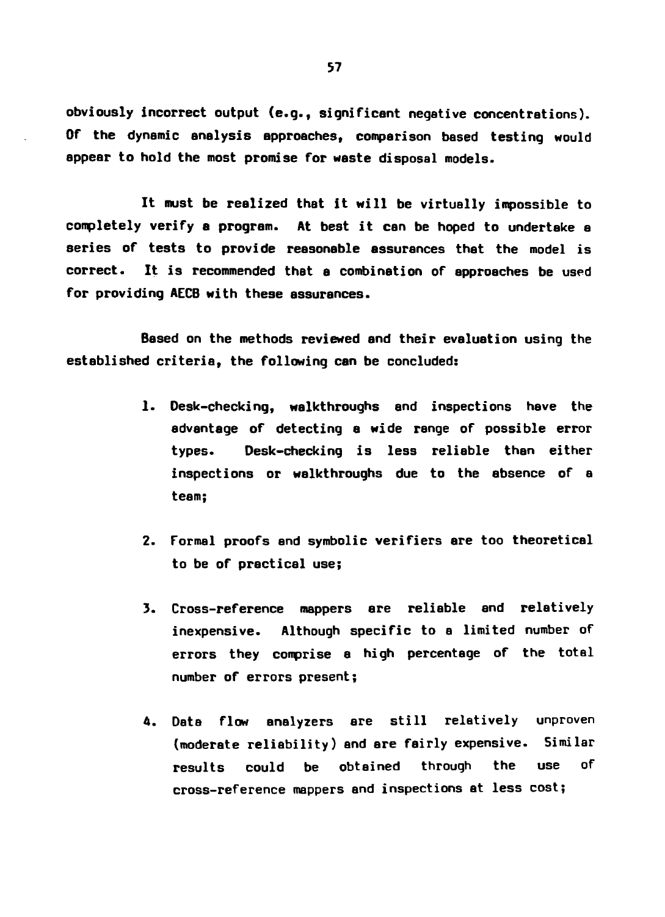obviously incorrect output (e.g., significant negative concentrations). Of the dynamic analysis approaches, comparison based testing would appear to hold the most promise for waste disposal models.

It must be realized that it will be virtually impossible to completely verify a program. At best it can be hoped to undertake a series of tests to provide reasonable assurances that the model is correct. It is recommended that a combination of approaches be used for providing AECB with these assurances.

Based on the methods reviewed and their evaluation using the established criteria, the following can be concluded:

1. Desk-checking, walkthroughs and inspections have the advantage of detecting a wide range of possible error types. Desk-checking is less reliable than either inspections or walkthroughs due to the absence of a team;

2. Formal proofs and symbolic verifiers are too theoretical to be of practical use;

3. Cross-reference mappers are reliable and relatively inexpensive. Although specific to a limited number of errors they comprise a high percentage of the total number of errors present;

4. Data flow analyzers are still relatively unproven (moderate reliability) and are fairly expensive. Similar results could be obtained through the use of cross-reference mappers and inspections at less cost;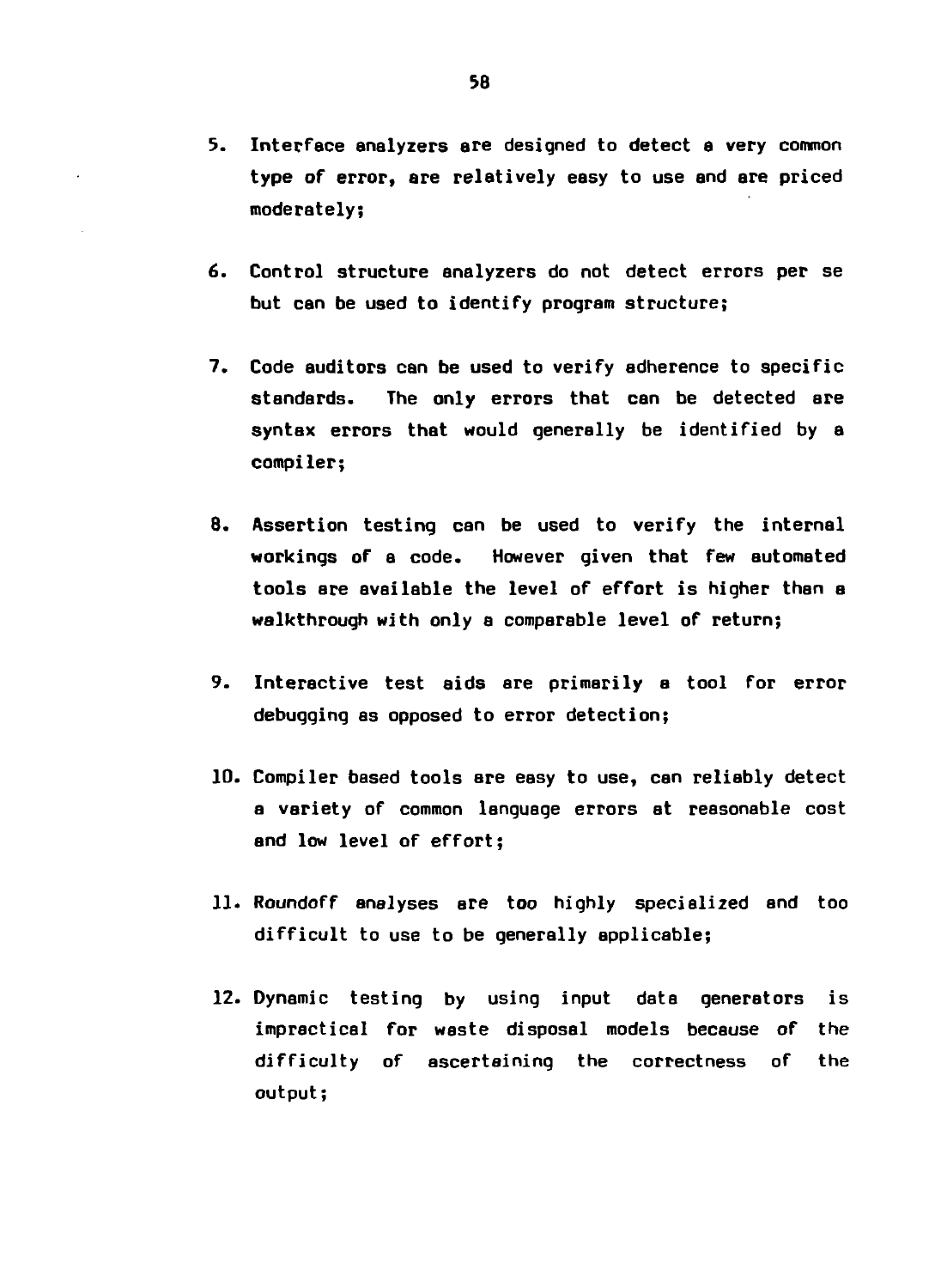5. Interface analyzers are designed to detect a very common type of error, are relatively easy to use and are priced moderately;

6. Control structure analyzers do not detect errors per se but can be used to identify program structure;

7. Code auditors can be used to verify adherence to specific standards. The only errors that can be detected are syntax errors that would generally be identified by a compiler;

8. Assertion testing can be used to verify the internal workings of a code. However given that few automated tools are available the level of effort is higher than a walkthrough with only a comparable level of return;

9. Interactive test aids are primarily a tool for error debugging as opposed to error detection;

10. Compiler based tools are easy to use, can reliably detect a variety of common language errors at reasonable cost and low level of effort;

11. Roundoff analyses are too highly specialized and too difficult to use to be generally applicable;

12. Dynamic testing by using input data generators is impractical for waste disposal models because of the difficulty of ascertaining the correctness of the output;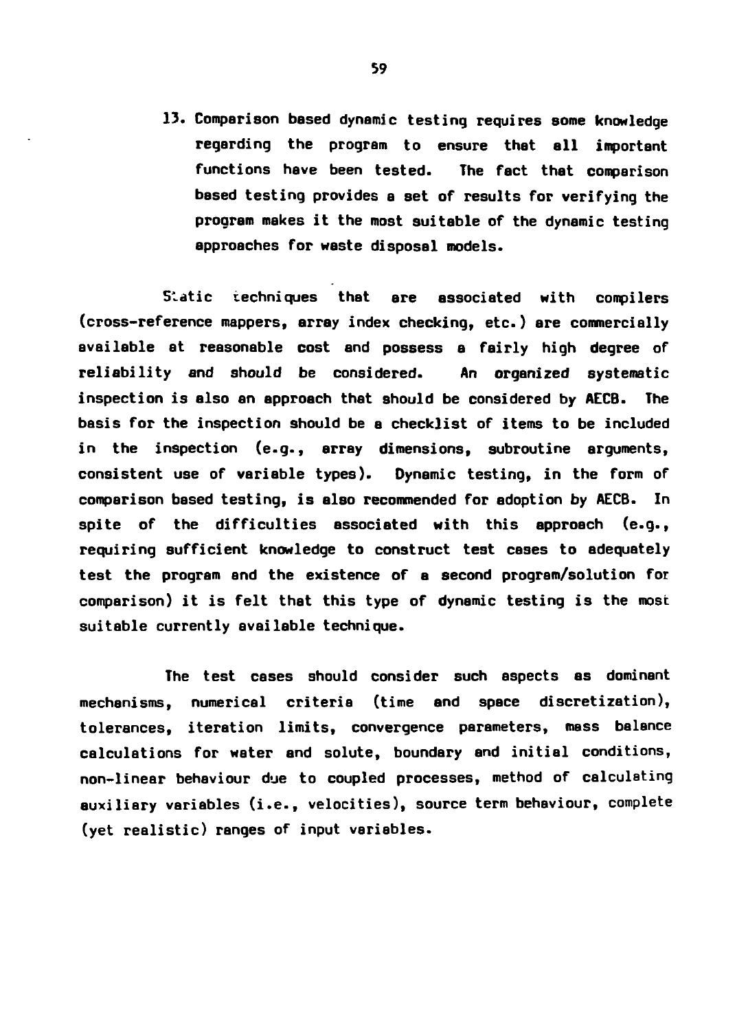13. Comparison based dynamic testing requires some knowledge regarding the program to ensure that all important functions have been tested. The fact that comparison based testing provides a set of results for verifying the program makes it the most suitable of the dynamic testing approaches for waste disposal models.

Static techniques that are associated with compilers (cross-reference mappers, array index checking, etc.) are commercially available at reasonable cost and possess a fairly high degree of reliability and should be considered. An organized systematic inspection is also an approach that should be considered by AECB. The basis for the inspection should be a checklist of items to be included in the inspection (e.g., array dimensions, subroutine arguments, consistent use of variable types). Dynamic testing, in the form of comparison based testing, is also recommended for adoption by AECB. In spite of the difficulties associated with this approach (e.g., requiring sufficient knowledge to construct test cases to adequately test the program and the existence of a second program/solution for comparison) it is felt that this type of dynamic testing is the most suitable currently available technique.

The test cases should consider such aspects as dominant mechanisms, numerical criteria (time and space discretization), tolerances, iteration limits, convergence parameters, mass balance calculations for water and solute, boundary and initial conditions, non-linear behaviour due to coupled processes, method of calculating auxiliary variables (i.e., velocities), source term behaviour, complete (yet realistic) ranges of input variables.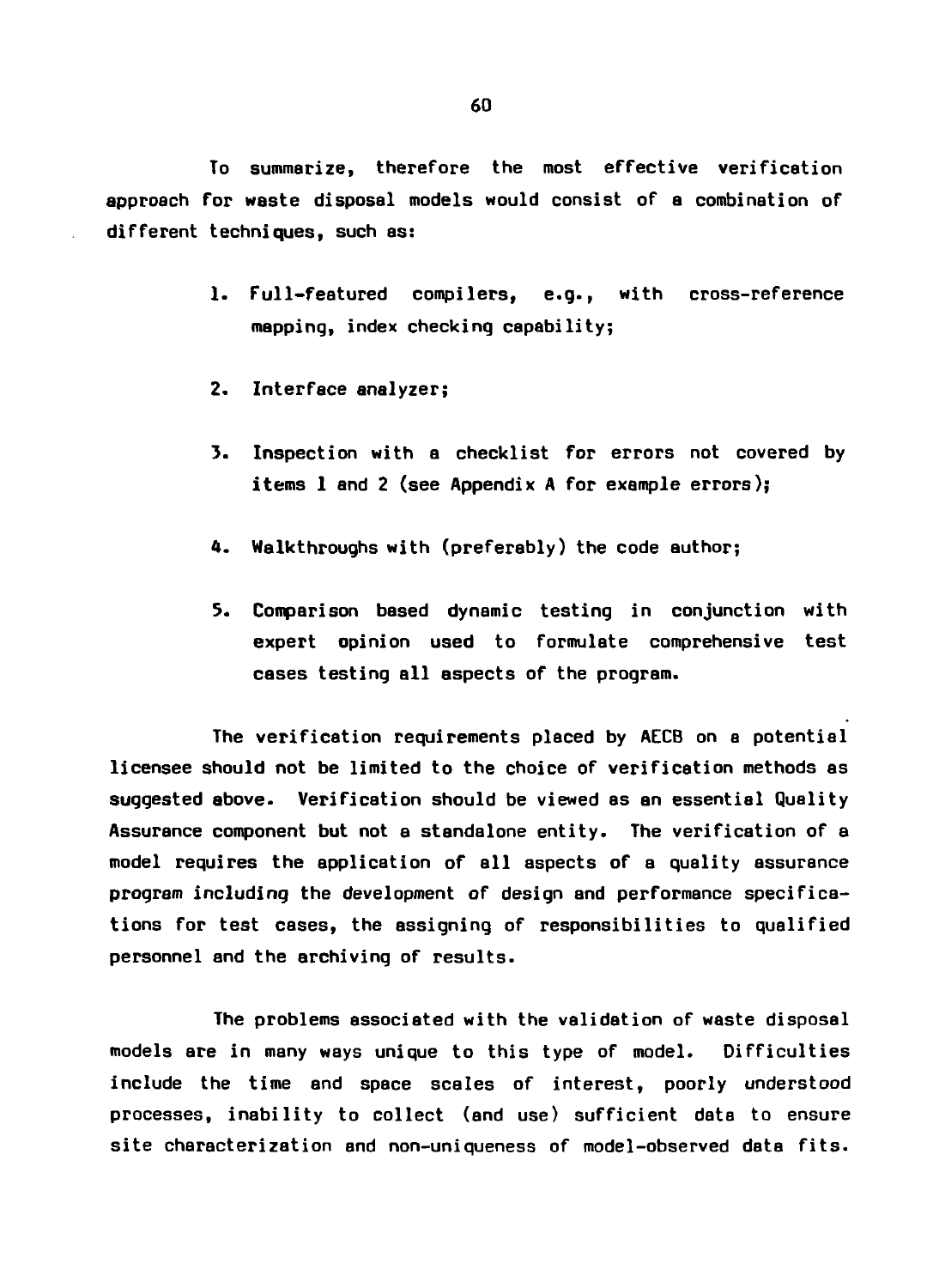To summarize, therefore the most effective verification approach for waste disposal models would consist of a combination of different techniques, such as:

1. Full-featured compilers, e.g., with cross-reference mapping, index checking capability;

2. Interface analyzer;

3. Inspection with a checklist for errors not covered by items 1 and 2 (see Appendix A for example errors);

4. Walkthroughs with (preferably) the code author;

5. Comparison based dynamic testing in conjunction with expert opinion used to formulate comprehensive test cases testing all aspects of the program.

The verification requirements placed by AECB on a potential licensee should not be limited to the choice of verification methods as suggested above. Verification should be viewed as an essential Quality Assurance component but not a standalone entity. The verification of a model requires the application of all aspects of a quality assurance program including the development of design and performance specifications for test cases, the assigning of responsibilities to qualified personnel and the archiving of results.

The problems associated with the validation of waste disposal models are in many ways unique to this type of model. Difficulties include the time and space scales of interest, poorly understood processes, inability to collect (and use) sufficient data to ensure site characterization and non-uniqueness of model-observed data fits.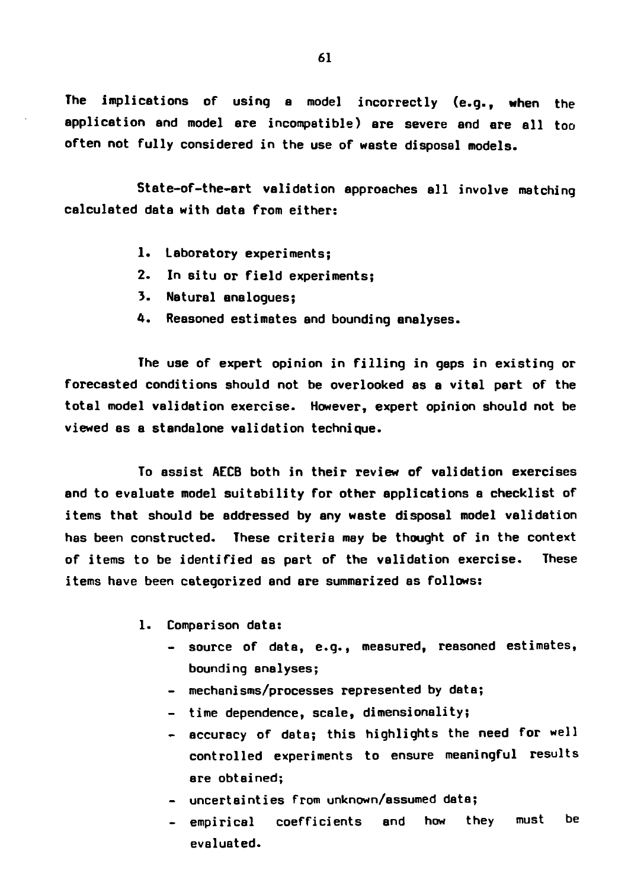The implications of using a model incorrectly (e.g., when the application and model are incompatible) are severe and are all too often not fully considered in the use of waste disposal models.

State-of-the-art validation approaches all involve matching calculated data with data from either:

1. Laboratory experiments;
2. In situ or field experiments;
3. Natural analogues;
4. Reasoned estimates and bounding analyses.

The use of expert opinion in filling in gaps in existing or forecasted conditions should not be overlooked as a vital part of the total model validation exercise. However, expert opinion should not be viewed as a standalone validation technique.

To assist AECB both in their review of validation exercises and to evaluate model suitability for other applications a checklist of items that should be addressed by any waste disposal model validation has been constructed. These criteria may be thought of in the context of items to be identified as part of the validation exercise. These items have been categorized and are summarized as follows:

1. Comparison data:
   - source of data, e.g., measured, reasoned estimates, bounding analyses;
   - mechanisms/processes represented by data;
   - time dependence, scale, dimensionality;
   - accuracy of data; this highlights the need for well controlled experiments to ensure meaningful results are obtained;
   - uncertainties from unknown/assumed data;
   - empirical coefficients and how they must be evaluated.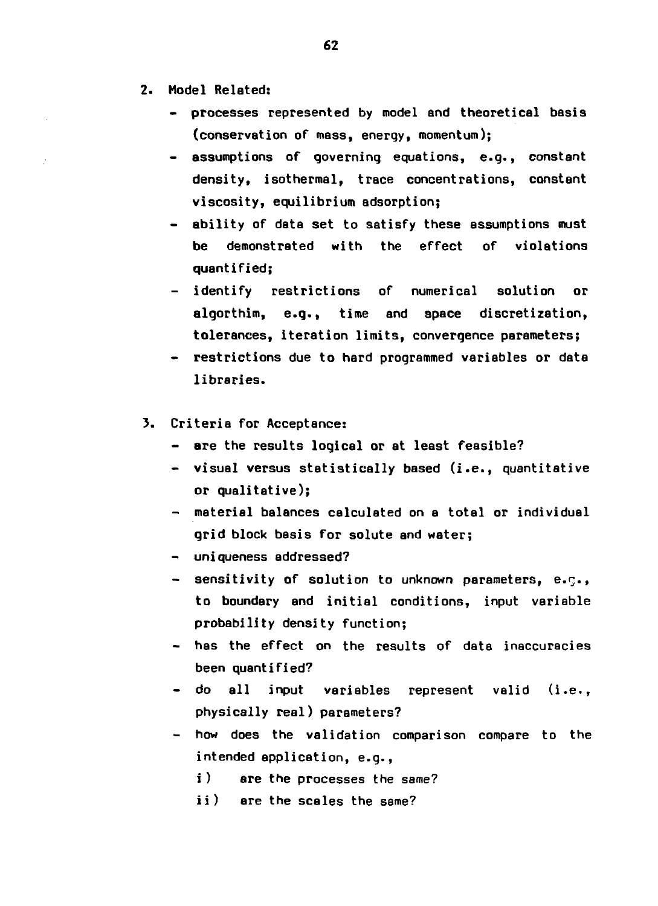2. Model Related:
   - processes represented by model and theoretical basis (conservation of mass, energy, momentum);
   - assumptions of governing equations, e.g., constant density, isothermal, trace concentrations, constant viscosity, equilibrium adsorption;
   - ability of data set to satisfy these assumptions must be demonstrated with the effect of violations quantified;
   - identify restrictions of numerical solution or algorthim, e.g., time and space discretization, tolerances, iteration limits, convergence parameters;
   - restrictions due to hard programmed variables or data libraries.

3. Criteria for Acceptance:
   - are the results logical or at least feasible?
   - visual versus statistically based (i.e., quantitative or qualitative);
   - material balances calculated on a total or individual grid block basis for solute and water;
   - uniqueness addressed?
   - sensitivity of solution to unknown parameters, e.g., to boundary and initial conditions, input variable probability density function;
   - has the effect on the results of data inaccuracies been quantified?
   - do all input variables represent valid (i.e., physically real) parameters?
   - how does the validation comparison compare to the intended application, e.g.,
     i) are the processes the same?
     ii) are the scales the same?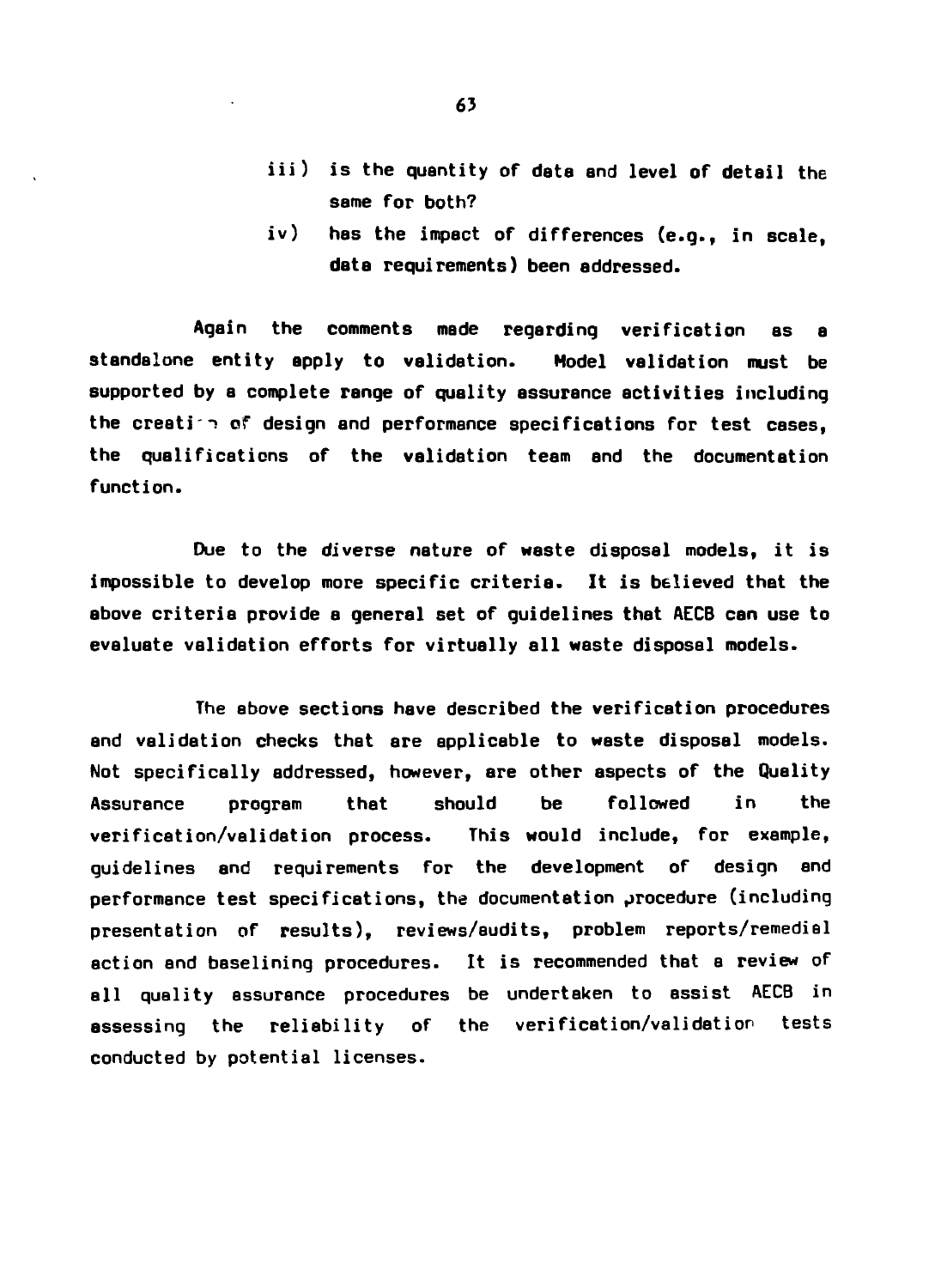iii) is the quantity of data and level of detail the same for both?

iv) has the impact of differences (e.g., in scale, data requirements) been addressed.

Again the comments made regarding verification as a standalone entity apply to validation. Model validation must be supported by a complete range of quality assurance activities including the creation of design and performance specifications for test cases, the qualifications of the validation team and the documentation function.

Due to the diverse nature of waste disposal models, it is impossible to develop more specific criteria. It is believed that the above criteria provide a general set of guidelines that AECB can use to evaluate validation efforts for virtually all waste disposal models.

The above sections have described the verification procedures and validation checks that are applicable to waste disposal models. Not specifically addressed, however, are other aspects of the Quality Assurance program that should be followed in the verification/validation process. This would include, for example, guidelines and requirements for the development of design and performance test specifications, the documentation procedure (including presentation of results), reviews/audits, problem reports/remedial action and baselining procedures. It is recommended that a review of all quality assurance procedures be undertaken to assist AECB in assessing the reliability of the verification/validation tests conducted by potential licenses.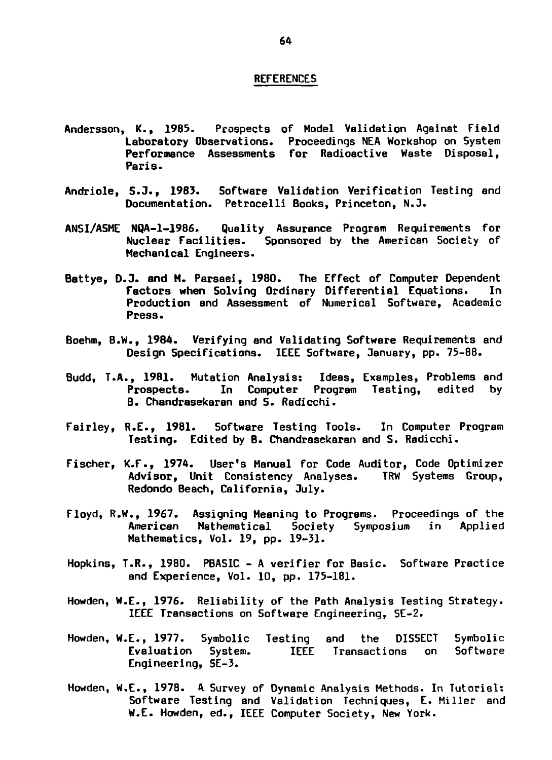## REFERENCES

Andersson, K., 1985. Prospects of Model Validation Against Field Laboratory Observations. Proceedings NEA Workshop on System Performance Assessments for Radioactive Waste Disposal, Paris.

Andriole, S.J., 1983. Software Validation Verification Testing and Documentation. Petrocelli Books, Princeton, N.J.

ANSI/ASME NQA-1-1986. Quality Assurance Program Requirements for Nuclear Facilities. Sponsored by the American Society of Mechanical Engineers.

Battye, D.J. and M. Parsaei, 1980. The Effect of Computer Dependent Factors when Solving Ordinary Differential Equations. In Production and Assessment of Numerical Software, Academic Press.

Boehm, B.W., 1984. Verifying and Validating Software Requirements and Design Specifications. IEEE Software, January, pp. 75-88.

Budd, T.A., 1981. Mutation Analysis: Ideas, Examples, Problems and Prospects. In Computer Program Testing, edited by B. Chandrasekaran and S. Radicchi.

Fairley, R.E., 1981. Software Testing Tools. In Computer Program Testing. Edited by B. Chandrasekaran and S. Radicchi.

Fischer, K.F., 1974. User's Manual for Code Auditor, Code Optimizer Advisor, Unit Consistency Analyses. TRW Systems Group, Redondo Beach, California, July.

Floyd, R.W., 1967. Assigning Meaning to Programs. Proceedings of the American Mathematical Society Symposium in Applied Mathematics, Vol. 19, pp. 19-31.

Hopkins, T.R., 1980. PBASIC - A verifier for Basic. Software Practice and Experience, Vol. 10, pp. 175-181.

Howden, W.E., 1976. Reliability of the Path Analysis Testing Strategy. IEEE Transactions on Software Engineering, SE-2.

Howden, W.E., 1977. Symbolic Testing and the DISSECT Symbolic Evaluation System. IEEE Transactions on Software Engineering, SE-3.

Howden, W.E., 1978. A Survey of Dynamic Analysis Methods. In Tutorial: Software Testing and Validation Techniques, E. Miller and W.E. Howden, ed., IEEE Computer Society, New York.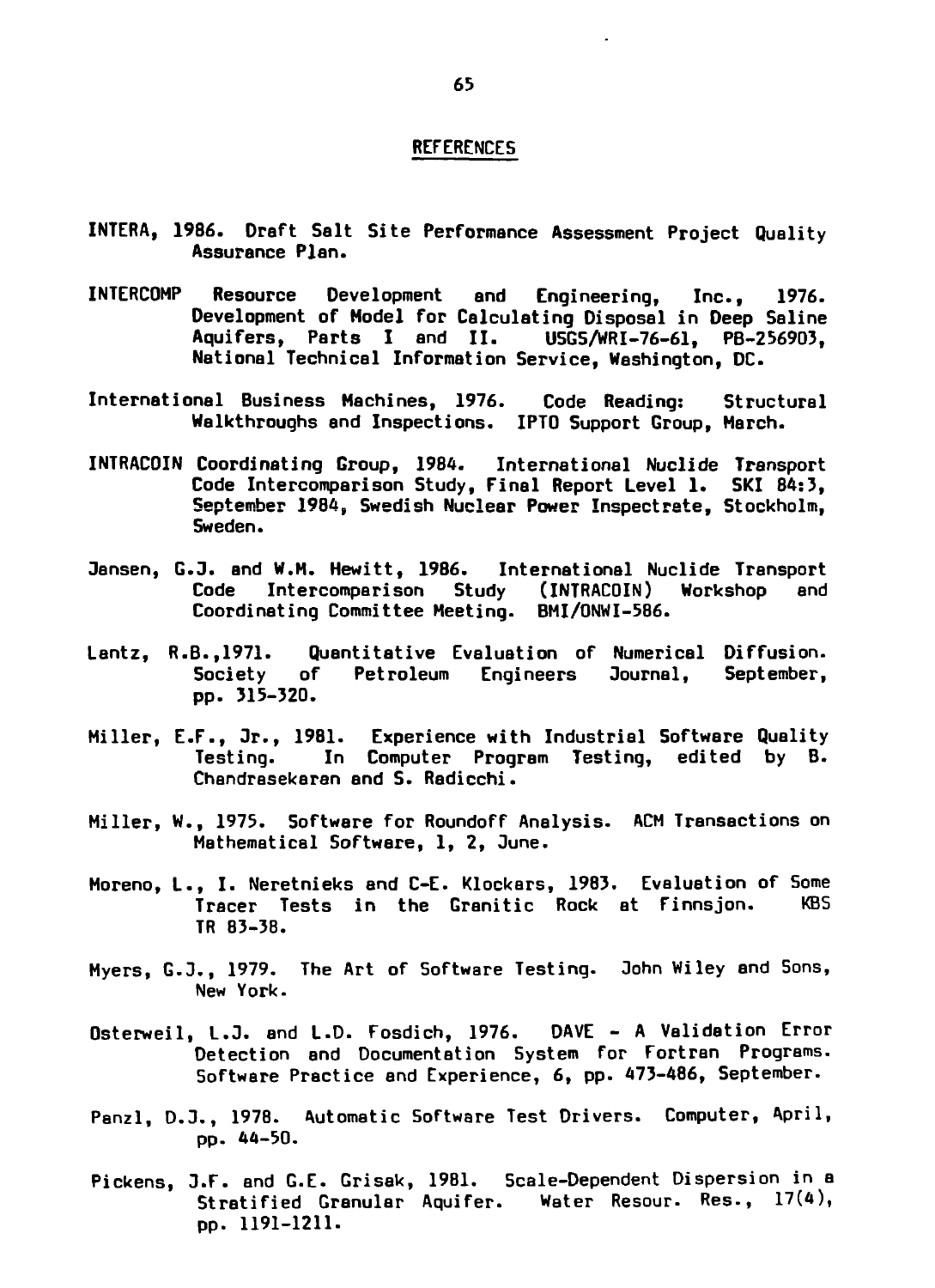## REFERENCES

INTERA, 1986. Draft Salt Site Performance Assessment Project Quality Assurance Plan.

INTERCOMP Resource Development and Engineering, Inc., 1976. Development of Model for Calculating Disposal in Deep Saline Aquifers, Parts I and II. USGS/WRI-76-61, PB-256903, National Technical Information Service, Washington, DC.

International Business Machines, 1976. Code Reading: Structural Walkthroughs and Inspections. IPTO Support Group, March.

INTRACOIN Coordinating Group, 1984. International Nuclide Transport Code Intercomparison Study, Final Report Level 1. SKI 84:3, September 1984, Swedish Nuclear Power Inspectrate, Stockholm, Sweden.

Jansen, G.J. and W.M. Hewitt, 1986. International Nuclide Transport Code Intercomparison Study (INTRACOIN) Workshop and Coordinating Committee Meeting. BMI/ONWI-586.

Lantz, R.B.,1971. Quantitative Evaluation of Numerical Diffusion. Society of Petroleum Engineers Journal, September, pp. 315-320.

Miller, E.F., Jr., 1981. Experience with Industrial Software Quality Testing. In Computer Program Testing, edited by B. Chandrasekaran and S. Radicchi.

Miller, W., 1975. Software for Roundoff Analysis. ACM Transactions on Mathematical Software, 1, 2, June.

Moreno, L., I. Neretnieks and C-E. Klockars, 1983. Evaluation of Some Tracer Tests in the Granitic Rock at Finnsjon. KBS TR 83-38.

Myers, G.J., 1979. The Art of Software Testing. John Wiley and Sons, New York.

Osterweil, L.J. and L.D. Fosdich, 1976. DAVE - A Validation Error Detection and Documentation System for Fortran Programs. Software Practice and Experience, 6, pp. 473-486, September.

Panzl, D.J., 1978. Automatic Software Test Drivers. Computer, April, pp. 44-50.

Pickens, J.F. and G.E. Grisak, 1981. Scale-Dependent Dispersion in a Stratified Granular Aquifer. Water Resour. Res., 17(4), pp. 1191-1211.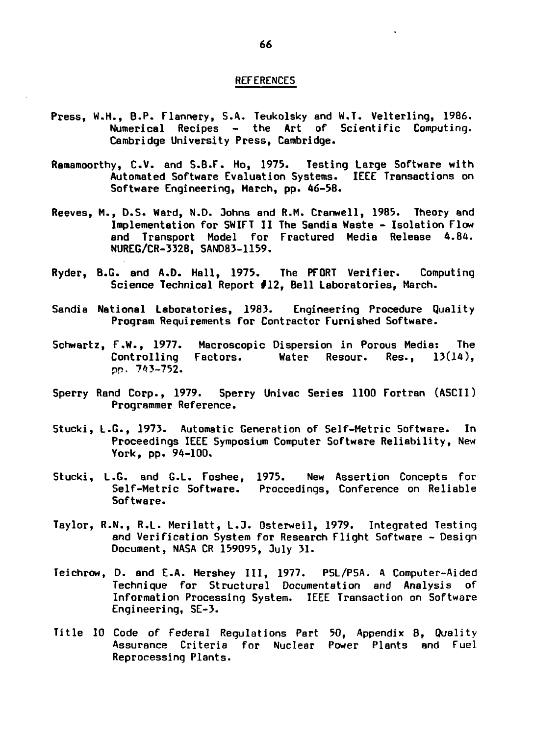## REFERENCES

Press, W.H., B.P. Flannery, S.A. Teukolsky and W.T. Velterling, 1986. Numerical Recipes - the Art of Scientific Computing. Cambridge University Press, Cambridge.

Ramamoorthy, C.V. and S.B.F. Ho, 1975. Testing Large Software with Automated Software Evaluation Systems. IEEE Transactions on Software Engineering, March, pp. 46-58.

Reeves, M., D.S. Ward, N.D. Johns and R.M. Cranwell, 1985. Theory and Implementation for SWIFT II The Sandia Waste - Isolation Flow and Transport Model for Fractured Media Release 4.84. NUREG/CR-3328, SAND83-1159.

Ryder, B.G. and A.D. Hall, 1975. The PFORT Verifier. Computing Science Technical Report #12, Bell Laboratories, March.

Sandia National Laboratories, 1983. Engineering Procedure Quality Program Requirements for Contractor Furnished Software.

Schwartz, F.W., 1977. Macroscopic Dispersion in Porous Media: The Controlling Factors. Water Resour. Res., 13(14), pp. 743-752.

Sperry Rand Corp., 1979. Sperry Univac Series 1100 Fortran (ASCII) Programmer Reference.

Stucki, L.G., 1973. Automatic Generation of Self-Metric Software. In Proceedings IEEE Symposium Computer Software Reliability, New York, pp. 94-100.

Stucki, L.G. and G.L. Foshee, 1975. New Assertion Concepts for Self-Metric Software. Proccedings, Conference on Reliable Software.

Taylor, R.N., R.L. Merilatt, L.J. Osterweil, 1979. Integrated Testing and Verification System for Research Flight Software - Design Document, NASA CR 159095, July 31.

Teichrow, D. and E.A. Hershey III, 1977. PSL/PSA. A Computer-Aided Technique for Structural Documentation and Analysis of Information Processing System. IEEE Transaction on Software Engineering, SE-3.

Title 10 Code of Federal Regulations Part 50, Appendix B, Quality Assurance Criteria for Nuclear Power Plants and Fuel Reprocessing Plants.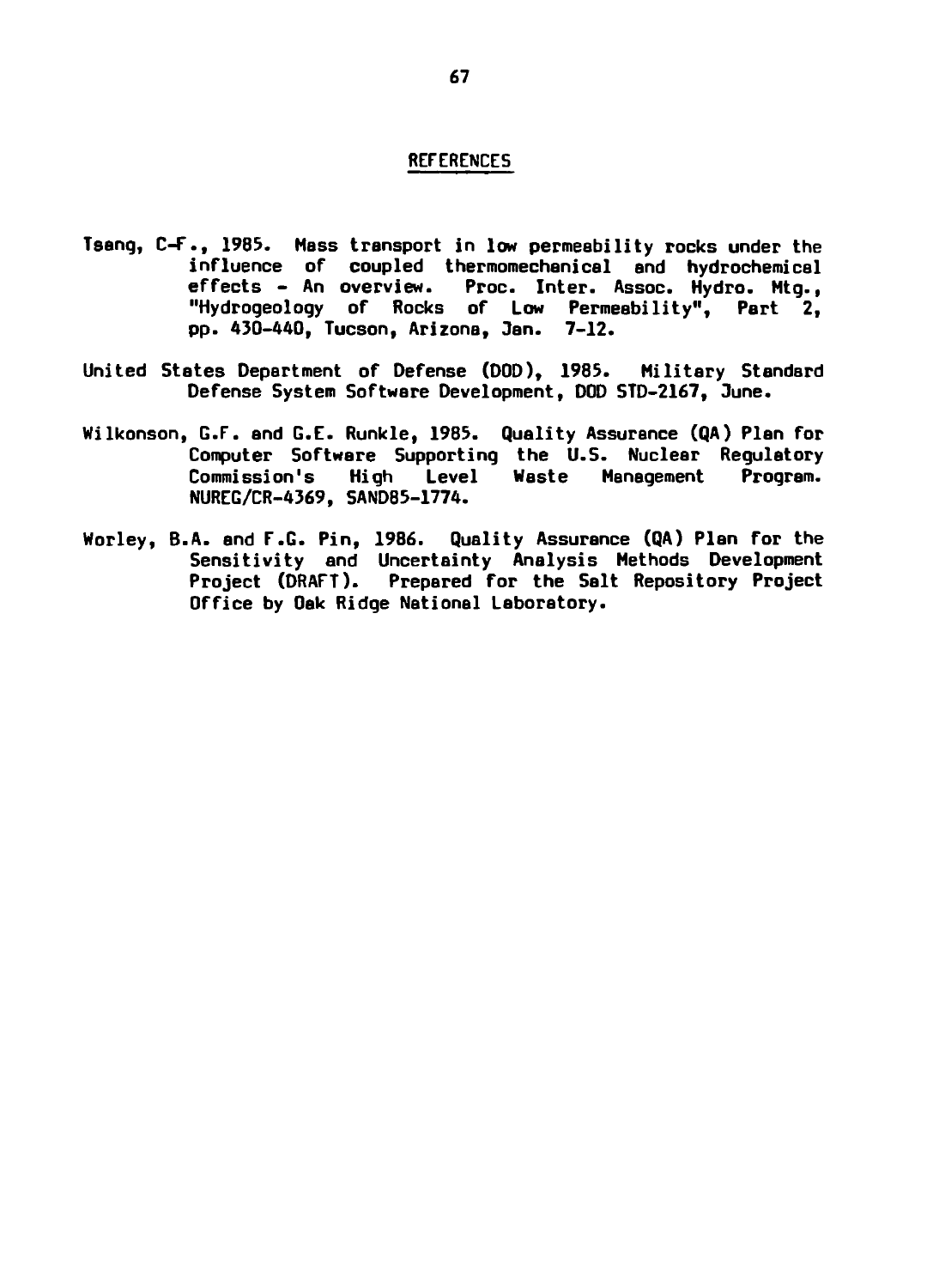## REFERENCES

Tsang, C-F., 1985. Mass transport in low permeability rocks under the influence of coupled thermomechanical and hydrochemical effects - An overview. Proc. Inter. Assoc. Hydro. Mtg., "Hydrogeology of Rocks of Low Permeability", Part 2, pp. 430-440, Tucson, Arizona, Jan. 7-12.

United States Department of Defense (DOD), 1985. Military Standard Defense System Software Development, DOD STD-2167, June.

Wilkonson, G.F. and G.E. Runkle, 1985. Quality Assurance (QA) Plan for Computer Software Supporting the U.S. Nuclear Regulatory Commission's High Level Waste Management Program. NUREG/CR-4369, SAND85-1774.

Worley, B.A. and F.G. Pin, 1986. Quality Assurance (QA) Plan for the Sensitivity and Uncertainty Analysis Methods Development Project (DRAFT). Prepared for the Salt Repository Project Office by Oak Ridge National Laboratory.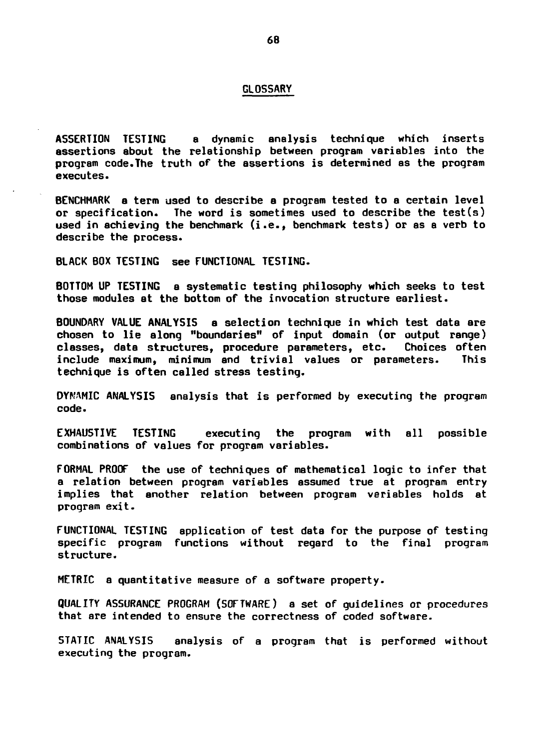## GLOSSARY

**ASSERTION TESTING** a dynamic analysis technique which inserts assertions about the relationship between program variables into the program code.The truth of the assertions is determined as the program executes.

**BENCHMARK** a term used to describe a program tested to a certain level or specification. The word is sometimes used to describe the test(s) used in achieving the benchmark (i.e., benchmark tests) or as a verb to describe the process.

**BLACK BOX TESTING** see FUNCTIONAL TESTING.

**BOTTOM UP TESTING** a systematic testing philosophy which seeks to test those modules at the bottom of the invocation structure earliest.

**BOUNDARY VALUE ANALYSIS** a selection technique in which test data are chosen to lie along "boundaries" of input domain (or output range) classes, data structures, procedure parameters, etc. Choices often include maximum, minimum and trivial values or parameters. This technique is often called stress testing.

**DYNAMIC ANALYSIS** analysis that is performed by executing the program code.

**EXHAUSTIVE TESTING** executing the program with all possible combinations of values for program variables.

**FORMAL PROOF** the use of techniques of mathematical logic to infer that a relation between program variables assumed true at program entry implies that another relation between program veriables holds at program exit.

**FUNCTIONAL TESTING** application of test data for the purpose of testing specific program functions without regard to the final program structure.

**METRIC** a quantitative measure of a software property.

**QUALITY ASSURANCE PROGRAM (SOFTWARE)** a set of guidelines or procedures that are intended to ensure the correctness of coded software.

**STATIC ANALYSIS** analysis of a program that is performed without executing the program.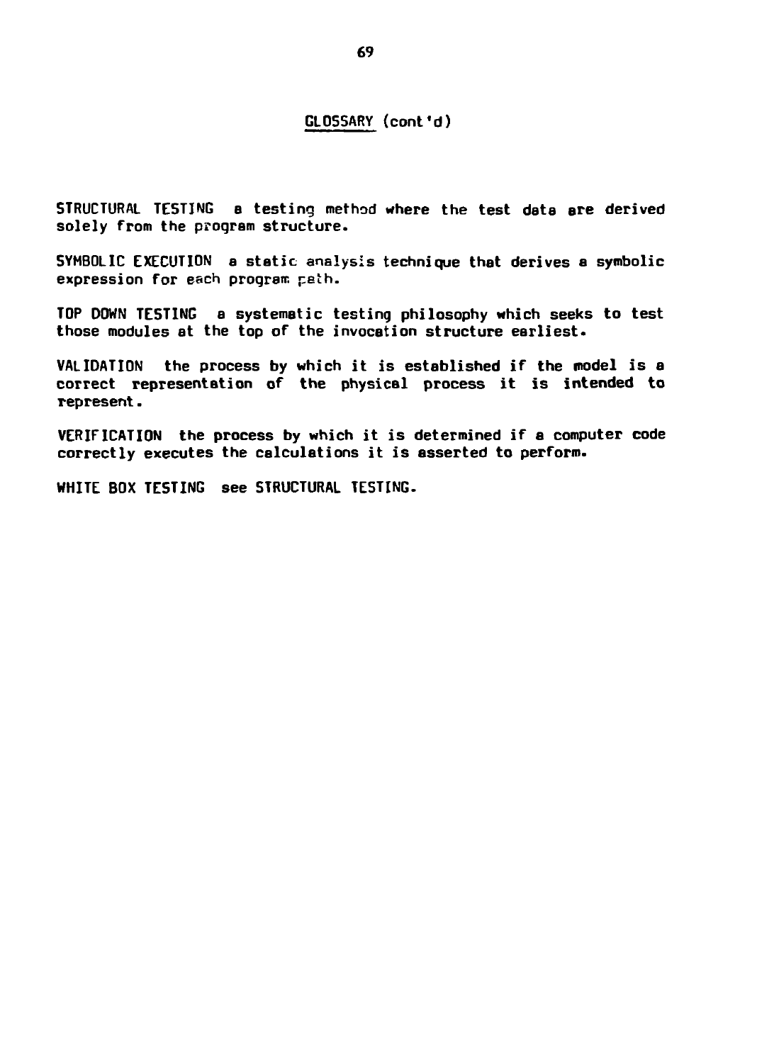## GLOSSARY (cont'd)

STRUCTURAL TESTING a testing method where the test data are derived solely from the program structure.

SYMBOLIC EXECUTION a static analysis technique that derives a symbolic expression for each program path.

TOP DOWN TESTING a systematic testing philosophy which seeks to test those modules at the top of the invocation structure earliest.

VALIDATION the process by which it is established if the model is a correct representation of the physical process it is intended to represent.

VERIFICATION the process by which it is determined if a computer code correctly executes the calculations it is asserted to perform.

WHITE BOX TESTING see STRUCTURAL TESTING.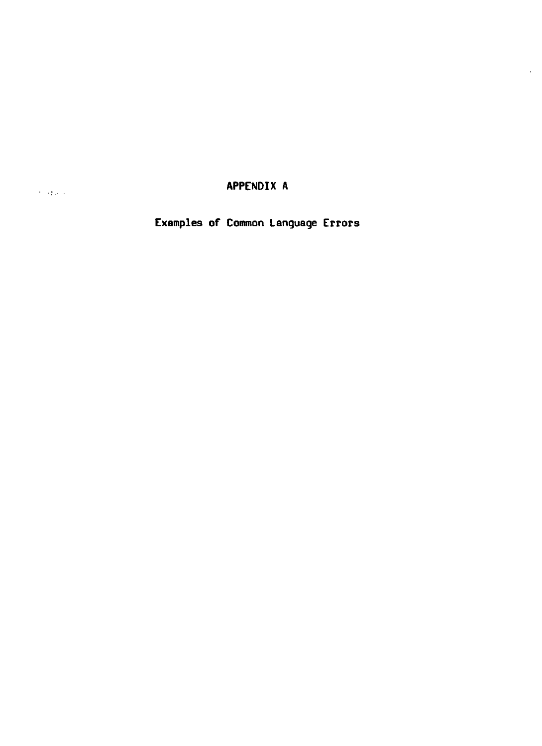# APPENDIX A

## Examples of Common Language Errors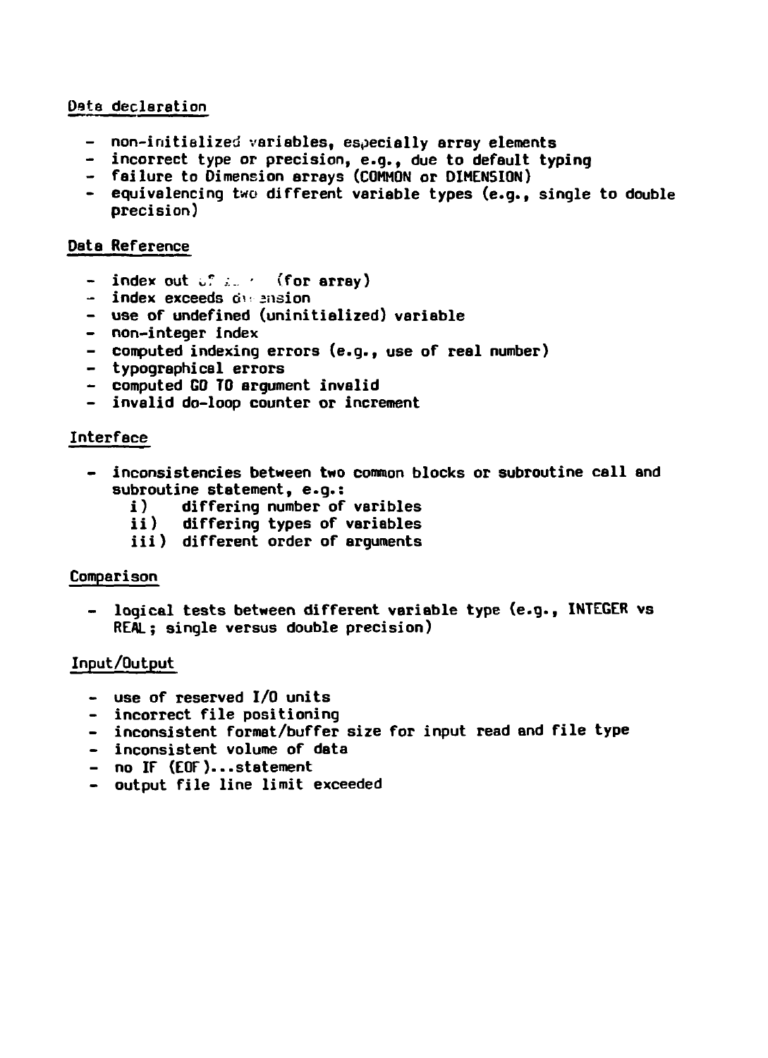Data declaration

- non-initialized variables, especially array elements
- incorrect type or precision, e.g., due to default typing
- failure to Dimension arrays (COMMON or DIMENSION)
- equivalencing two different variable types (e.g., single to double precision)

Data Reference

- index out of range (for array)
- index exceeds dimension
- use of undefined (uninitialized) variable
- non-integer index
- computed indexing errors (e.g., use of real number)
- typographical errors
- computed GO TO argument invalid
- invalid do-loop counter or increment

Interface

- inconsistencies between two common blocks or subroutine call and subroutine statement, e.g.:
  - i) differing number of varibles
  - ii) differing types of variables
  - iii) different order of arguments

Comparison

- logical tests between different variable type (e.g., INTEGER vs REAL; single versus double precision)

Input/Output

- use of reserved I/O units
- incorrect file positioning
- inconsistent format/buffer size for input read and file type
- inconsistent volume of data
- no IF (EOF)...statement
- output file line limit exceeded